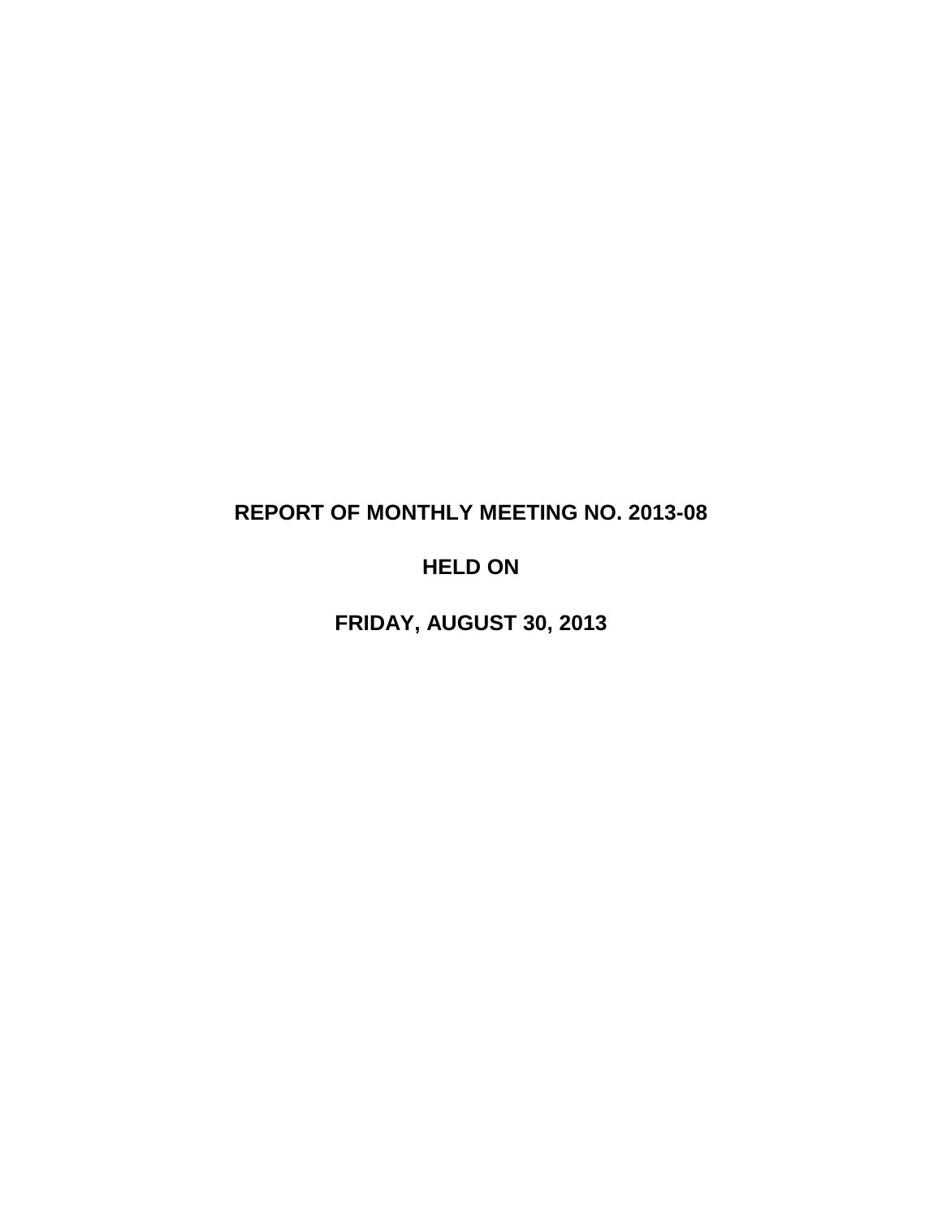# REPORT OF MONTHLY MEETING NO. 2013-08

# HELD ON

# FRIDAY, AUGUST 30, 2013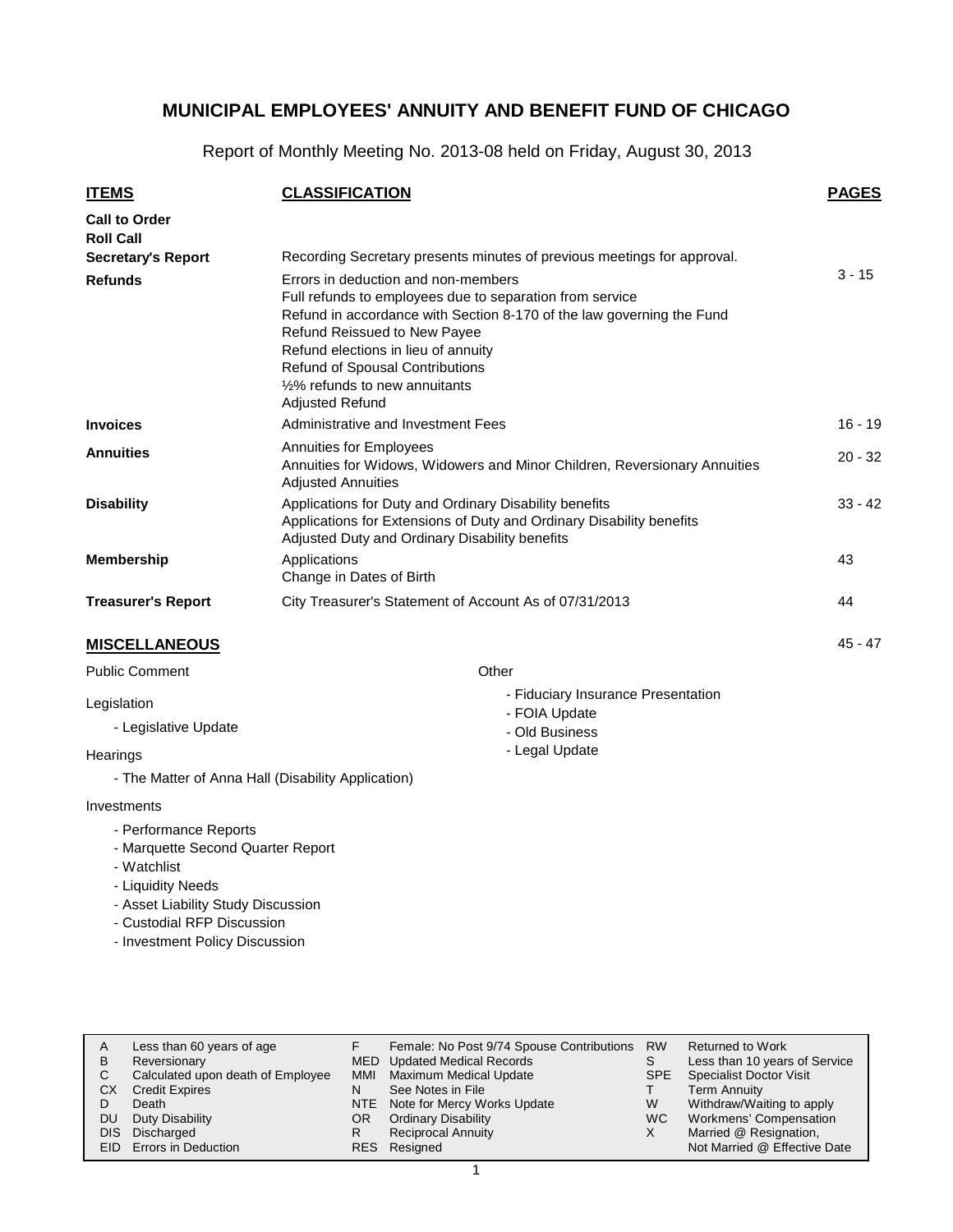# MUNICIPAL EMPLOYEES' ANNUITY AND BENEFIT FUND OF CHICAGO

Report of Monthly Meeting No. 2013-08 held on Friday, August 30, 2013

| ITEMS | CLASSIFICATION | PAGES |
|---|---|---|
| **Call to Order** | | |
| **Roll Call** | | |
| **Secretary's Report** | Recording Secretary presents minutes of previous meetings for approval. | |
| **Refunds** | Errors in deduction and non-members<br>Full refunds to employees due to separation from service<br>Refund in accordance with Section 8-170 of the law governing the Fund<br>Refund Reissued to New Payee<br>Refund elections in lieu of annuity<br>Refund of Spousal Contributions<br>½% refunds to new annuitants<br>Adjusted Refund | 3 - 15 |
| **Invoices** | Administrative and Investment Fees | 16 - 19 |
| **Annuities** | Annuities for Employees<br>Annuities for Widows, Widowers and Minor Children, Reversionary Annuities<br>Adjusted Annuities | 20 - 32 |
| **Disability** | Applications for Duty and Ordinary Disability benefits<br>Applications for Extensions of Duty and Ordinary Disability benefits<br>Adjusted Duty and Ordinary Disability benefits | 33 - 42 |
| **Membership** | Applications<br>Change in Dates of Birth | 43 |
| **Treasurer's Report** | City Treasurer's Statement of Account As of 07/31/2013 | 44 |

## MISCELLANEOUS

45 - 47

Public Comment

Legislation

- Legislative Update

Hearings

- The Matter of Anna Hall (Disability Application)

Investments

- Performance Reports
- Marquette Second Quarter Report
- Watchlist
- Liquidity Needs
- Asset Liability Study Discussion
- Custodial RFP Discussion
- Investment Policy Discussion

Other

- Fiduciary Insurance Presentation
- FOIA Update
- Old Business
- Legal Update

| | | | | | |
|---|---|---|---|---|---|
| A | Less than 60 years of age | F | Female: No Post 9/74 Spouse Contributions | RW | Returned to Work |
| B | Reversionary | MED | Updated Medical Records | S | Less than 10 years of Service |
| C | Calculated upon death of Employee | MMI | Maximum Medical Update | SPE | Specialist Doctor Visit |
| CX | Credit Expires | N | See Notes in File | T | Term Annuity |
| D | Death | NTE | Note for Mercy Works Update | W | Withdraw/Waiting to apply |
| DU | Duty Disability | OR | Ordinary Disability | WC | Workmens' Compensation |
| DIS | Discharged | R | Reciprocal Annuity | X | Married @ Resignation, Not Married @ Effective Date |
| EID | Errors in Deduction | RES | Resigned | | |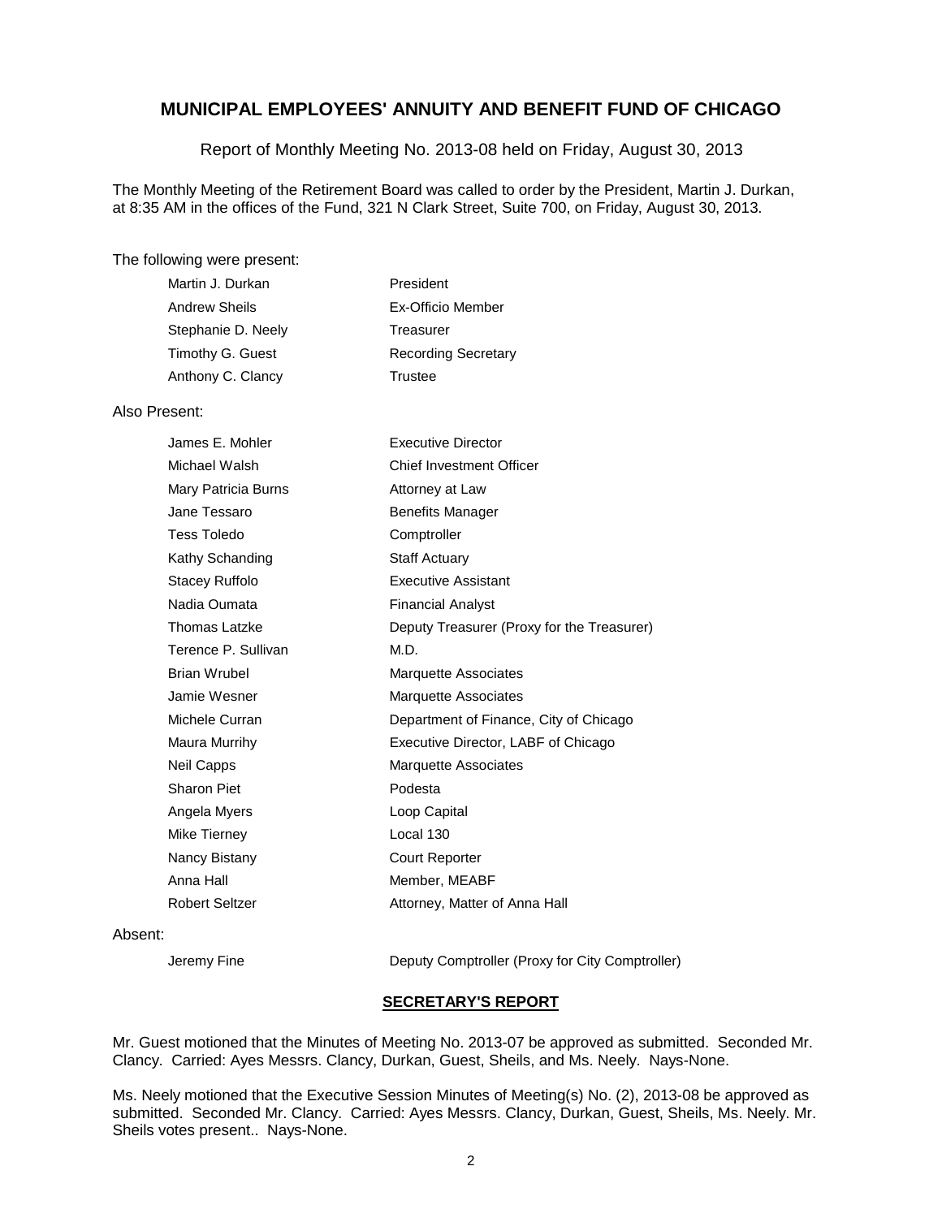## MUNICIPAL EMPLOYEES' ANNUITY AND BENEFIT FUND OF CHICAGO

Report of Monthly Meeting No. 2013-08 held on Friday, August 30, 2013

The Monthly Meeting of the Retirement Board was called to order by the President, Martin J. Durkan, at 8:35 AM in the offices of the Fund, 321 N Clark Street, Suite 700, on Friday, August 30, 2013.

The following were present:

| | |
|---|---|
| Martin J. Durkan | President |
| Andrew Sheils | Ex-Officio Member |
| Stephanie D. Neely | Treasurer |
| Timothy G. Guest | Recording Secretary |
| Anthony C. Clancy | Trustee |

Also Present:

| | |
|---|---|
| James E. Mohler | Executive Director |
| Michael Walsh | Chief Investment Officer |
| Mary Patricia Burns | Attorney at Law |
| Jane Tessaro | Benefits Manager |
| Tess Toledo | Comptroller |
| Kathy Schanding | Staff Actuary |
| Stacey Ruffolo | Executive Assistant |
| Nadia Oumata | Financial Analyst |
| Thomas Latzke | Deputy Treasurer (Proxy for the Treasurer) |
| Terence P. Sullivan | M.D. |
| Brian Wrubel | Marquette Associates |
| Jamie Wesner | Marquette Associates |
| Michele Curran | Department of Finance, City of Chicago |
| Maura Murrihy | Executive Director, LABF of Chicago |
| Neil Capps | Marquette Associates |
| Sharon Piet | Podesta |
| Angela Myers | Loop Capital |
| Mike Tierney | Local 130 |
| Nancy Bistany | Court Reporter |
| Anna Hall | Member, MEABF |
| Robert Seltzer | Attorney, Matter of Anna Hall |

Absent:

| | |
|---|---|
| Jeremy Fine | Deputy Comptroller (Proxy for City Comptroller) |

### SECRETARY'S REPORT

Mr. Guest motioned that the Minutes of Meeting No. 2013-07 be approved as submitted. Seconded Mr. Clancy. Carried: Ayes Messrs. Clancy, Durkan, Guest, Sheils, and Ms. Neely. Nays-None.

Ms. Neely motioned that the Executive Session Minutes of Meeting(s) No. (2), 2013-08 be approved as submitted. Seconded Mr. Clancy. Carried: Ayes Messrs. Clancy, Durkan, Guest, Sheils, Ms. Neely. Mr. Sheils votes present.. Nays-None.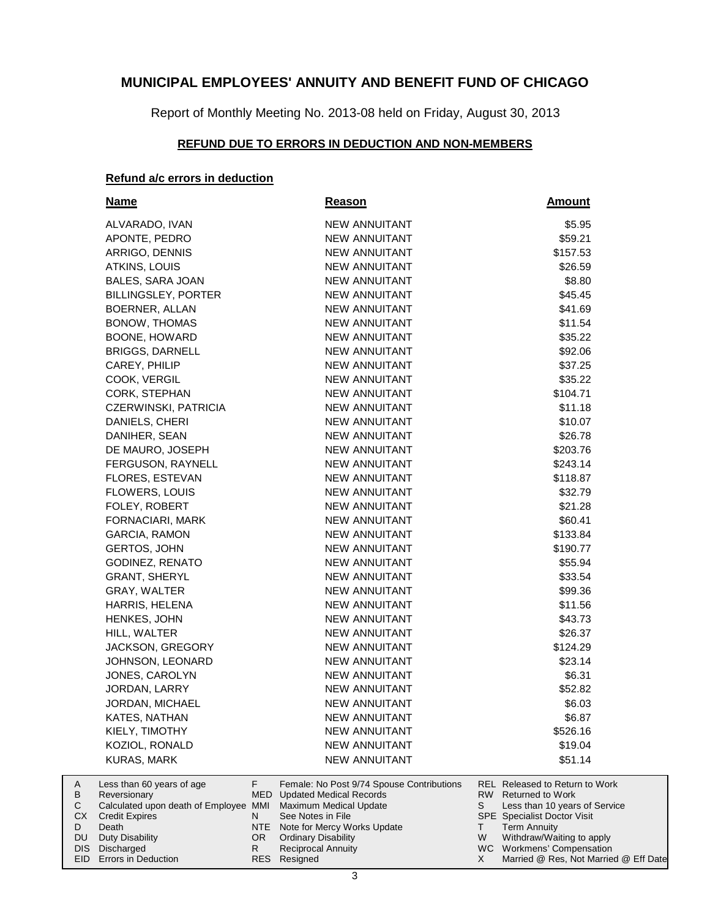# MUNICIPAL EMPLOYEES' ANNUITY AND BENEFIT FUND OF CHICAGO

Report of Monthly Meeting No. 2013-08 held on Friday, August 30, 2013

## REFUND DUE TO ERRORS IN DEDUCTION AND NON-MEMBERS

### Refund a/c errors in deduction

| Name | Reason | Amount |
|---|---|---|
| ALVARADO, IVAN | NEW ANNUITANT | $5.95 |
| APONTE, PEDRO | NEW ANNUITANT | $59.21 |
| ARRIGO, DENNIS | NEW ANNUITANT | $157.53 |
| ATKINS, LOUIS | NEW ANNUITANT | $26.59 |
| BALES, SARA JOAN | NEW ANNUITANT | $8.80 |
| BILLINGSLEY, PORTER | NEW ANNUITANT | $45.45 |
| BOERNER, ALLAN | NEW ANNUITANT | $41.69 |
| BONOW, THOMAS | NEW ANNUITANT | $11.54 |
| BOONE, HOWARD | NEW ANNUITANT | $35.22 |
| BRIGGS, DARNELL | NEW ANNUITANT | $92.06 |
| CAREY, PHILIP | NEW ANNUITANT | $37.25 |
| COOK, VERGIL | NEW ANNUITANT | $35.22 |
| CORK, STEPHAN | NEW ANNUITANT | $104.71 |
| CZERWINSKI, PATRICIA | NEW ANNUITANT | $11.18 |
| DANIELS, CHERI | NEW ANNUITANT | $10.07 |
| DANIHER, SEAN | NEW ANNUITANT | $26.78 |
| DE MAURO, JOSEPH | NEW ANNUITANT | $203.76 |
| FERGUSON, RAYNELL | NEW ANNUITANT | $243.14 |
| FLORES, ESTEVAN | NEW ANNUITANT | $118.87 |
| FLOWERS, LOUIS | NEW ANNUITANT | $32.79 |
| FOLEY, ROBERT | NEW ANNUITANT | $21.28 |
| FORNACIARI, MARK | NEW ANNUITANT | $60.41 |
| GARCIA, RAMON | NEW ANNUITANT | $133.84 |
| GERTOS, JOHN | NEW ANNUITANT | $190.77 |
| GODINEZ, RENATO | NEW ANNUITANT | $55.94 |
| GRANT, SHERYL | NEW ANNUITANT | $33.54 |
| GRAY, WALTER | NEW ANNUITANT | $99.36 |
| HARRIS, HELENA | NEW ANNUITANT | $11.56 |
| HENKES, JOHN | NEW ANNUITANT | $43.73 |
| HILL, WALTER | NEW ANNUITANT | $26.37 |
| JACKSON, GREGORY | NEW ANNUITANT | $124.29 |
| JOHNSON, LEONARD | NEW ANNUITANT | $23.14 |
| JONES, CAROLYN | NEW ANNUITANT | $6.31 |
| JORDAN, LARRY | NEW ANNUITANT | $52.82 |
| JORDAN, MICHAEL | NEW ANNUITANT | $6.03 |
| KATES, NATHAN | NEW ANNUITANT | $6.87 |
| KIELY, TIMOTHY | NEW ANNUITANT | $526.16 |
| KOZIOL, RONALD | NEW ANNUITANT | $19.04 |
| KURAS, MARK | NEW ANNUITANT | $51.14 |

| | | | | | |
|---|---|---|---|---|---|
| A | Less than 60 years of age | F | Female: No Post 9/74 Spouse Contributions | REL | Released to Return to Work |
| B | Reversionary | MED | Updated Medical Records | RW | Returned to Work |
| C | Calculated upon death of Employee | MMI | Maximum Medical Update | S | Less than 10 years of Service |
| CX | Credit Expires | N | See Notes in File | SPE | Specialist Doctor Visit |
| D | Death | NTE | Note for Mercy Works Update | T | Term Annuity |
| DU | Duty Disability | OR | Ordinary Disability | W | Withdraw/Waiting to apply |
| DIS | Discharged | R | Reciprocal Annuity | WC | Workmens' Compensation |
| EID | Errors in Deduction | RES | Resigned | X | Married @ Res, Not Married @ Eff Date |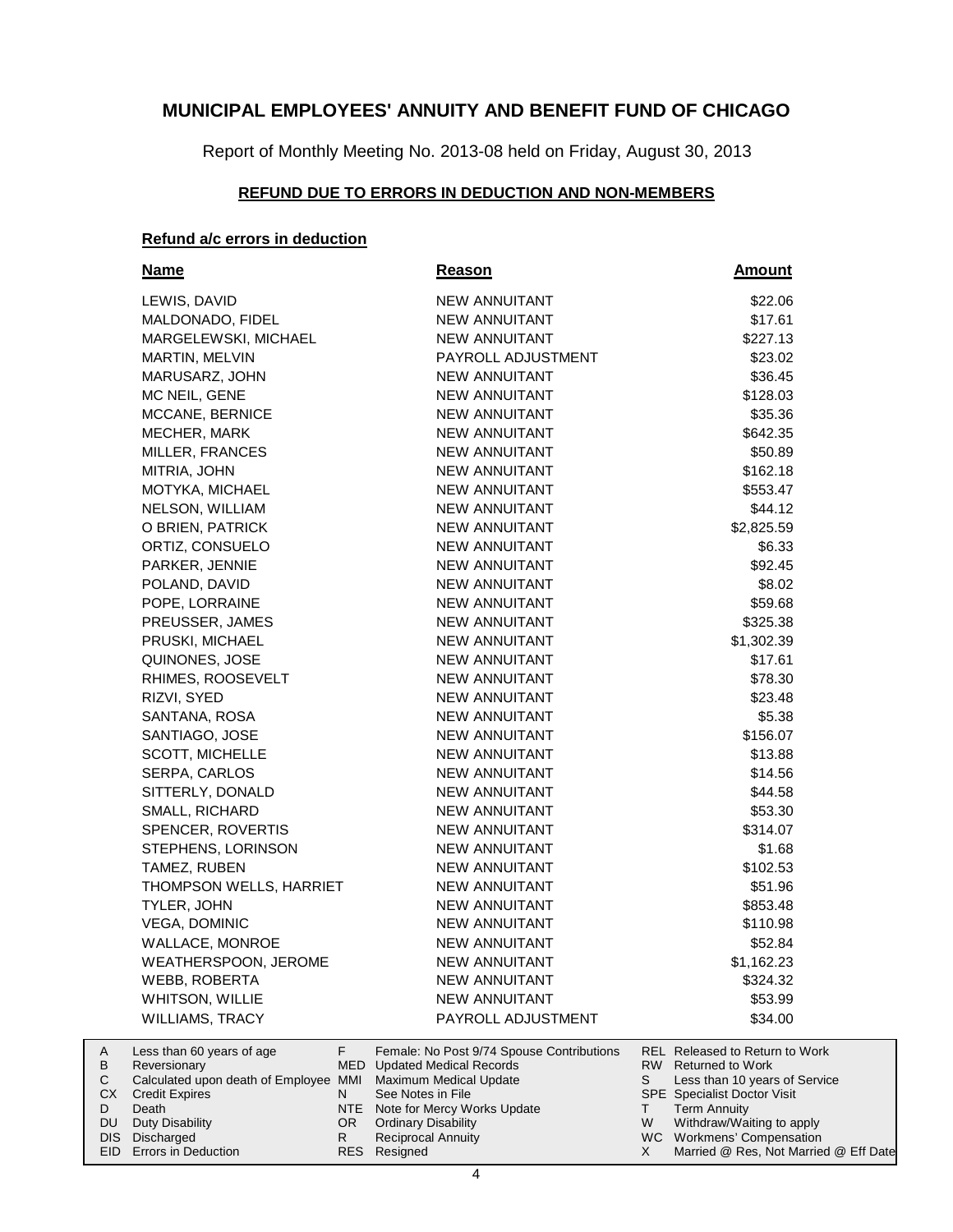# MUNICIPAL EMPLOYEES' ANNUITY AND BENEFIT FUND OF CHICAGO

Report of Monthly Meeting No. 2013-08 held on Friday, August 30, 2013

## REFUND DUE TO ERRORS IN DEDUCTION AND NON-MEMBERS

### Refund a/c errors in deduction

| Name | Reason | Amount |
|---|---|---|
| LEWIS, DAVID | NEW ANNUITANT | $22.06 |
| MALDONADO, FIDEL | NEW ANNUITANT | $17.61 |
| MARGELEWSKI, MICHAEL | NEW ANNUITANT | $227.13 |
| MARTIN, MELVIN | PAYROLL ADJUSTMENT | $23.02 |
| MARUSARZ, JOHN | NEW ANNUITANT | $36.45 |
| MC NEIL, GENE | NEW ANNUITANT | $128.03 |
| MCCANE, BERNICE | NEW ANNUITANT | $35.36 |
| MECHER, MARK | NEW ANNUITANT | $642.35 |
| MILLER, FRANCES | NEW ANNUITANT | $50.89 |
| MITRIA, JOHN | NEW ANNUITANT | $162.18 |
| MOTYKA, MICHAEL | NEW ANNUITANT | $553.47 |
| NELSON, WILLIAM | NEW ANNUITANT | $44.12 |
| O BRIEN, PATRICK | NEW ANNUITANT | $2,825.59 |
| ORTIZ, CONSUELO | NEW ANNUITANT | $6.33 |
| PARKER, JENNIE | NEW ANNUITANT | $92.45 |
| POLAND, DAVID | NEW ANNUITANT | $8.02 |
| POPE, LORRAINE | NEW ANNUITANT | $59.68 |
| PREUSSER, JAMES | NEW ANNUITANT | $325.38 |
| PRUSKI, MICHAEL | NEW ANNUITANT | $1,302.39 |
| QUINONES, JOSE | NEW ANNUITANT | $17.61 |
| RHIMES, ROOSEVELT | NEW ANNUITANT | $78.30 |
| RIZVI, SYED | NEW ANNUITANT | $23.48 |
| SANTANA, ROSA | NEW ANNUITANT | $5.38 |
| SANTIAGO, JOSE | NEW ANNUITANT | $156.07 |
| SCOTT, MICHELLE | NEW ANNUITANT | $13.88 |
| SERPA, CARLOS | NEW ANNUITANT | $14.56 |
| SITTERLY, DONALD | NEW ANNUITANT | $44.58 |
| SMALL, RICHARD | NEW ANNUITANT | $53.30 |
| SPENCER, ROVERTIS | NEW ANNUITANT | $314.07 |
| STEPHENS, LORINSON | NEW ANNUITANT | $1.68 |
| TAMEZ, RUBEN | NEW ANNUITANT | $102.53 |
| THOMPSON WELLS, HARRIET | NEW ANNUITANT | $51.96 |
| TYLER, JOHN | NEW ANNUITANT | $853.48 |
| VEGA, DOMINIC | NEW ANNUITANT | $110.98 |
| WALLACE, MONROE | NEW ANNUITANT | $52.84 |
| WEATHERSPOON, JEROME | NEW ANNUITANT | $1,162.23 |
| WEBB, ROBERTA | NEW ANNUITANT | $324.32 |
| WHITSON, WILLIE | NEW ANNUITANT | $53.99 |
| WILLIAMS, TRACY | PAYROLL ADJUSTMENT | $34.00 |

| | | | | | |
|---|---|---|---|---|---|
| A | Less than 60 years of age | F | Female: No Post 9/74 Spouse Contributions | REL | Released to Return to Work |
| B | Reversionary | MED | Updated Medical Records | RW | Returned to Work |
| C | Calculated upon death of Employee | MMI | Maximum Medical Update | S | Less than 10 years of Service |
| CX | Credit Expires | N | See Notes in File | SPE | Specialist Doctor Visit |
| D | Death | NTE | Note for Mercy Works Update | T | Term Annuity |
| DU | Duty Disability | OR | Ordinary Disability | W | Withdraw/Waiting to apply |
| DIS | Discharged | R | Reciprocal Annuity | WC | Workmens' Compensation |
| EID | Errors in Deduction | RES | Resigned | X | Married @ Res, Not Married @ Eff Date |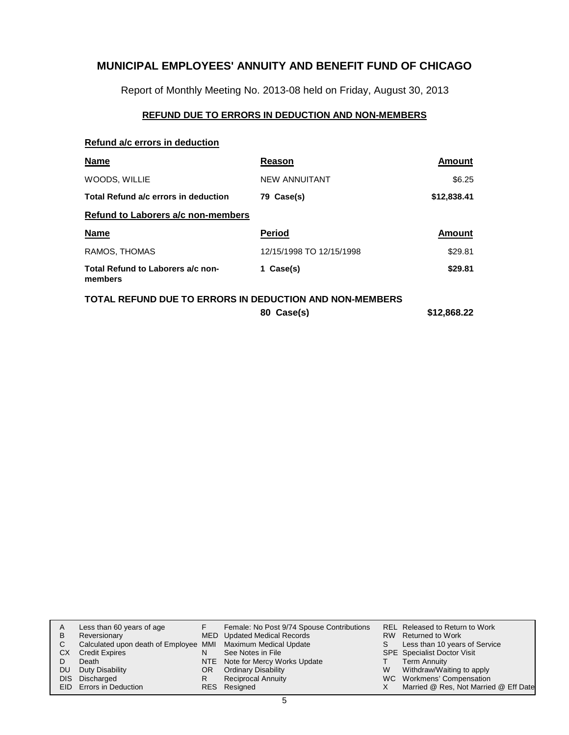# MUNICIPAL EMPLOYEES' ANNUITY AND BENEFIT FUND OF CHICAGO

Report of Monthly Meeting No. 2013-08 held on Friday, August 30, 2013

## REFUND DUE TO ERRORS IN DEDUCTION AND NON-MEMBERS

### Refund a/c errors in deduction

| Name | Reason | Amount |
|---|---|---|
| WOODS, WILLIE | NEW ANNUITANT | $6.25 |
| **Total Refund a/c errors in deduction** | **79 Case(s)** | **$12,838.41** |

### Refund to Laborers a/c non-members

| Name | Period | Amount |
|---|---|---|
| RAMOS, THOMAS | 12/15/1998 TO 12/15/1998 | $29.81 |
| **Total Refund to Laborers a/c non-members** | **1 Case(s)** | **$29.81** |

**TOTAL REFUND DUE TO ERRORS IN DEDUCTION AND NON-MEMBERS**

| | | |
|---|---|---|
| | **80 Case(s)** | **$12,868.22** |

| | | | | | |
|---|---|---|---|---|---|
| A | Less than 60 years of age | F | Female: No Post 9/74 Spouse Contributions | REL | Released to Return to Work |
| B | Reversionary | MED | Updated Medical Records | RW | Returned to Work |
| C | Calculated upon death of Employee | MMI | Maximum Medical Update | S | Less than 10 years of Service |
| CX | Credit Expires | N | See Notes in File | SPE | Specialist Doctor Visit |
| D | Death | NTE | Note for Mercy Works Update | T | Term Annuity |
| DU | Duty Disability | OR | Ordinary Disability | W | Withdraw/Waiting to apply |
| DIS | Discharged | R | Reciprocal Annuity | WC | Workmens' Compensation |
| EID | Errors in Deduction | RES | Resigned | X | Married @ Res, Not Married @ Eff Date |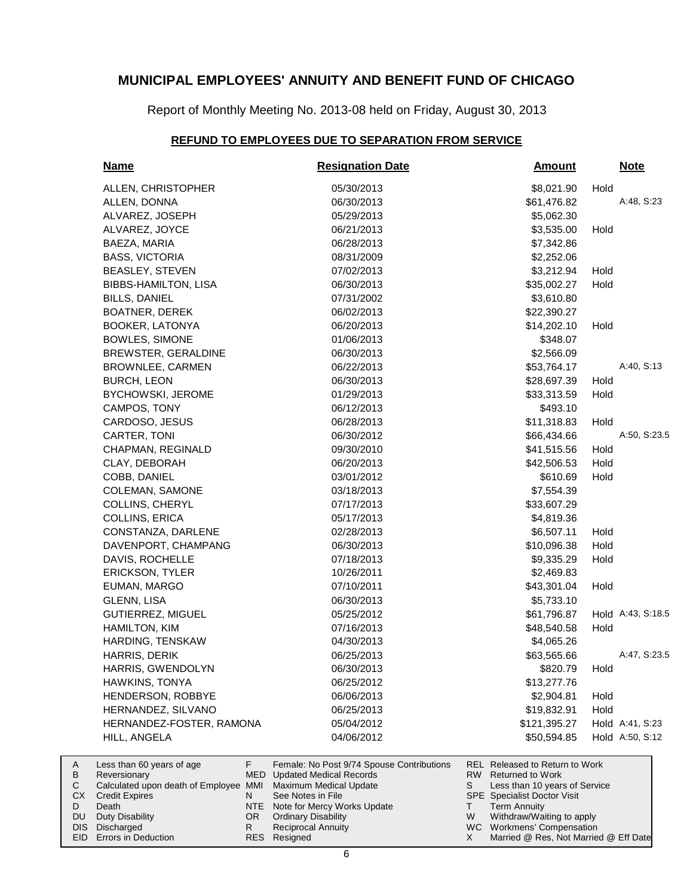# MUNICIPAL EMPLOYEES' ANNUITY AND BENEFIT FUND OF CHICAGO

Report of Monthly Meeting No. 2013-08 held on Friday, August 30, 2013

## REFUND TO EMPLOYEES DUE TO SEPARATION FROM SERVICE

| Name | Resignation Date | Amount | | Note |
|---|---|---|---|---|
| ALLEN, CHRISTOPHER | 05/30/2013 | $8,021.90 | Hold | |
| ALLEN, DONNA | 06/30/2013 | $61,476.82 | | A:48, S:23 |
| ALVAREZ, JOSEPH | 05/29/2013 | $5,062.30 | | |
| ALVAREZ, JOYCE | 06/21/2013 | $3,535.00 | Hold | |
| BAEZA, MARIA | 06/28/2013 | $7,342.86 | | |
| BASS, VICTORIA | 08/31/2009 | $2,252.06 | | |
| BEASLEY, STEVEN | 07/02/2013 | $3,212.94 | Hold | |
| BIBBS-HAMILTON, LISA | 06/30/2013 | $35,002.27 | Hold | |
| BILLS, DANIEL | 07/31/2002 | $3,610.80 | | |
| BOATNER, DEREK | 06/02/2013 | $22,390.27 | | |
| BOOKER, LATONYA | 06/20/2013 | $14,202.10 | Hold | |
| BOWLES, SIMONE | 01/06/2013 | $348.07 | | |
| BREWSTER, GERALDINE | 06/30/2013 | $2,566.09 | | |
| BROWNLEE, CARMEN | 06/22/2013 | $53,764.17 | | A:40, S:13 |
| BURCH, LEON | 06/30/2013 | $28,697.39 | Hold | |
| BYCHOWSKI, JEROME | 01/29/2013 | $33,313.59 | Hold | |
| CAMPOS, TONY | 06/12/2013 | $493.10 | | |
| CARDOSO, JESUS | 06/28/2013 | $11,318.83 | Hold | |
| CARTER, TONI | 06/30/2012 | $66,434.66 | | A:50, S:23.5 |
| CHAPMAN, REGINALD | 09/30/2010 | $41,515.56 | Hold | |
| CLAY, DEBORAH | 06/20/2013 | $42,506.53 | Hold | |
| COBB, DANIEL | 03/01/2012 | $610.69 | Hold | |
| COLEMAN, SAMONE | 03/18/2013 | $7,554.39 | | |
| COLLINS, CHERYL | 07/17/2013 | $33,607.29 | | |
| COLLINS, ERICA | 05/17/2013 | $4,819.36 | | |
| CONSTANZA, DARLENE | 02/28/2013 | $6,507.11 | Hold | |
| DAVENPORT, CHAMPANG | 06/30/2013 | $10,096.38 | Hold | |
| DAVIS, ROCHELLE | 07/18/2013 | $9,335.29 | Hold | |
| ERICKSON, TYLER | 10/26/2011 | $2,469.83 | | |
| EUMAN, MARGO | 07/10/2011 | $43,301.04 | Hold | |
| GLENN, LISA | 06/30/2013 | $5,733.10 | | |
| GUTIERREZ, MIGUEL | 05/25/2012 | $61,796.87 | Hold | A:43, S:18.5 |
| HAMILTON, KIM | 07/16/2013 | $48,540.58 | Hold | |
| HARDING, TENSKAW | 04/30/2013 | $4,065.26 | | |
| HARRIS, DERIK | 06/25/2013 | $63,565.66 | | A:47, S:23.5 |
| HARRIS, GWENDOLYN | 06/30/2013 | $820.79 | Hold | |
| HAWKINS, TONYA | 06/25/2012 | $13,277.76 | | |
| HENDERSON, ROBBYE | 06/06/2013 | $2,904.81 | Hold | |
| HERNANDEZ, SILVANO | 06/25/2013 | $19,832.91 | Hold | |
| HERNANDEZ-FOSTER, RAMONA | 05/04/2012 | $121,395.27 | Hold | A:41, S:23 |
| HILL, ANGELA | 04/06/2012 | $50,594.85 | Hold | A:50, S:12 |

| | | | | | |
|---|---|---|---|---|---|
| A | Less than 60 years of age | F | Female: No Post 9/74 Spouse Contributions | REL | Released to Return to Work |
| B | Reversionary | MED | Updated Medical Records | RW | Returned to Work |
| C | Calculated upon death of Employee | MMI | Maximum Medical Update | S | Less than 10 years of Service |
| CX | Credit Expires | N | See Notes in File | SPE | Specialist Doctor Visit |
| D | Death | NTE | Note for Mercy Works Update | T | Term Annuity |
| DU | Duty Disability | OR | Ordinary Disability | W | Withdraw/Waiting to apply |
| DIS | Discharged | R | Reciprocal Annuity | WC | Workmens' Compensation |
| EID | Errors in Deduction | RES | Resigned | X | Married @ Res, Not Married @ Eff Date |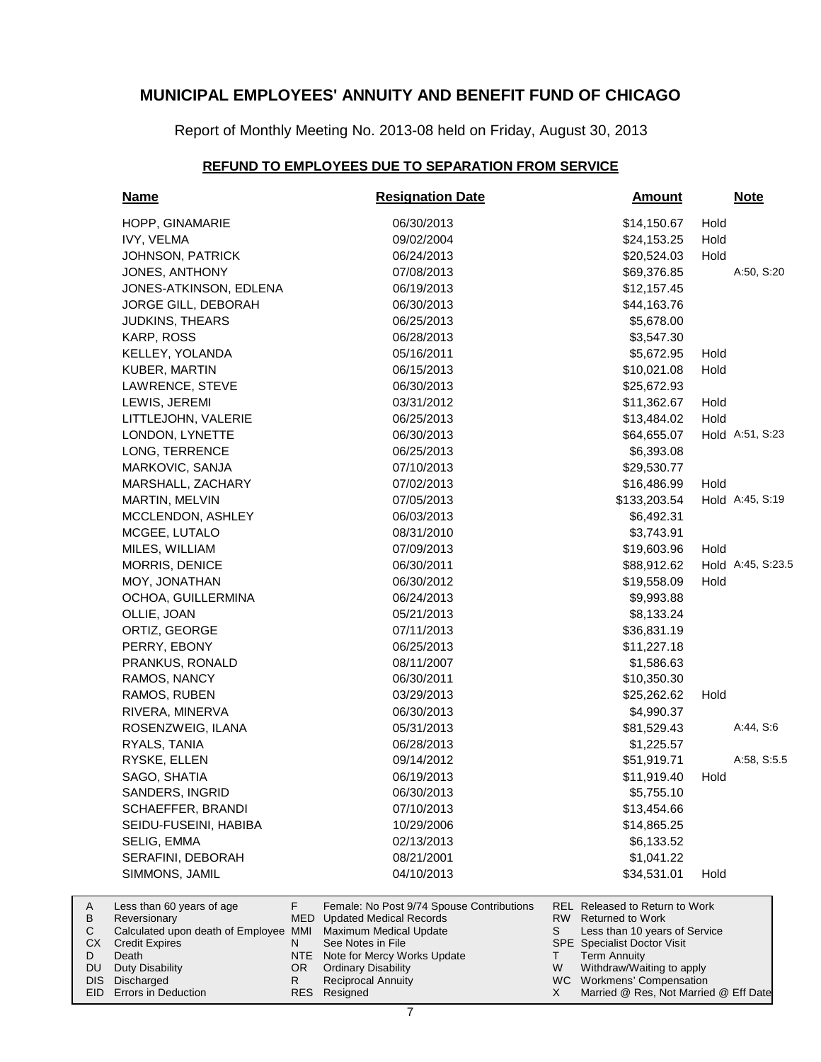# MUNICIPAL EMPLOYEES' ANNUITY AND BENEFIT FUND OF CHICAGO

Report of Monthly Meeting No. 2013-08 held on Friday, August 30, 2013

## REFUND TO EMPLOYEES DUE TO SEPARATION FROM SERVICE

| Name | Resignation Date | Amount | | Note |
|---|---|---|---|---|
| HOPP, GINAMARIE | 06/30/2013 | $14,150.67 | Hold | |
| IVY, VELMA | 09/02/2004 | $24,153.25 | Hold | |
| JOHNSON, PATRICK | 06/24/2013 | $20,524.03 | Hold | |
| JONES, ANTHONY | 07/08/2013 | $69,376.85 | | A:50, S:20 |
| JONES-ATKINSON, EDLENA | 06/19/2013 | $12,157.45 | | |
| JORGE GILL, DEBORAH | 06/30/2013 | $44,163.76 | | |
| JUDKINS, THEARS | 06/25/2013 | $5,678.00 | | |
| KARP, ROSS | 06/28/2013 | $3,547.30 | | |
| KELLEY, YOLANDA | 05/16/2011 | $5,672.95 | Hold | |
| KUBER, MARTIN | 06/15/2013 | $10,021.08 | Hold | |
| LAWRENCE, STEVE | 06/30/2013 | $25,672.93 | | |
| LEWIS, JEREMI | 03/31/2012 | $11,362.67 | Hold | |
| LITTLEJOHN, VALERIE | 06/25/2013 | $13,484.02 | Hold | |
| LONDON, LYNETTE | 06/30/2013 | $64,655.07 | Hold | A:51, S:23 |
| LONG, TERRENCE | 06/25/2013 | $6,393.08 | | |
| MARKOVIC, SANJA | 07/10/2013 | $29,530.77 | | |
| MARSHALL, ZACHARY | 07/02/2013 | $16,486.99 | Hold | |
| MARTIN, MELVIN | 07/05/2013 | $133,203.54 | Hold | A:45, S:19 |
| MCCLENDON, ASHLEY | 06/03/2013 | $6,492.31 | | |
| MCGEE, LUTALO | 08/31/2010 | $3,743.91 | | |
| MILES, WILLIAM | 07/09/2013 | $19,603.96 | Hold | |
| MORRIS, DENICE | 06/30/2011 | $88,912.62 | Hold | A:45, S:23.5 |
| MOY, JONATHAN | 06/30/2012 | $19,558.09 | Hold | |
| OCHOA, GUILLERMINA | 06/24/2013 | $9,993.88 | | |
| OLLIE, JOAN | 05/21/2013 | $8,133.24 | | |
| ORTIZ, GEORGE | 07/11/2013 | $36,831.19 | | |
| PERRY, EBONY | 06/25/2013 | $11,227.18 | | |
| PRANKUS, RONALD | 08/11/2007 | $1,586.63 | | |
| RAMOS, NANCY | 06/30/2011 | $10,350.30 | | |
| RAMOS, RUBEN | 03/29/2013 | $25,262.62 | Hold | |
| RIVERA, MINERVA | 06/30/2013 | $4,990.37 | | |
| ROSENZWEIG, ILANA | 05/31/2013 | $81,529.43 | | A:44, S:6 |
| RYALS, TANIA | 06/28/2013 | $1,225.57 | | |
| RYSKE, ELLEN | 09/14/2012 | $51,919.71 | | A:58, S:5.5 |
| SAGO, SHATIA | 06/19/2013 | $11,919.40 | Hold | |
| SANDERS, INGRID | 06/30/2013 | $5,755.10 | | |
| SCHAEFFER, BRANDI | 07/10/2013 | $13,454.66 | | |
| SEIDU-FUSEINI, HABIBA | 10/29/2006 | $14,865.25 | | |
| SELIG, EMMA | 02/13/2013 | $6,133.52 | | |
| SERAFINI, DEBORAH | 08/21/2001 | $1,041.22 | | |
| SIMMONS, JAMIL | 04/10/2013 | $34,531.01 | Hold | |

| | | | | | |
|---|---|---|---|---|---|
| A | Less than 60 years of age | F | Female: No Post 9/74 Spouse Contributions | REL | Released to Return to Work |
| B | Reversionary | MED | Updated Medical Records | RW | Returned to Work |
| C | Calculated upon death of Employee | MMI | Maximum Medical Update | S | Less than 10 years of Service |
| CX | Credit Expires | N | See Notes in File | SPE | Specialist Doctor Visit |
| D | Death | NTE | Note for Mercy Works Update | T | Term Annuity |
| DU | Duty Disability | OR | Ordinary Disability | W | Withdraw/Waiting to apply |
| DIS | Discharged | R | Reciprocal Annuity | WC | Workmens' Compensation |
| EID | Errors in Deduction | RES | Resigned | X | Married @ Res, Not Married @ Eff Date |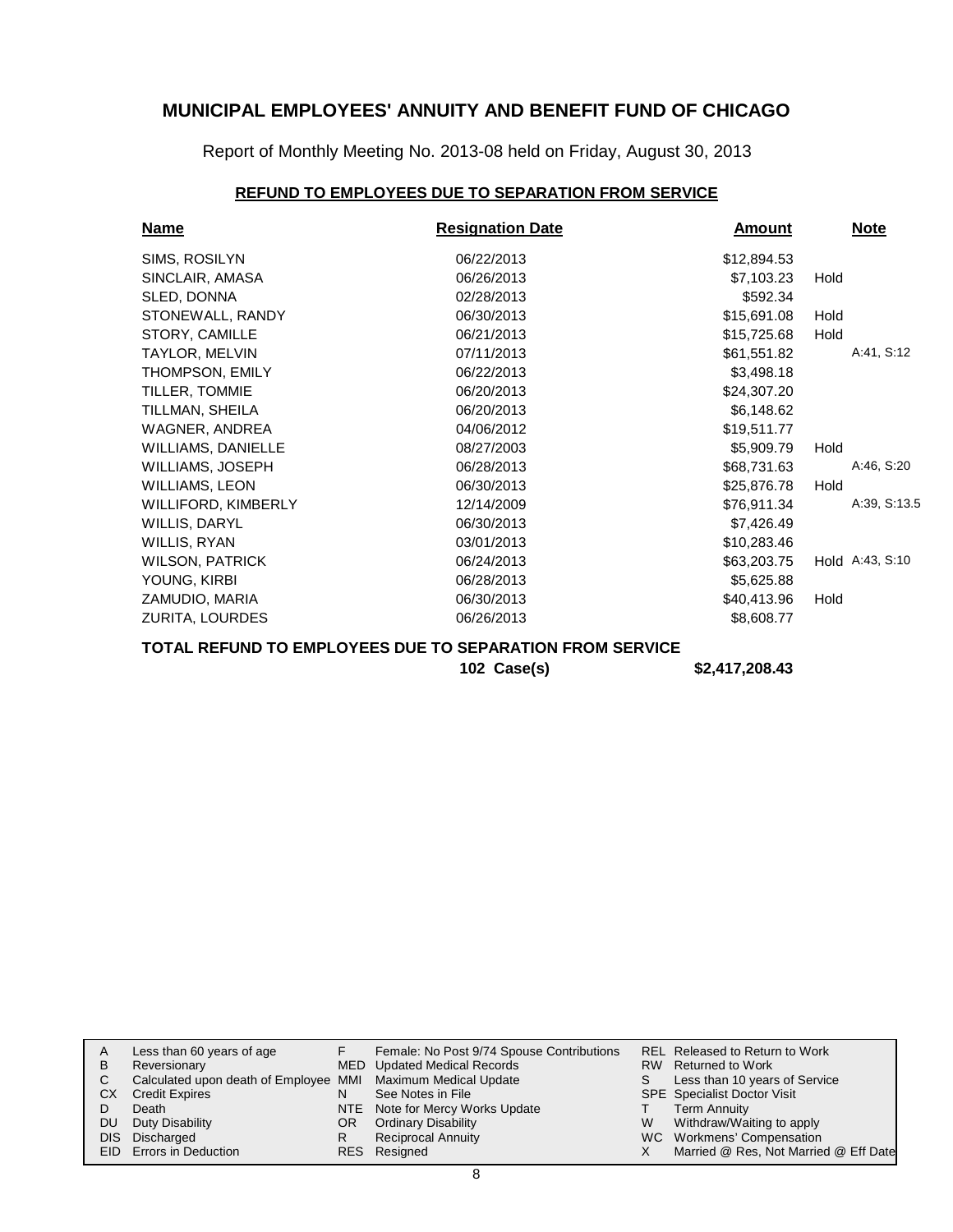# MUNICIPAL EMPLOYEES' ANNUITY AND BENEFIT FUND OF CHICAGO

Report of Monthly Meeting No. 2013-08 held on Friday, August 30, 2013

## REFUND TO EMPLOYEES DUE TO SEPARATION FROM SERVICE

| Name | Resignation Date | Amount | Note | |
|---|---|---|---|---|
| SIMS, ROSILYN | 06/22/2013 | $12,894.53 | | |
| SINCLAIR, AMASA | 06/26/2013 | $7,103.23 | Hold | |
| SLED, DONNA | 02/28/2013 | $592.34 | | |
| STONEWALL, RANDY | 06/30/2013 | $15,691.08 | Hold | |
| STORY, CAMILLE | 06/21/2013 | $15,725.68 | Hold | |
| TAYLOR, MELVIN | 07/11/2013 | $61,551.82 | | A:41, S:12 |
| THOMPSON, EMILY | 06/22/2013 | $3,498.18 | | |
| TILLER, TOMMIE | 06/20/2013 | $24,307.20 | | |
| TILLMAN, SHEILA | 06/20/2013 | $6,148.62 | | |
| WAGNER, ANDREA | 04/06/2012 | $19,511.77 | | |
| WILLIAMS, DANIELLE | 08/27/2003 | $5,909.79 | Hold | |
| WILLIAMS, JOSEPH | 06/28/2013 | $68,731.63 | | A:46, S:20 |
| WILLIAMS, LEON | 06/30/2013 | $25,876.78 | Hold | |
| WILLIFORD, KIMBERLY | 12/14/2009 | $76,911.34 | | A:39, S:13.5 |
| WILLIS, DARYL | 06/30/2013 | $7,426.49 | | |
| WILLIS, RYAN | 03/01/2013 | $10,283.46 | | |
| WILSON, PATRICK | 06/24/2013 | $63,203.75 | Hold | A:43, S:10 |
| YOUNG, KIRBI | 06/28/2013 | $5,625.88 | | |
| ZAMUDIO, MARIA | 06/30/2013 | $40,413.96 | Hold | |
| ZURITA, LOURDES | 06/26/2013 | $8,608.77 | | |

**TOTAL REFUND TO EMPLOYEES DUE TO SEPARATION FROM SERVICE**

**102 Case(s) $2,417,208.43**

| | | | | | |
|---|---|---|---|---|---|
| A | Less than 60 years of age | F | Female: No Post 9/74 Spouse Contributions | REL | Released to Return to Work |
| B | Reversionary | MED | Updated Medical Records | RW | Returned to Work |
| C | Calculated upon death of Employee | MMI | Maximum Medical Update | S | Less than 10 years of Service |
| CX | Credit Expires | N | See Notes in File | SPE | Specialist Doctor Visit |
| D | Death | NTE | Note for Mercy Works Update | T | Term Annuity |
| DU | Duty Disability | OR | Ordinary Disability | W | Withdraw/Waiting to apply |
| DIS | Discharged | R | Reciprocal Annuity | WC | Workmens' Compensation |
| EID | Errors in Deduction | RES | Resigned | X | Married @ Res, Not Married @ Eff Date |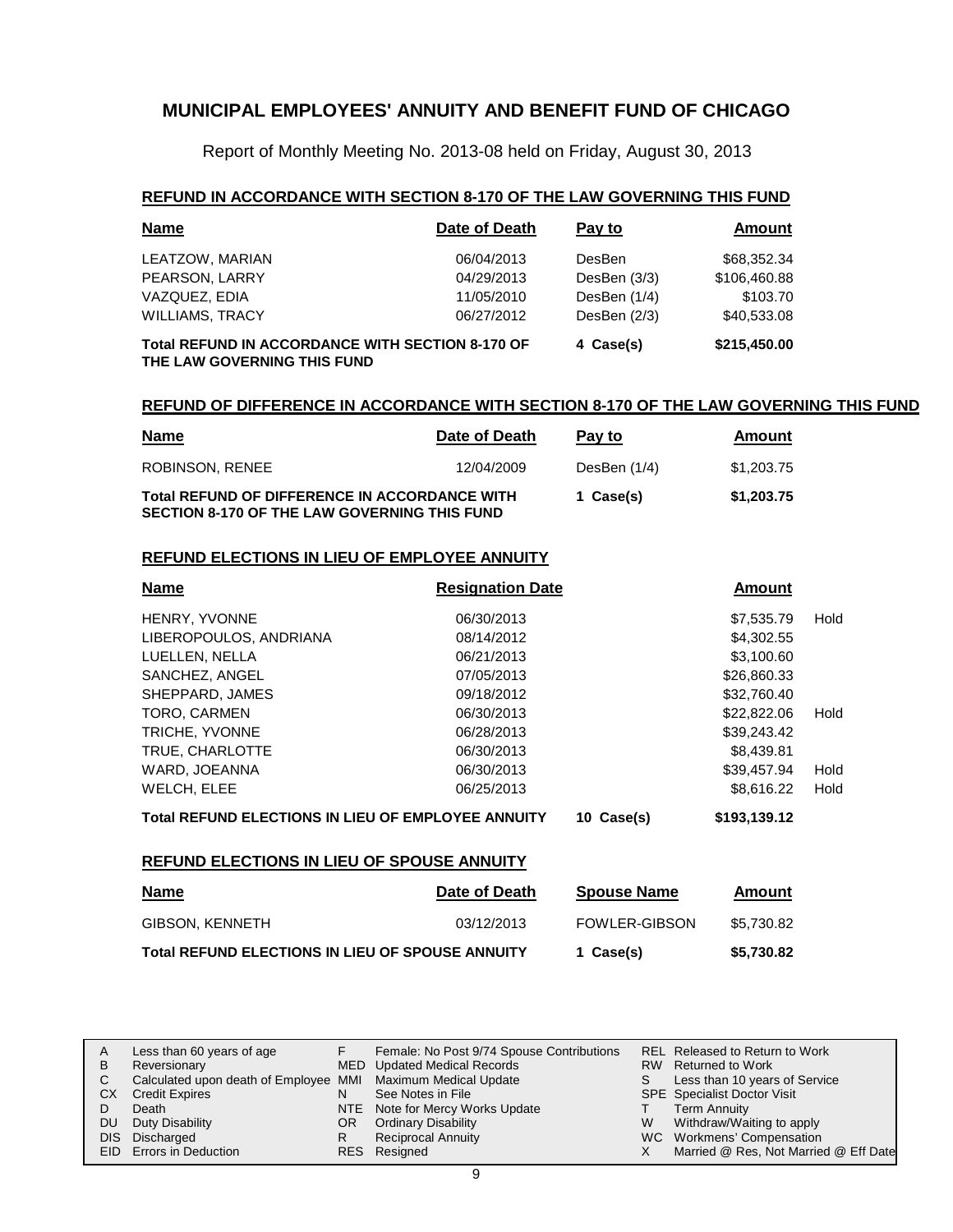## MUNICIPAL EMPLOYEES' ANNUITY AND BENEFIT FUND OF CHICAGO

Report of Monthly Meeting No. 2013-08 held on Friday, August 30, 2013

### REFUND IN ACCORDANCE WITH SECTION 8-170 OF THE LAW GOVERNING THIS FUND

| Name | Date of Death | Pay to | Amount |
|---|---|---|---|
| LEATZOW, MARIAN | 06/04/2013 | DesBen | $68,352.34 |
| PEARSON, LARRY | 04/29/2013 | DesBen (3/3) | $106,460.88 |
| VAZQUEZ, EDIA | 11/05/2010 | DesBen (1/4) | $103.70 |
| WILLIAMS, TRACY | 06/27/2012 | DesBen (2/3) | $40,533.08 |
| **Total REFUND IN ACCORDANCE WITH SECTION 8-170 OF THE LAW GOVERNING THIS FUND** | | **4 Case(s)** | **$215,450.00** |

### REFUND OF DIFFERENCE IN ACCORDANCE WITH SECTION 8-170 OF THE LAW GOVERNING THIS FUND

| Name | Date of Death | Pay to | Amount |
|---|---|---|---|
| ROBINSON, RENEE | 12/04/2009 | DesBen (1/4) | $1,203.75 |
| **Total REFUND OF DIFFERENCE IN ACCORDANCE WITH SECTION 8-170 OF THE LAW GOVERNING THIS FUND** | | **1 Case(s)** | **$1,203.75** |

### REFUND ELECTIONS IN LIEU OF EMPLOYEE ANNUITY

| Name | Resignation Date | | Amount | |
|---|---|---|---|---|
| HENRY, YVONNE | 06/30/2013 | | $7,535.79 | Hold |
| LIBEROPOULOS, ANDRIANA | 08/14/2012 | | $4,302.55 | |
| LUELLEN, NELLA | 06/21/2013 | | $3,100.60 | |
| SANCHEZ, ANGEL | 07/05/2013 | | $26,860.33 | |
| SHEPPARD, JAMES | 09/18/2012 | | $32,760.40 | |
| TORO, CARMEN | 06/30/2013 | | $22,822.06 | Hold |
| TRICHE, YVONNE | 06/28/2013 | | $39,243.42 | |
| TRUE, CHARLOTTE | 06/30/2013 | | $8,439.81 | |
| WARD, JOEANNA | 06/30/2013 | | $39,457.94 | Hold |
| WELCH, ELEE | 06/25/2013 | | $8,616.22 | Hold |
| **Total REFUND ELECTIONS IN LIEU OF EMPLOYEE ANNUITY** | | **10 Case(s)** | **$193,139.12** | |

### REFUND ELECTIONS IN LIEU OF SPOUSE ANNUITY

| Name | Date of Death | Spouse Name | Amount |
|---|---|---|---|
| GIBSON, KENNETH | 03/12/2013 | FOWLER-GIBSON | $5,730.82 |
| **Total REFUND ELECTIONS IN LIEU OF SPOUSE ANNUITY** | | **1 Case(s)** | **$5,730.82** |

| | | | | | |
|---|---|---|---|---|---|
| A | Less than 60 years of age | F | Female: No Post 9/74 Spouse Contributions | REL | Released to Return to Work |
| B | Reversionary | MED | Updated Medical Records | RW | Returned to Work |
| C | Calculated upon death of Employee | MMI | Maximum Medical Update | S | Less than 10 years of Service |
| CX | Credit Expires | N | See Notes in File | SPE | Specialist Doctor Visit |
| D | Death | NTE | Note for Mercy Works Update | T | Term Annuity |
| DU | Duty Disability | OR | Ordinary Disability | W | Withdraw/Waiting to apply |
| DIS | Discharged | R | Reciprocal Annuity | WC | Workmens' Compensation |
| EID | Errors in Deduction | RES | Resigned | X | Married @ Res, Not Married @ Eff Date |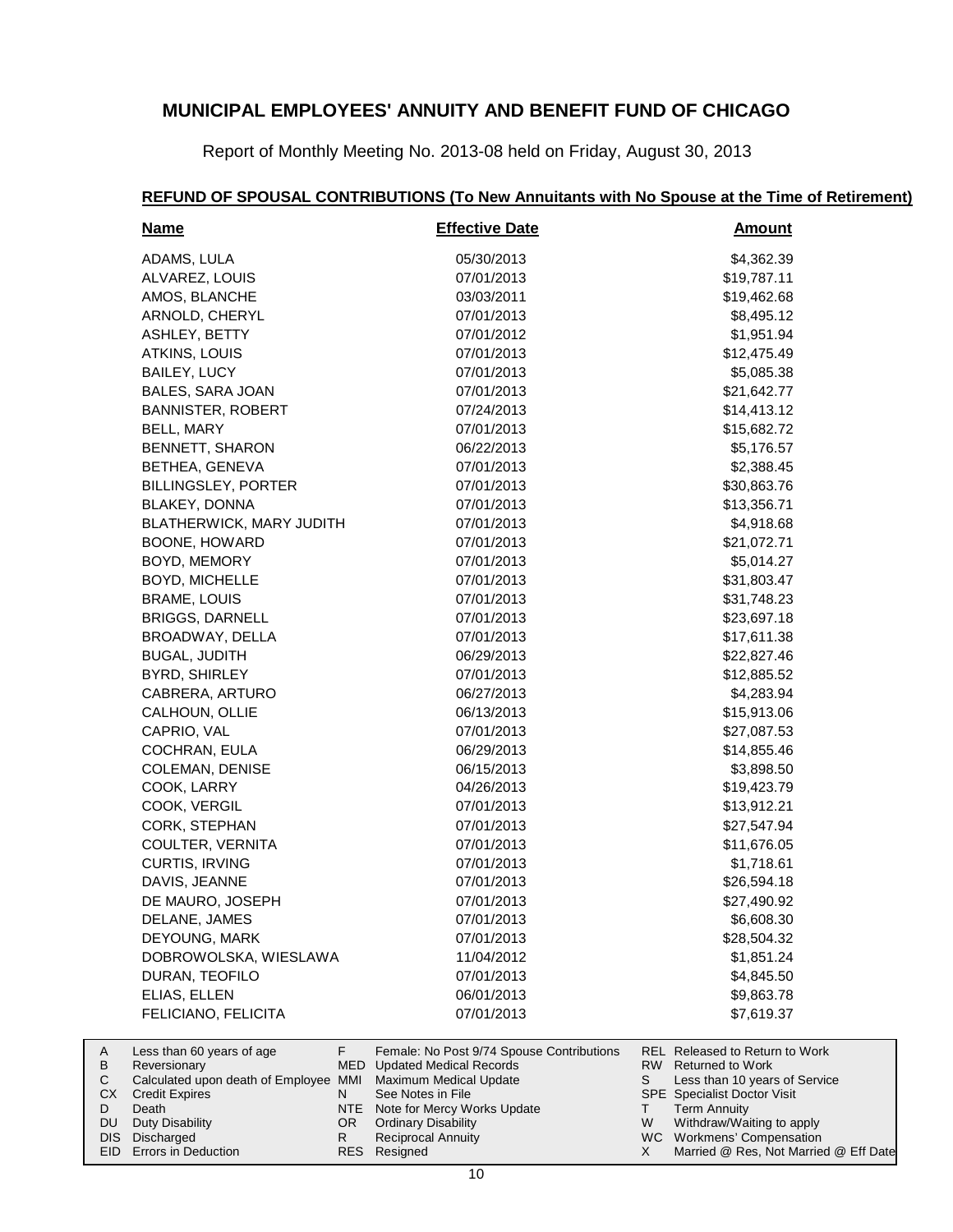# MUNICIPAL EMPLOYEES' ANNUITY AND BENEFIT FUND OF CHICAGO

Report of Monthly Meeting No. 2013-08 held on Friday, August 30, 2013

## REFUND OF SPOUSAL CONTRIBUTIONS (To New Annuitants with No Spouse at the Time of Retirement)

| Name | Effective Date | Amount |
|---|---|---|
| ADAMS, LULA | 05/30/2013 | $4,362.39 |
| ALVAREZ, LOUIS | 07/01/2013 | $19,787.11 |
| AMOS, BLANCHE | 03/03/2011 | $19,462.68 |
| ARNOLD, CHERYL | 07/01/2013 | $8,495.12 |
| ASHLEY, BETTY | 07/01/2012 | $1,951.94 |
| ATKINS, LOUIS | 07/01/2013 | $12,475.49 |
| BAILEY, LUCY | 07/01/2013 | $5,085.38 |
| BALES, SARA JOAN | 07/01/2013 | $21,642.77 |
| BANNISTER, ROBERT | 07/24/2013 | $14,413.12 |
| BELL, MARY | 07/01/2013 | $15,682.72 |
| BENNETT, SHARON | 06/22/2013 | $5,176.57 |
| BETHEA, GENEVA | 07/01/2013 | $2,388.45 |
| BILLINGSLEY, PORTER | 07/01/2013 | $30,863.76 |
| BLAKEY, DONNA | 07/01/2013 | $13,356.71 |
| BLATHERWICK, MARY JUDITH | 07/01/2013 | $4,918.68 |
| BOONE, HOWARD | 07/01/2013 | $21,072.71 |
| BOYD, MEMORY | 07/01/2013 | $5,014.27 |
| BOYD, MICHELLE | 07/01/2013 | $31,803.47 |
| BRAME, LOUIS | 07/01/2013 | $31,748.23 |
| BRIGGS, DARNELL | 07/01/2013 | $23,697.18 |
| BROADWAY, DELLA | 07/01/2013 | $17,611.38 |
| BUGAL, JUDITH | 06/29/2013 | $22,827.46 |
| BYRD, SHIRLEY | 07/01/2013 | $12,885.52 |
| CABRERA, ARTURO | 06/27/2013 | $4,283.94 |
| CALHOUN, OLLIE | 06/13/2013 | $15,913.06 |
| CAPRIO, VAL | 07/01/2013 | $27,087.53 |
| COCHRAN, EULA | 06/29/2013 | $14,855.46 |
| COLEMAN, DENISE | 06/15/2013 | $3,898.50 |
| COOK, LARRY | 04/26/2013 | $19,423.79 |
| COOK, VERGIL | 07/01/2013 | $13,912.21 |
| CORK, STEPHAN | 07/01/2013 | $27,547.94 |
| COULTER, VERNITA | 07/01/2013 | $11,676.05 |
| CURTIS, IRVING | 07/01/2013 | $1,718.61 |
| DAVIS, JEANNE | 07/01/2013 | $26,594.18 |
| DE MAURO, JOSEPH | 07/01/2013 | $27,490.92 |
| DELANE, JAMES | 07/01/2013 | $6,608.30 |
| DEYOUNG, MARK | 07/01/2013 | $28,504.32 |
| DOBROWOLSKA, WIESLAWA | 11/04/2012 | $1,851.24 |
| DURAN, TEOFILO | 07/01/2013 | $4,845.50 |
| ELIAS, ELLEN | 06/01/2013 | $9,863.78 |
| FELICIANO, FELICITA | 07/01/2013 | $7,619.37 |

| | | | | | |
|---|---|---|---|---|---|
| A | Less than 60 years of age | F | Female: No Post 9/74 Spouse Contributions | REL | Released to Return to Work |
| B | Reversionary | MED | Updated Medical Records | RW | Returned to Work |
| C | Calculated upon death of Employee | MMI | Maximum Medical Update | S | Less than 10 years of Service |
| CX | Credit Expires | N | See Notes in File | SPE | Specialist Doctor Visit |
| D | Death | NTE | Note for Mercy Works Update | T | Term Annuity |
| DU | Duty Disability | OR | Ordinary Disability | W | Withdraw/Waiting to apply |
| DIS | Discharged | R | Reciprocal Annuity | WC | Workmens' Compensation |
| EID | Errors in Deduction | RES | Resigned | X | Married @ Res, Not Married @ Eff Date |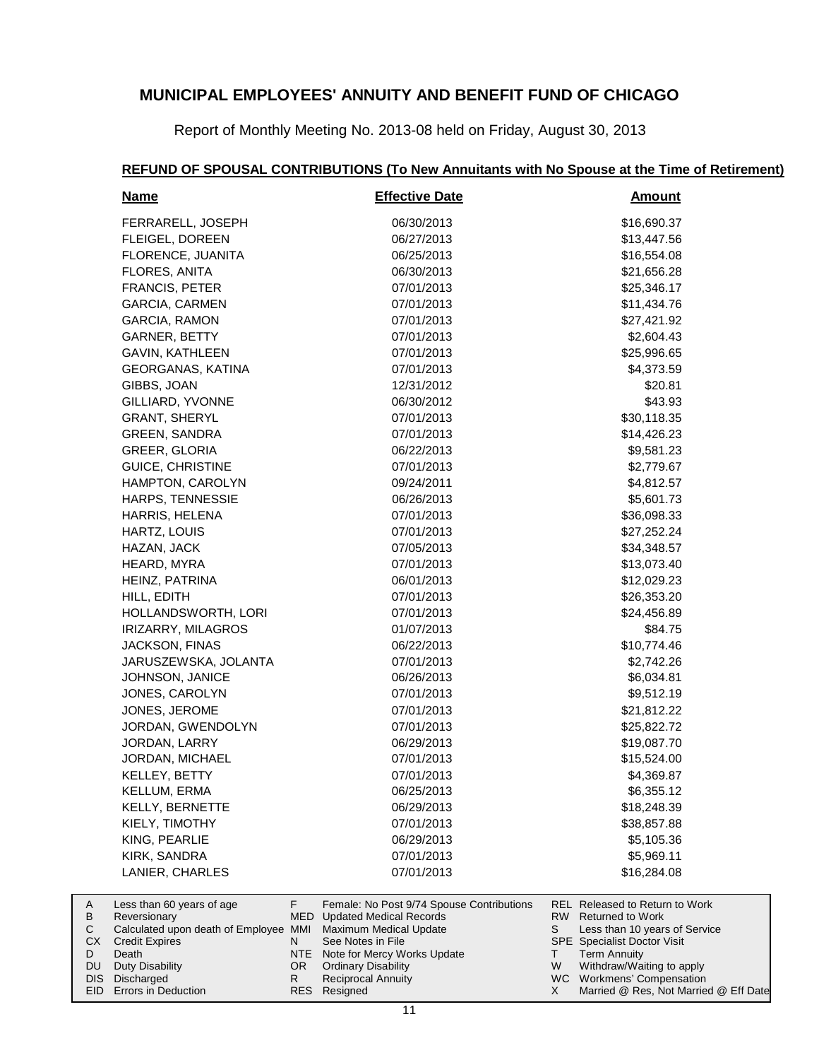# MUNICIPAL EMPLOYEES' ANNUITY AND BENEFIT FUND OF CHICAGO

Report of Monthly Meeting No. 2013-08 held on Friday, August 30, 2013

## REFUND OF SPOUSAL CONTRIBUTIONS (To New Annuitants with No Spouse at the Time of Retirement)

| Name | Effective Date | Amount |
|---|---|---|
| FERRARELL, JOSEPH | 06/30/2013 | $16,690.37 |
| FLEIGEL, DOREEN | 06/27/2013 | $13,447.56 |
| FLORENCE, JUANITA | 06/25/2013 | $16,554.08 |
| FLORES, ANITA | 06/30/2013 | $21,656.28 |
| FRANCIS, PETER | 07/01/2013 | $25,346.17 |
| GARCIA, CARMEN | 07/01/2013 | $11,434.76 |
| GARCIA, RAMON | 07/01/2013 | $27,421.92 |
| GARNER, BETTY | 07/01/2013 | $2,604.43 |
| GAVIN, KATHLEEN | 07/01/2013 | $25,996.65 |
| GEORGANAS, KATINA | 07/01/2013 | $4,373.59 |
| GIBBS, JOAN | 12/31/2012 | $20.81 |
| GILLIARD, YVONNE | 06/30/2012 | $43.93 |
| GRANT, SHERYL | 07/01/2013 | $30,118.35 |
| GREEN, SANDRA | 07/01/2013 | $14,426.23 |
| GREER, GLORIA | 06/22/2013 | $9,581.23 |
| GUICE, CHRISTINE | 07/01/2013 | $2,779.67 |
| HAMPTON, CAROLYN | 09/24/2011 | $4,812.57 |
| HARPS, TENNESSIE | 06/26/2013 | $5,601.73 |
| HARRIS, HELENA | 07/01/2013 | $36,098.33 |
| HARTZ, LOUIS | 07/01/2013 | $27,252.24 |
| HAZAN, JACK | 07/05/2013 | $34,348.57 |
| HEARD, MYRA | 07/01/2013 | $13,073.40 |
| HEINZ, PATRINA | 06/01/2013 | $12,029.23 |
| HILL, EDITH | 07/01/2013 | $26,353.20 |
| HOLLANDSWORTH, LORI | 07/01/2013 | $24,456.89 |
| IRIZARRY, MILAGROS | 01/07/2013 | $84.75 |
| JACKSON, FINAS | 06/22/2013 | $10,774.46 |
| JARUSZEWSKA, JOLANTA | 07/01/2013 | $2,742.26 |
| JOHNSON, JANICE | 06/26/2013 | $6,034.81 |
| JONES, CAROLYN | 07/01/2013 | $9,512.19 |
| JONES, JEROME | 07/01/2013 | $21,812.22 |
| JORDAN, GWENDOLYN | 07/01/2013 | $25,822.72 |
| JORDAN, LARRY | 06/29/2013 | $19,087.70 |
| JORDAN, MICHAEL | 07/01/2013 | $15,524.00 |
| KELLEY, BETTY | 07/01/2013 | $4,369.87 |
| KELLUM, ERMA | 06/25/2013 | $6,355.12 |
| KELLY, BERNETTE | 06/29/2013 | $18,248.39 |
| KIELY, TIMOTHY | 07/01/2013 | $38,857.88 |
| KING, PEARLIE | 06/29/2013 | $5,105.36 |
| KIRK, SANDRA | 07/01/2013 | $5,969.11 |
| LANIER, CHARLES | 07/01/2013 | $16,284.08 |

| | | | | | |
|---|---|---|---|---|---|
| A | Less than 60 years of age | F | Female: No Post 9/74 Spouse Contributions | REL | Released to Return to Work |
| B | Reversionary | MED | Updated Medical Records | RW | Returned to Work |
| C | Calculated upon death of Employee | MMI | Maximum Medical Update | S | Less than 10 years of Service |
| CX | Credit Expires | N | See Notes in File | SPE | Specialist Doctor Visit |
| D | Death | NTE | Note for Mercy Works Update | T | Term Annuity |
| DU | Duty Disability | OR | Ordinary Disability | W | Withdraw/Waiting to apply |
| DIS | Discharged | R | Reciprocal Annuity | WC | Workmens' Compensation |
| EID | Errors in Deduction | RES | Resigned | X | Married @ Res, Not Married @ Eff Date |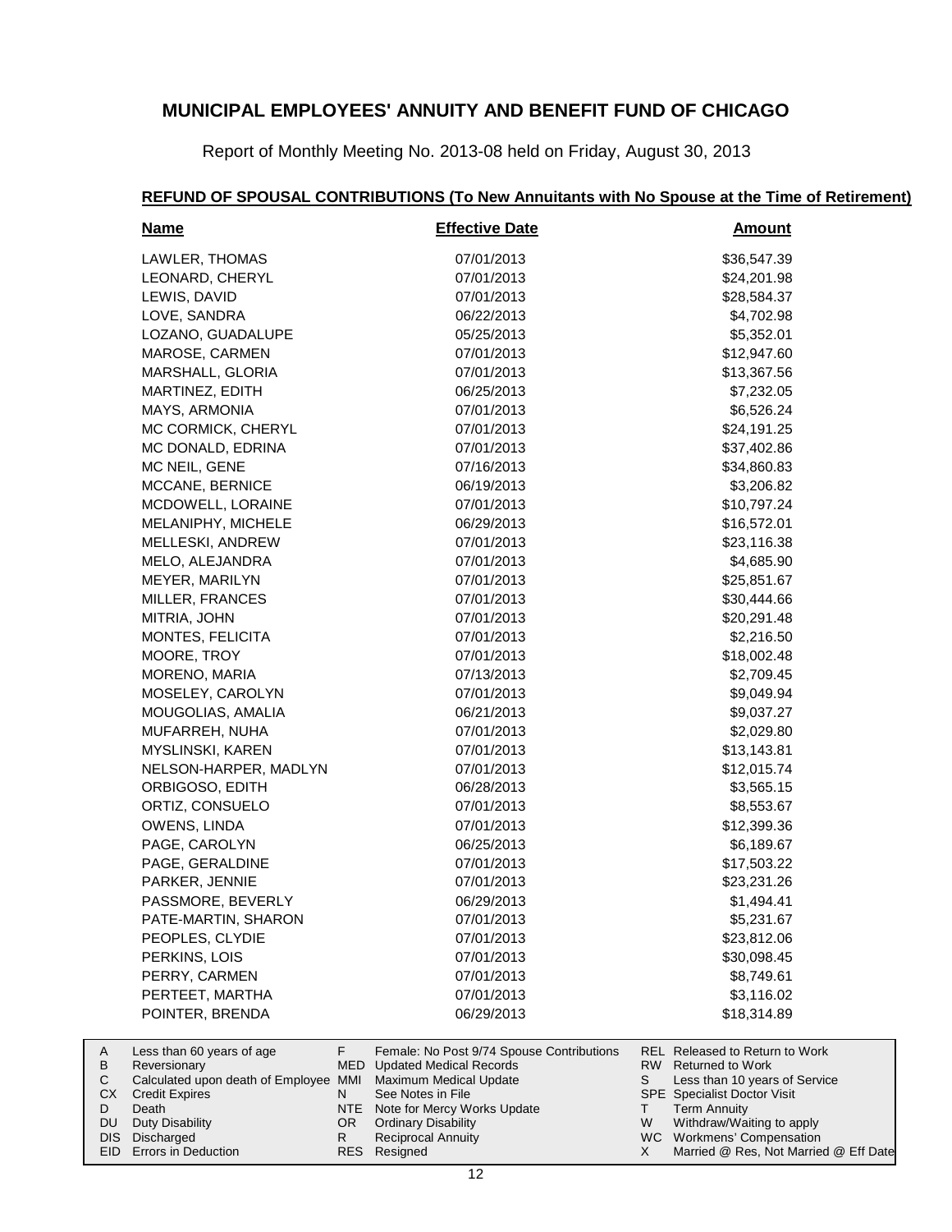# MUNICIPAL EMPLOYEES' ANNUITY AND BENEFIT FUND OF CHICAGO

Report of Monthly Meeting No. 2013-08 held on Friday, August 30, 2013

## REFUND OF SPOUSAL CONTRIBUTIONS (To New Annuitants with No Spouse at the Time of Retirement)

| Name | Effective Date | Amount |
|---|---|---|
| LAWLER, THOMAS | 07/01/2013 | $36,547.39 |
| LEONARD, CHERYL | 07/01/2013 | $24,201.98 |
| LEWIS, DAVID | 07/01/2013 | $28,584.37 |
| LOVE, SANDRA | 06/22/2013 | $4,702.98 |
| LOZANO, GUADALUPE | 05/25/2013 | $5,352.01 |
| MAROSE, CARMEN | 07/01/2013 | $12,947.60 |
| MARSHALL, GLORIA | 07/01/2013 | $13,367.56 |
| MARTINEZ, EDITH | 06/25/2013 | $7,232.05 |
| MAYS, ARMONIA | 07/01/2013 | $6,526.24 |
| MC CORMICK, CHERYL | 07/01/2013 | $24,191.25 |
| MC DONALD, EDRINA | 07/01/2013 | $37,402.86 |
| MC NEIL, GENE | 07/16/2013 | $34,860.83 |
| MCCANE, BERNICE | 06/19/2013 | $3,206.82 |
| MCDOWELL, LORAINE | 07/01/2013 | $10,797.24 |
| MELANIPHY, MICHELE | 06/29/2013 | $16,572.01 |
| MELLESKI, ANDREW | 07/01/2013 | $23,116.38 |
| MELO, ALEJANDRA | 07/01/2013 | $4,685.90 |
| MEYER, MARILYN | 07/01/2013 | $25,851.67 |
| MILLER, FRANCES | 07/01/2013 | $30,444.66 |
| MITRIA, JOHN | 07/01/2013 | $20,291.48 |
| MONTES, FELICITA | 07/01/2013 | $2,216.50 |
| MOORE, TROY | 07/01/2013 | $18,002.48 |
| MORENO, MARIA | 07/13/2013 | $2,709.45 |
| MOSELEY, CAROLYN | 07/01/2013 | $9,049.94 |
| MOUGOLIAS, AMALIA | 06/21/2013 | $9,037.27 |
| MUFARREH, NUHA | 07/01/2013 | $2,029.80 |
| MYSLINSKI, KAREN | 07/01/2013 | $13,143.81 |
| NELSON-HARPER, MADLYN | 07/01/2013 | $12,015.74 |
| ORBIGOSO, EDITH | 06/28/2013 | $3,565.15 |
| ORTIZ, CONSUELO | 07/01/2013 | $8,553.67 |
| OWENS, LINDA | 07/01/2013 | $12,399.36 |
| PAGE, CAROLYN | 06/25/2013 | $6,189.67 |
| PAGE, GERALDINE | 07/01/2013 | $17,503.22 |
| PARKER, JENNIE | 07/01/2013 | $23,231.26 |
| PASSMORE, BEVERLY | 06/29/2013 | $1,494.41 |
| PATE-MARTIN, SHARON | 07/01/2013 | $5,231.67 |
| PEOPLES, CLYDIE | 07/01/2013 | $23,812.06 |
| PERKINS, LOIS | 07/01/2013 | $30,098.45 |
| PERRY, CARMEN | 07/01/2013 | $8,749.61 |
| PERTEET, MARTHA | 07/01/2013 | $3,116.02 |
| POINTER, BRENDA | 06/29/2013 | $18,314.89 |

| | | | | | |
|---|---|---|---|---|---|
| A | Less than 60 years of age | F | Female: No Post 9/74 Spouse Contributions | REL | Released to Return to Work |
| B | Reversionary | MED | Updated Medical Records | RW | Returned to Work |
| C | Calculated upon death of Employee | MMI | Maximum Medical Update | S | Less than 10 years of Service |
| CX | Credit Expires | N | See Notes in File | SPE | Specialist Doctor Visit |
| D | Death | NTE | Note for Mercy Works Update | T | Term Annuity |
| DU | Duty Disability | OR | Ordinary Disability | W | Withdraw/Waiting to apply |
| DIS | Discharged | R | Reciprocal Annuity | WC | Workmens' Compensation |
| EID | Errors in Deduction | RES | Resigned | X | Married @ Res, Not Married @ Eff Date |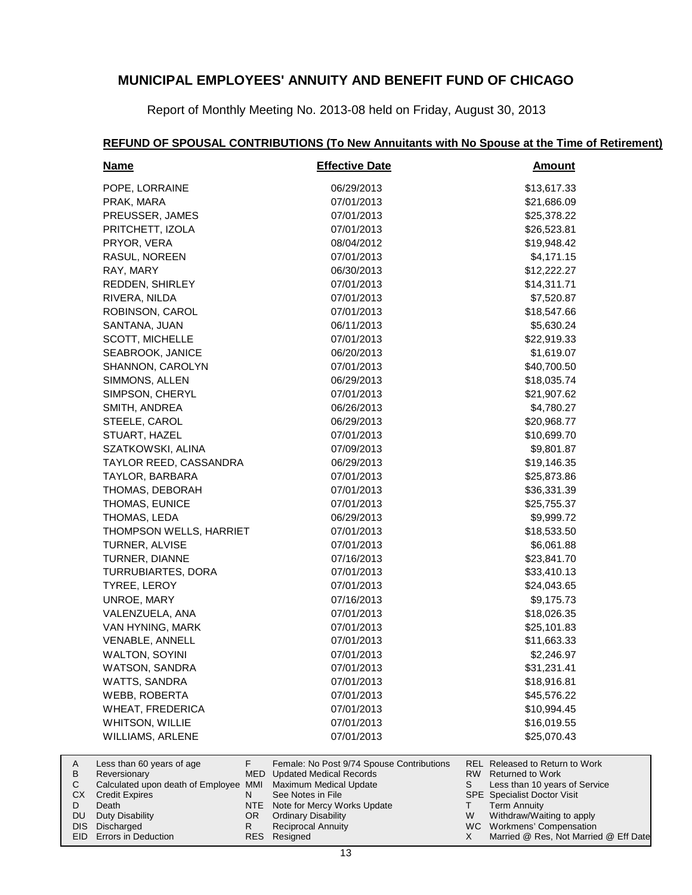# MUNICIPAL EMPLOYEES' ANNUITY AND BENEFIT FUND OF CHICAGO

Report of Monthly Meeting No. 2013-08 held on Friday, August 30, 2013

## REFUND OF SPOUSAL CONTRIBUTIONS (To New Annuitants with No Spouse at the Time of Retirement)

| Name | Effective Date | Amount |
|---|---|---|
| POPE, LORRAINE | 06/29/2013 | $13,617.33 |
| PRAK, MARA | 07/01/2013 | $21,686.09 |
| PREUSSER, JAMES | 07/01/2013 | $25,378.22 |
| PRITCHETT, IZOLA | 07/01/2013 | $26,523.81 |
| PRYOR, VERA | 08/04/2012 | $19,948.42 |
| RASUL, NOREEN | 07/01/2013 | $4,171.15 |
| RAY, MARY | 06/30/2013 | $12,222.27 |
| REDDEN, SHIRLEY | 07/01/2013 | $14,311.71 |
| RIVERA, NILDA | 07/01/2013 | $7,520.87 |
| ROBINSON, CAROL | 07/01/2013 | $18,547.66 |
| SANTANA, JUAN | 06/11/2013 | $5,630.24 |
| SCOTT, MICHELLE | 07/01/2013 | $22,919.33 |
| SEABROOK, JANICE | 06/20/2013 | $1,619.07 |
| SHANNON, CAROLYN | 07/01/2013 | $40,700.50 |
| SIMMONS, ALLEN | 06/29/2013 | $18,035.74 |
| SIMPSON, CHERYL | 07/01/2013 | $21,907.62 |
| SMITH, ANDREA | 06/26/2013 | $4,780.27 |
| STEELE, CAROL | 06/29/2013 | $20,968.77 |
| STUART, HAZEL | 07/01/2013 | $10,699.70 |
| SZATKOWSKI, ALINA | 07/09/2013 | $9,801.87 |
| TAYLOR REED, CASSANDRA | 06/29/2013 | $19,146.35 |
| TAYLOR, BARBARA | 07/01/2013 | $25,873.86 |
| THOMAS, DEBORAH | 07/01/2013 | $36,331.39 |
| THOMAS, EUNICE | 07/01/2013 | $25,755.37 |
| THOMAS, LEDA | 06/29/2013 | $9,999.72 |
| THOMPSON WELLS, HARRIET | 07/01/2013 | $18,533.50 |
| TURNER, ALVISE | 07/01/2013 | $6,061.88 |
| TURNER, DIANNE | 07/16/2013 | $23,841.70 |
| TURRUBIARTES, DORA | 07/01/2013 | $33,410.13 |
| TYREE, LEROY | 07/01/2013 | $24,043.65 |
| UNROE, MARY | 07/16/2013 | $9,175.73 |
| VALENZUELA, ANA | 07/01/2013 | $18,026.35 |
| VAN HYNING, MARK | 07/01/2013 | $25,101.83 |
| VENABLE, ANNELL | 07/01/2013 | $11,663.33 |
| WALTON, SOYINI | 07/01/2013 | $2,246.97 |
| WATSON, SANDRA | 07/01/2013 | $31,231.41 |
| WATTS, SANDRA | 07/01/2013 | $18,916.81 |
| WEBB, ROBERTA | 07/01/2013 | $45,576.22 |
| WHEAT, FREDERICA | 07/01/2013 | $10,994.45 |
| WHITSON, WILLIE | 07/01/2013 | $16,019.55 |
| WILLIAMS, ARLENE | 07/01/2013 | $25,070.43 |

| | | | | | |
|---|---|---|---|---|---|
| A | Less than 60 years of age | F | Female: No Post 9/74 Spouse Contributions | REL | Released to Return to Work |
| B | Reversionary | MED | Updated Medical Records | RW | Returned to Work |
| C | Calculated upon death of Employee | MMI | Maximum Medical Update | S | Less than 10 years of Service |
| CX | Credit Expires | N | See Notes in File | SPE | Specialist Doctor Visit |
| D | Death | NTE | Note for Mercy Works Update | T | Term Annuity |
| DU | Duty Disability | OR | Ordinary Disability | W | Withdraw/Waiting to apply |
| DIS | Discharged | R | Reciprocal Annuity | WC | Workmens' Compensation |
| EID | Errors in Deduction | RES | Resigned | X | Married @ Res, Not Married @ Eff Date |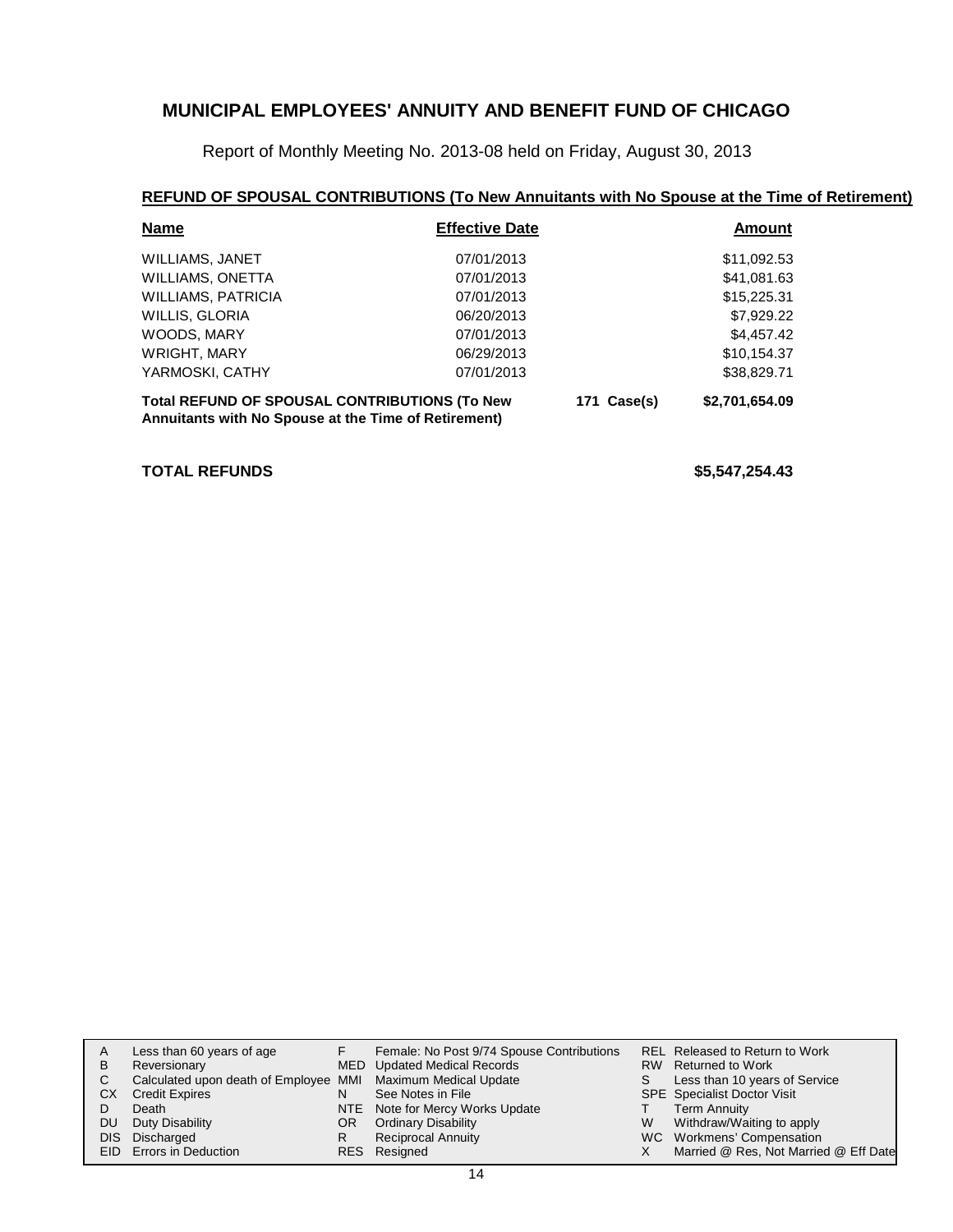# MUNICIPAL EMPLOYEES' ANNUITY AND BENEFIT FUND OF CHICAGO

Report of Monthly Meeting No. 2013-08 held on Friday, August 30, 2013

## REFUND OF SPOUSAL CONTRIBUTIONS (To New Annuitants with No Spouse at the Time of Retirement)

| Name | Effective Date | | Amount |
|---|---|---|---|
| WILLIAMS, JANET | 07/01/2013 | | $11,092.53 |
| WILLIAMS, ONETTA | 07/01/2013 | | $41,081.63 |
| WILLIAMS, PATRICIA | 07/01/2013 | | $15,225.31 |
| WILLIS, GLORIA | 06/20/2013 | | $7,929.22 |
| WOODS, MARY | 07/01/2013 | | $4,457.42 |
| WRIGHT, MARY | 06/29/2013 | | $10,154.37 |
| YARMOSKI, CATHY | 07/01/2013 | | $38,829.71 |
| **Total REFUND OF SPOUSAL CONTRIBUTIONS (To New Annuitants with No Spouse at the Time of Retirement)** | | **171 Case(s)** | **$2,701,654.09** |

**TOTAL REFUNDS** **$5,547,254.43**

| | | | | | |
|---|---|---|---|---|---|
| A | Less than 60 years of age | F | Female: No Post 9/74 Spouse Contributions | REL | Released to Return to Work |
| B | Reversionary | MED | Updated Medical Records | RW | Returned to Work |
| C | Calculated upon death of Employee | MMI | Maximum Medical Update | S | Less than 10 years of Service |
| CX | Credit Expires | N | See Notes in File | SPE | Specialist Doctor Visit |
| D | Death | NTE | Note for Mercy Works Update | T | Term Annuity |
| DU | Duty Disability | OR | Ordinary Disability | W | Withdraw/Waiting to apply |
| DIS | Discharged | R | Reciprocal Annuity | WC | Workmens' Compensation |
| EID | Errors in Deduction | RES | Resigned | X | Married @ Res, Not Married @ Eff Date |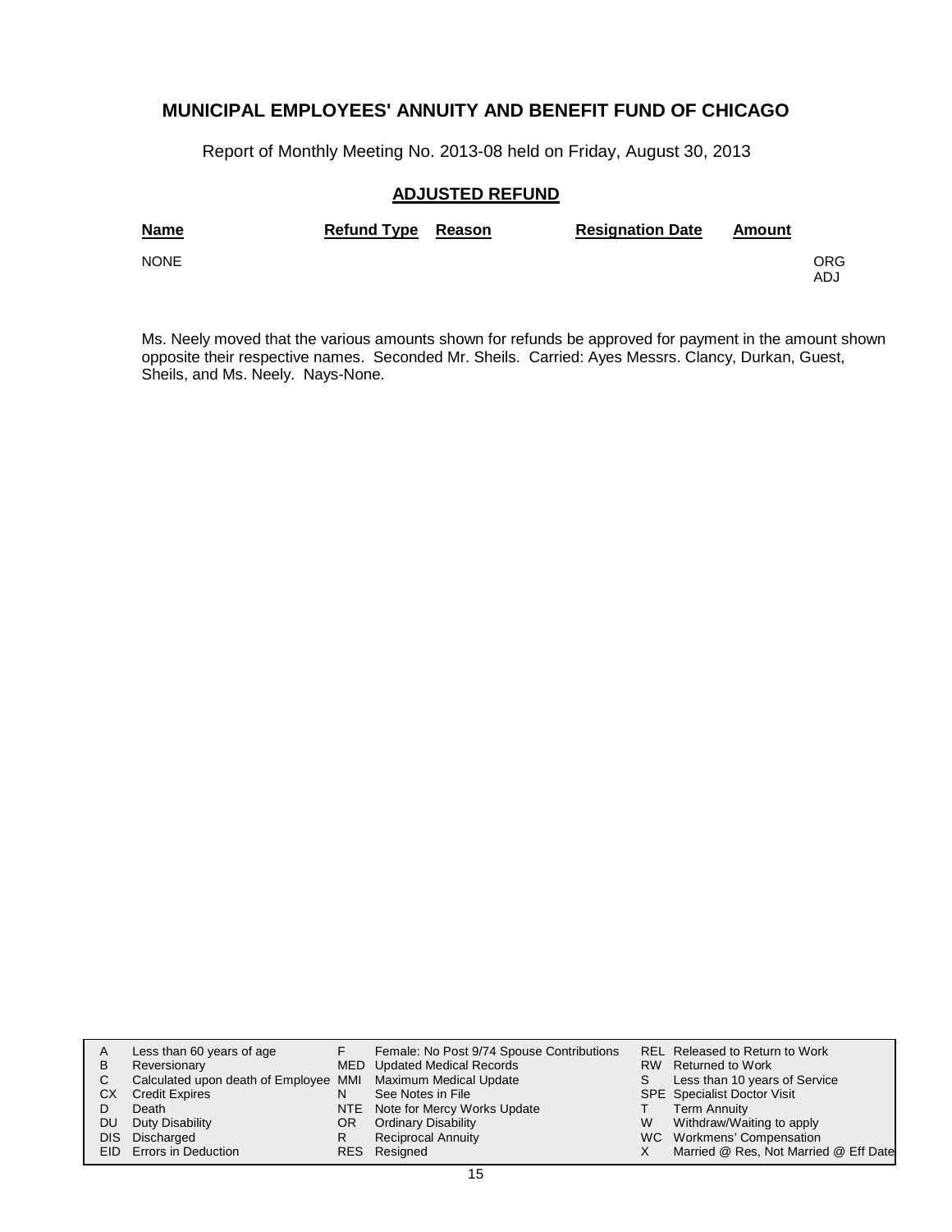# MUNICIPAL EMPLOYEES' ANNUITY AND BENEFIT FUND OF CHICAGO

Report of Monthly Meeting No. 2013-08 held on Friday, August 30, 2013

## ADJUSTED REFUND

| Name | Refund Type | Reason | Resignation Date | Amount | |
|---|---|---|---|---|---|
| NONE | | | | | ORG<br>ADJ |

Ms. Neely moved that the various amounts shown for refunds be approved for payment in the amount shown opposite their respective names. Seconded Mr. Sheils. Carried: Ayes Messrs. Clancy, Durkan, Guest, Sheils, and Ms. Neely. Nays-None.

| | | | | | |
|---|---|---|---|---|---|
| A | Less than 60 years of age | F | Female: No Post 9/74 Spouse Contributions | REL | Released to Return to Work |
| B | Reversionary | MED | Updated Medical Records | RW | Returned to Work |
| C | Calculated upon death of Employee | MMI | Maximum Medical Update | S | Less than 10 years of Service |
| CX | Credit Expires | N | See Notes in File | SPE | Specialist Doctor Visit |
| D | Death | NTE | Note for Mercy Works Update | T | Term Annuity |
| DU | Duty Disability | OR | Ordinary Disability | W | Withdraw/Waiting to apply |
| DIS | Discharged | R | Reciprocal Annuity | WC | Workmens' Compensation |
| EID | Errors in Deduction | RES | Resigned | X | Married @ Res, Not Married @ Eff Date |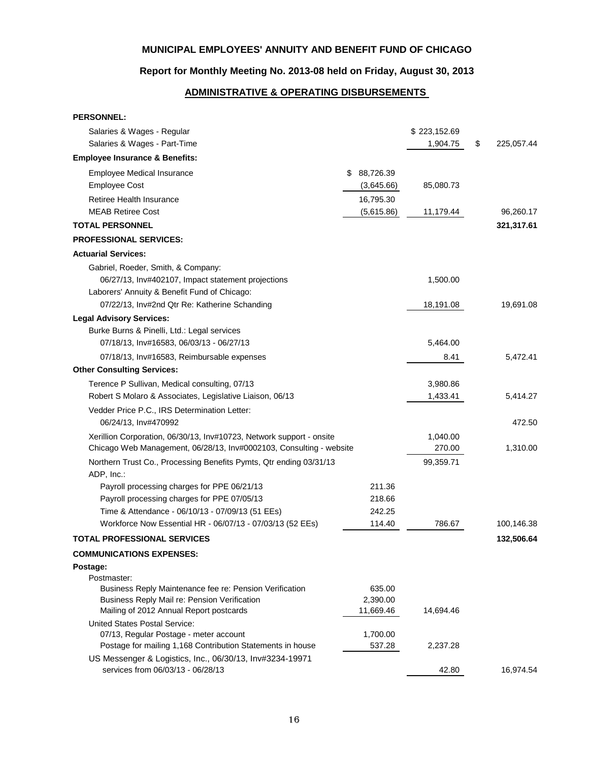# MUNICIPAL EMPLOYEES' ANNUITY AND BENEFIT FUND OF CHICAGO

## Report for Monthly Meeting No. 2013-08 held on Friday, August 30, 2013

### ADMINISTRATIVE & OPERATING DISBURSEMENTS

| Description | | | |
|---|---|---|---|
| **PERSONNEL:** | | | |
| Salaries & Wages - Regular | | $ 223,152.69 | |
| Salaries & Wages - Part-Time | | 1,904.75 | $ 225,057.44 |
| **Employee Insurance & Benefits:** | | | |
| Employee Medical Insurance | $ 88,726.39 | | |
| Employee Cost | (3,645.66) | 85,080.73 | |
| Retiree Health Insurance | 16,795.30 | | |
| MEAB Retiree Cost | (5,615.86) | 11,179.44 | 96,260.17 |
| **TOTAL PERSONNEL** | | | **321,317.61** |
| **PROFESSIONAL SERVICES:** | | | |
| **Actuarial Services:** | | | |
| Gabriel, Roeder, Smith, & Company: | | | |
| 06/27/13, Inv#402107, Impact statement projections | | 1,500.00 | |
| Laborers' Annuity & Benefit Fund of Chicago: | | | |
| 07/22/13, Inv#2nd Qtr Re: Katherine Schanding | | 18,191.08 | 19,691.08 |
| **Legal Advisory Services:** | | | |
| Burke Burns & Pinelli, Ltd.: Legal services | | | |
| 07/18/13, Inv#16583, 06/03/13 - 06/27/13 | | 5,464.00 | |
| 07/18/13, Inv#16583, Reimbursable expenses | | 8.41 | 5,472.41 |
| **Other Consulting Services:** | | | |
| Terence P Sullivan, Medical consulting, 07/13 | | 3,980.86 | |
| Robert S Molaro & Associates, Legislative Liaison, 06/13 | | 1,433.41 | 5,414.27 |
| Vedder Price P.C., IRS Determination Letter: | | | |
| 06/24/13, Inv#470992 | | | 472.50 |
| Xerillion Corporation, 06/30/13, Inv#10723, Network support - onsite | | 1,040.00 | |
| Chicago Web Management, 06/28/13, Inv#0002103, Consulting - website | | 270.00 | 1,310.00 |
| Northern Trust Co., Processing Benefits Pymts, Qtr ending 03/31/13 | | 99,359.71 | |
| ADP, Inc.: | | | |
| Payroll processing charges for PPE 06/21/13 | 211.36 | | |
| Payroll processing charges for PPE 07/05/13 | 218.66 | | |
| Time & Attendance - 06/10/13 - 07/09/13 (51 EEs) | 242.25 | | |
| Workforce Now Essential HR - 06/07/13 - 07/03/13 (52 EEs) | 114.40 | 786.67 | 100,146.38 |
| **TOTAL PROFESSIONAL SERVICES** | | | **132,506.64** |
| **COMMUNICATIONS EXPENSES:** | | | |
| **Postage:** | | | |
| Postmaster: | | | |
| Business Reply Maintenance fee re: Pension Verification | 635.00 | | |
| Business Reply Mail re: Pension Verification | 2,390.00 | | |
| Mailing of 2012 Annual Report postcards | 11,669.46 | 14,694.46 | |
| United States Postal Service: | | | |
| 07/13, Regular Postage - meter account | 1,700.00 | | |
| Postage for mailing 1,168 Contribution Statements in house | 537.28 | 2,237.28 | |
| US Messenger & Logistics, Inc., 06/30/13, Inv#3234-19971 services from 06/03/13 - 06/28/13 | | 42.80 | 16,974.54 |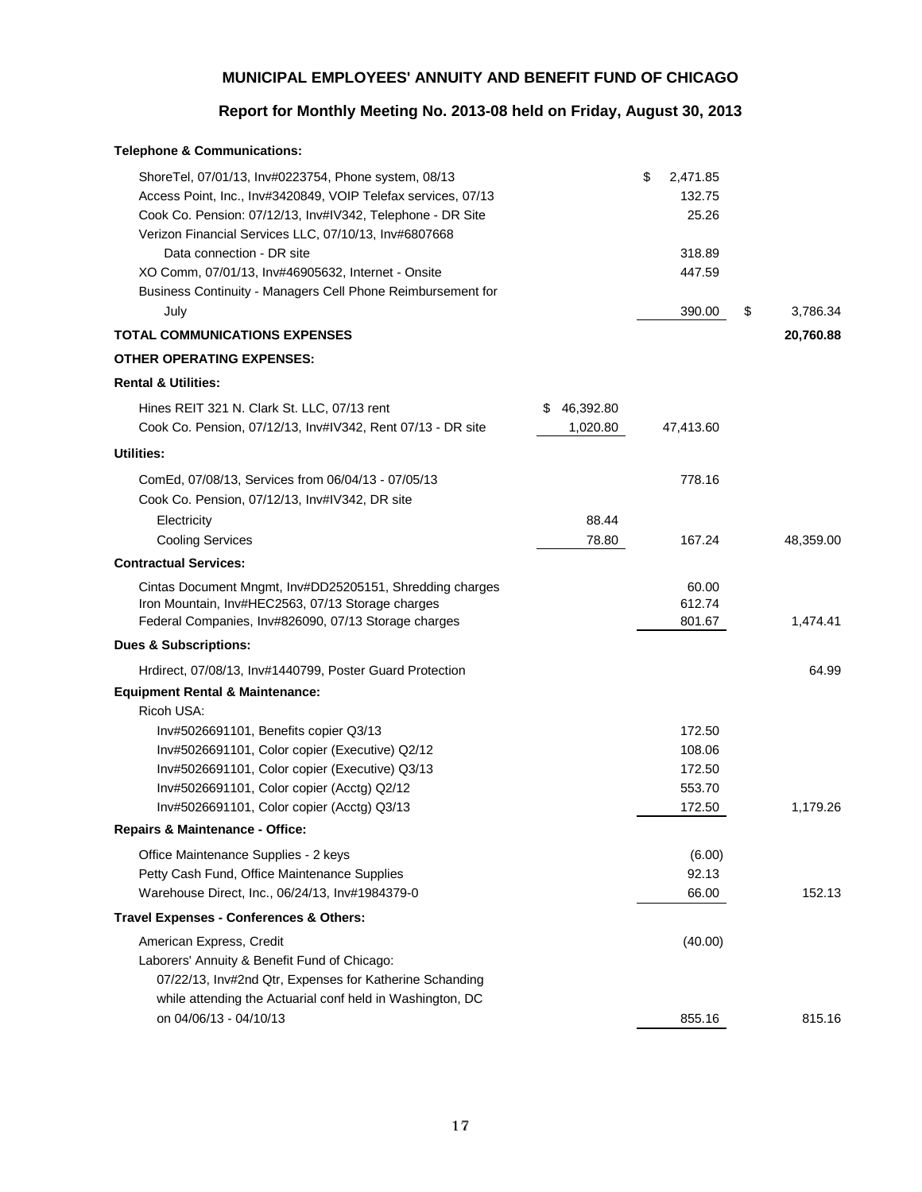## MUNICIPAL EMPLOYEES' ANNUITY AND BENEFIT FUND OF CHICAGO

### Report for Monthly Meeting No. 2013-08 held on Friday, August 30, 2013

**Telephone & Communications:**

| | | | |
|---|---|---|---|
| ShoreTel, 07/01/13, Inv#0223754, Phone system, 08/13 | | $ 2,471.85 | |
| Access Point, Inc., Inv#3420849, VOIP Telefax services, 07/13 | | 132.75 | |
| Cook Co. Pension: 07/12/13, Inv#IV342, Telephone - DR Site | | 25.26 | |
| Verizon Financial Services LLC, 07/10/13, Inv#6807668 Data connection - DR site | | 318.89 | |
| XO Comm, 07/01/13, Inv#46905632, Internet - Onsite | | 447.59 | |
| Business Continuity - Managers Cell Phone Reimbursement for July | | 390.00 | $ 3,786.34 |
| **TOTAL COMMUNICATIONS EXPENSES** | | | **20,760.88** |

**OTHER OPERATING EXPENSES:**

**Rental & Utilities:**

| | | | |
|---|---|---|---|
| Hines REIT 321 N. Clark St. LLC, 07/13 rent | $ 46,392.80 | | |
| Cook Co. Pension, 07/12/13, Inv#IV342, Rent 07/13 - DR site | 1,020.80 | 47,413.60 | |

**Utilities:**

| | | | |
|---|---|---|---|
| ComEd, 07/08/13, Services from 06/04/13 - 07/05/13 | | 778.16 | |
| Cook Co. Pension, 07/12/13, Inv#IV342, DR site | | | |
| Electricity | 88.44 | | |
| Cooling Services | 78.80 | 167.24 | 48,359.00 |

**Contractual Services:**

| | | | |
|---|---|---|---|
| Cintas Document Mngmt, Inv#DD25205151, Shredding charges | | 60.00 | |
| Iron Mountain, Inv#HEC2563, 07/13 Storage charges | | 612.74 | |
| Federal Companies, Inv#826090, 07/13 Storage charges | | 801.67 | 1,474.41 |

**Dues & Subscriptions:**

| | | | |
|---|---|---|---|
| Hrdirect, 07/08/13, Inv#1440799, Poster Guard Protection | | | 64.99 |

**Equipment Rental & Maintenance:**

| | | | |
|---|---|---|---|
| Ricoh USA: | | | |
| Inv#5026691101, Benefits copier Q3/13 | | 172.50 | |
| Inv#5026691101, Color copier (Executive) Q2/12 | | 108.06 | |
| Inv#5026691101, Color copier (Executive) Q3/13 | | 172.50 | |
| Inv#5026691101, Color copier (Acctg) Q2/12 | | 553.70 | |
| Inv#5026691101, Color copier (Acctg) Q3/13 | | 172.50 | 1,179.26 |

**Repairs & Maintenance - Office:**

| | | | |
|---|---|---|---|
| Office Maintenance Supplies - 2 keys | | (6.00) | |
| Petty Cash Fund, Office Maintenance Supplies | | 92.13 | |
| Warehouse Direct, Inc., 06/24/13, Inv#1984379-0 | | 66.00 | 152.13 |

**Travel Expenses - Conferences & Others:**

| | | | |
|---|---|---|---|
| American Express, Credit | | (40.00) | |
| Laborers' Annuity & Benefit Fund of Chicago: | | | |
| 07/22/13, Inv#2nd Qtr, Expenses for Katherine Schanding while attending the Actuarial conf held in Washington, DC on 04/06/13 - 04/10/13 | | 855.16 | 815.16 |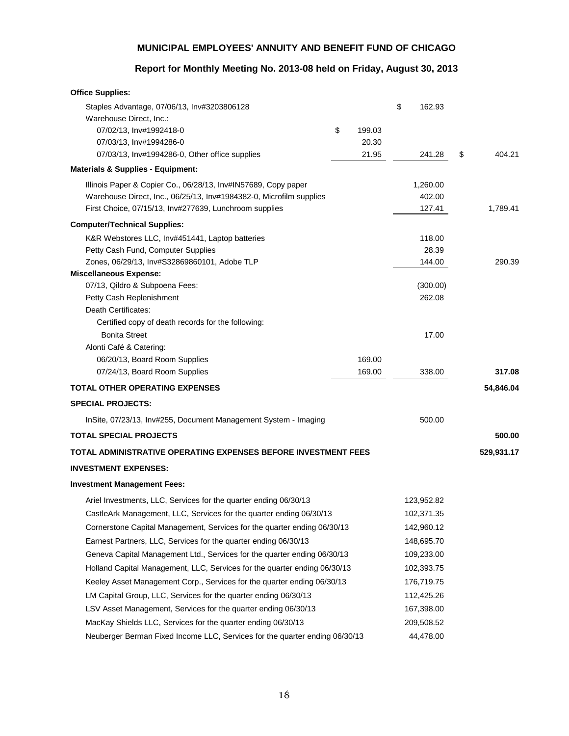# MUNICIPAL EMPLOYEES' ANNUITY AND BENEFIT FUND OF CHICAGO

## Report for Monthly Meeting No. 2013-08 held on Friday, August 30, 2013

| Description | | | |
|---|---|---|---|
| **Office Supplies:** | | | |
| Staples Advantage, 07/06/13, Inv#3203806128 | | $ 162.93 | |
| Warehouse Direct, Inc.: | | | |
| 07/02/13, Inv#1992418-0 | $ 199.03 | | |
| 07/03/13, Inv#1994286-0 | 20.30 | | |
| 07/03/13, Inv#1994286-0, Other office supplies | 21.95 | 241.28 | $ 404.21 |
| **Materials & Supplies - Equipment:** | | | |
| Illinois Paper & Copier Co., 06/28/13, Inv#IN57689, Copy paper | | 1,260.00 | |
| Warehouse Direct, Inc., 06/25/13, Inv#1984382-0, Microfilm supplies | | 402.00 | |
| First Choice, 07/15/13, Inv#277639, Lunchroom supplies | | 127.41 | 1,789.41 |
| **Computer/Technical Supplies:** | | | |
| K&R Webstores LLC, Inv#451441, Laptop batteries | | 118.00 | |
| Petty Cash Fund, Computer Supplies | | 28.39 | |
| Zones, 06/29/13, Inv#S32869860101, Adobe TLP | | 144.00 | 290.39 |
| **Miscellaneous Expense:** | | | |
| 07/13, Qildro & Subpoena Fees: | | (300.00) | |
| Petty Cash Replenishment | | 262.08 | |
| Death Certificates: | | | |
| Certified copy of death records for the following: | | | |
| Bonita Street | | 17.00 | |
| Alonti Café & Catering: | | | |
| 06/20/13, Board Room Supplies | 169.00 | | |
| 07/24/13, Board Room Supplies | 169.00 | 338.00 | **317.08** |
| **TOTAL OTHER OPERATING EXPENSES** | | | **54,846.04** |
| **SPECIAL PROJECTS:** | | | |
| InSite, 07/23/13, Inv#255, Document Management System - Imaging | | 500.00 | |
| **TOTAL SPECIAL PROJECTS** | | | **500.00** |
| **TOTAL ADMINISTRATIVE OPERATING EXPENSES BEFORE INVESTMENT FEES** | | | **529,931.17** |
| **INVESTMENT EXPENSES:** | | | |
| **Investment Management Fees:** | | | |
| Ariel Investments, LLC, Services for the quarter ending 06/30/13 | | 123,952.82 | |
| CastleArk Management, LLC, Services for the quarter ending 06/30/13 | | 102,371.35 | |
| Cornerstone Capital Management, Services for the quarter ending 06/30/13 | | 142,960.12 | |
| Earnest Partners, LLC, Services for the quarter ending 06/30/13 | | 148,695.70 | |
| Geneva Capital Management Ltd., Services for the quarter ending 06/30/13 | | 109,233.00 | |
| Holland Capital Management, LLC, Services for the quarter ending 06/30/13 | | 102,393.75 | |
| Keeley Asset Management Corp., Services for the quarter ending 06/30/13 | | 176,719.75 | |
| LM Capital Group, LLC, Services for the quarter ending 06/30/13 | | 112,425.26 | |
| LSV Asset Management, Services for the quarter ending 06/30/13 | | 167,398.00 | |
| MacKay Shields LLC, Services for the quarter ending 06/30/13 | | 209,508.52 | |
| Neuberger Berman Fixed Income LLC, Services for the quarter ending 06/30/13 | | 44,478.00 | |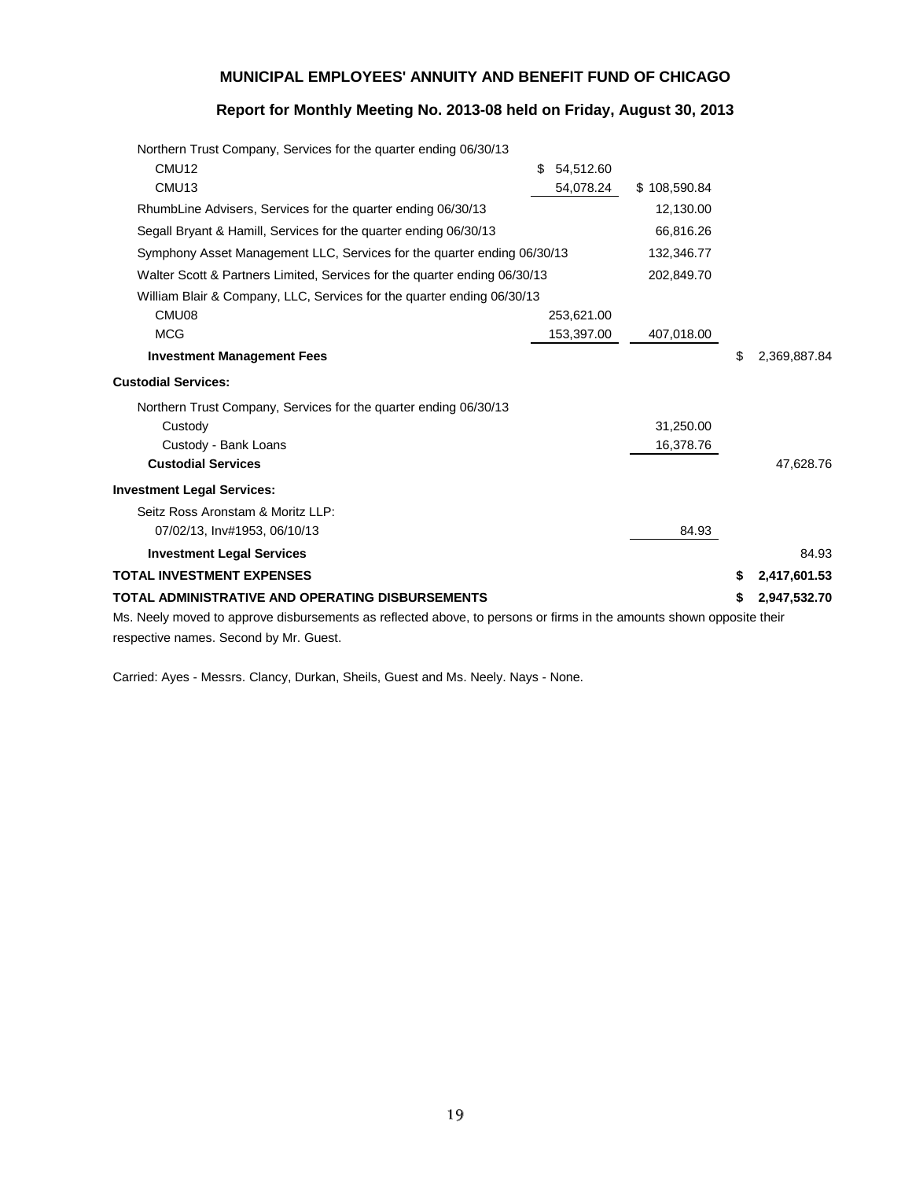**MUNICIPAL EMPLOYEES' ANNUITY AND BENEFIT FUND OF CHICAGO**

**Report for Monthly Meeting No. 2013-08 held on Friday, August 30, 2013**

| | | | |
|---|---|---|---|
| Northern Trust Company, Services for the quarter ending 06/30/13 | | | |
| CMU12 | $ 54,512.60 | | |
| CMU13 | 54,078.24 | $ 108,590.84 | |
| RhumbLine Advisers, Services for the quarter ending 06/30/13 | | 12,130.00 | |
| Segall Bryant & Hamill, Services for the quarter ending 06/30/13 | | 66,816.26 | |
| Symphony Asset Management LLC, Services for the quarter ending 06/30/13 | | 132,346.77 | |
| Walter Scott & Partners Limited, Services for the quarter ending 06/30/13 | | 202,849.70 | |
| William Blair & Company, LLC, Services for the quarter ending 06/30/13 | | | |
| CMU08 | 253,621.00 | | |
| MCG | 153,397.00 | 407,018.00 | |
| **Investment Management Fees** | | | $ 2,369,887.84 |
| **Custodial Services:** | | | |
| Northern Trust Company, Services for the quarter ending 06/30/13 | | | |
| Custody | | 31,250.00 | |
| Custody - Bank Loans | | 16,378.76 | |
| **Custodial Services** | | | 47,628.76 |
| **Investment Legal Services:** | | | |
| Seitz Ross Aronstam & Moritz LLP: | | | |
| 07/02/13, Inv#1953, 06/10/13 | | 84.93 | |
| **Investment Legal Services** | | | 84.93 |
| **TOTAL INVESTMENT EXPENSES** | | | **$ 2,417,601.53** |
| **TOTAL ADMINISTRATIVE AND OPERATING DISBURSEMENTS** | | | **$ 2,947,532.70** |

Ms. Neely moved to approve disbursements as reflected above, to persons or firms in the amounts shown opposite their respective names. Second by Mr. Guest.

Carried: Ayes - Messrs. Clancy, Durkan, Sheils, Guest and Ms. Neely. Nays - None.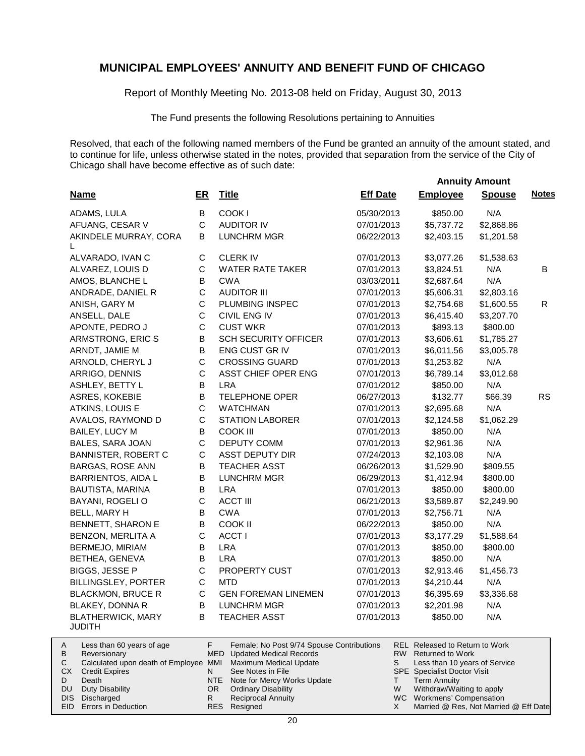# MUNICIPAL EMPLOYEES' ANNUITY AND BENEFIT FUND OF CHICAGO

Report of Monthly Meeting No. 2013-08 held on Friday, August 30, 2013

The Fund presents the following Resolutions pertaining to Annuities

Resolved, that each of the following named members of the Fund be granted an annuity of the amount stated, and to continue for life, unless otherwise stated in the notes, provided that separation from the service of the City of Chicago shall have become effective as of such date:

| Name | ER | Title | Eff Date | Annuity Amount Employee | Annuity Amount Spouse | Notes |
|---|---|---|---|---|---|---|
| ADAMS, LULA | B | COOK I | 05/30/2013 | $850.00 | N/A | |
| AFUANG, CESAR V | C | AUDITOR IV | 07/01/2013 | $5,737.72 | $2,868.86 | |
| AKINDELE MURRAY, CORA L | B | LUNCHRM MGR | 06/22/2013 | $2,403.15 | $1,201.58 | |
| ALVARADO, IVAN C | C | CLERK IV | 07/01/2013 | $3,077.26 | $1,538.63 | |
| ALVAREZ, LOUIS D | C | WATER RATE TAKER | 07/01/2013 | $3,824.51 | N/A | B |
| AMOS, BLANCHE L | B | CWA | 03/03/2011 | $2,687.64 | N/A | |
| ANDRADE, DANIEL R | C | AUDITOR III | 07/01/2013 | $5,606.31 | $2,803.16 | |
| ANISH, GARY M | C | PLUMBING INSPEC | 07/01/2013 | $2,754.68 | $1,600.55 | R |
| ANSELL, DALE | C | CIVIL ENG IV | 07/01/2013 | $6,415.40 | $3,207.70 | |
| APONTE, PEDRO J | C | CUST WKR | 07/01/2013 | $893.13 | $800.00 | |
| ARMSTRONG, ERIC S | B | SCH SECURITY OFFICER | 07/01/2013 | $3,606.61 | $1,785.27 | |
| ARNDT, JAMIE M | B | ENG CUST GR IV | 07/01/2013 | $6,011.56 | $3,005.78 | |
| ARNOLD, CHERYL J | C | CROSSING GUARD | 07/01/2013 | $1,253.82 | N/A | |
| ARRIGO, DENNIS | C | ASST CHIEF OPER ENG | 07/01/2013 | $6,789.14 | $3,012.68 | |
| ASHLEY, BETTY L | B | LRA | 07/01/2012 | $850.00 | N/A | |
| ASRES, KOKEBIE | B | TELEPHONE OPER | 06/27/2013 | $132.77 | $66.39 | RS |
| ATKINS, LOUIS E | C | WATCHMAN | 07/01/2013 | $2,695.68 | N/A | |
| AVALOS, RAYMOND D | C | STATION LABORER | 07/01/2013 | $2,124.58 | $1,062.29 | |
| BAILEY, LUCY M | B | COOK III | 07/01/2013 | $850.00 | N/A | |
| BALES, SARA JOAN | C | DEPUTY COMM | 07/01/2013 | $2,961.36 | N/A | |
| BANNISTER, ROBERT C | C | ASST DEPUTY DIR | 07/24/2013 | $2,103.08 | N/A | |
| BARGAS, ROSE ANN | B | TEACHER ASST | 06/26/2013 | $1,529.90 | $809.55 | |
| BARRIENTOS, AIDA L | B | LUNCHRM MGR | 06/29/2013 | $1,412.94 | $800.00 | |
| BAUTISTA, MARINA | B | LRA | 07/01/2013 | $850.00 | $800.00 | |
| BAYANI, ROGELI O | C | ACCT III | 06/21/2013 | $3,589.87 | $2,249.90 | |
| BELL, MARY H | B | CWA | 07/01/2013 | $2,756.71 | N/A | |
| BENNETT, SHARON E | B | COOK II | 06/22/2013 | $850.00 | N/A | |
| BENZON, MERLITA A | C | ACCT I | 07/01/2013 | $3,177.29 | $1,588.64 | |
| BERMEJO, MIRIAM | B | LRA | 07/01/2013 | $850.00 | $800.00 | |
| BETHEA, GENEVA | B | LRA | 07/01/2013 | $850.00 | N/A | |
| BIGGS, JESSE P | C | PROPERTY CUST | 07/01/2013 | $2,913.46 | $1,456.73 | |
| BILLINGSLEY, PORTER | C | MTD | 07/01/2013 | $4,210.44 | N/A | |
| BLACKMON, BRUCE R | C | GEN FOREMAN LINEMEN | 07/01/2013 | $6,395.69 | $3,336.68 | |
| BLAKEY, DONNA R | B | LUNCHRM MGR | 07/01/2013 | $2,201.98 | N/A | |
| BLATHERWICK, MARY JUDITH | B | TEACHER ASST | 07/01/2013 | $850.00 | N/A | |

| | | | | | |
|---|---|---|---|---|---|
| A | Less than 60 years of age | F | Female: No Post 9/74 Spouse Contributions | REL | Released to Return to Work |
| B | Reversionary | MED | Updated Medical Records | RW | Returned to Work |
| C | Calculated upon death of Employee | MMI | Maximum Medical Update | S | Less than 10 years of Service |
| CX | Credit Expires | N | See Notes in File | SPE | Specialist Doctor Visit |
| D | Death | NTE | Note for Mercy Works Update | T | Term Annuity |
| DU | Duty Disability | OR | Ordinary Disability | W | Withdraw/Waiting to apply |
| DIS | Discharged | R | Reciprocal Annuity | WC | Workmens' Compensation |
| EID | Errors in Deduction | RES | Resigned | X | Married @ Res, Not Married @ Eff Date |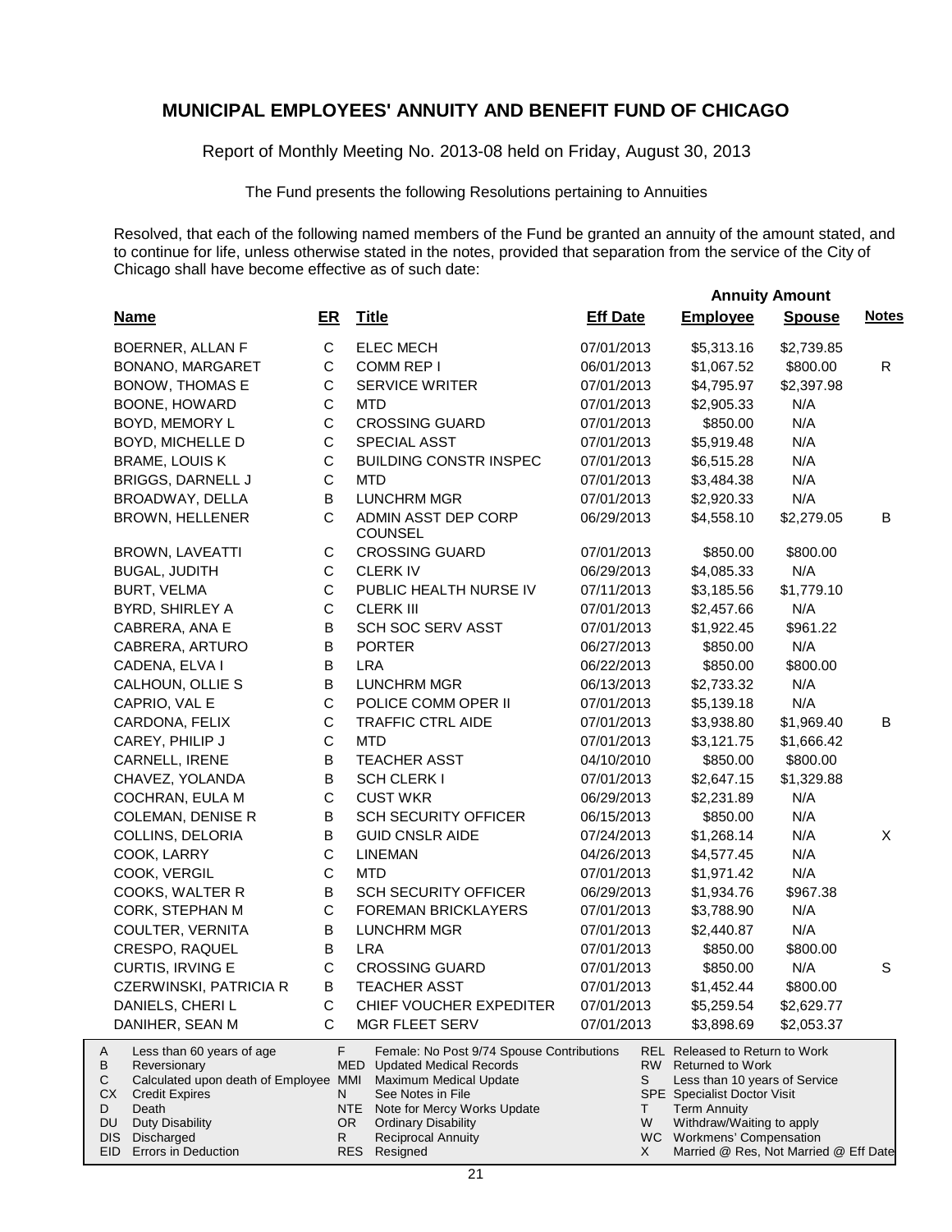# MUNICIPAL EMPLOYEES' ANNUITY AND BENEFIT FUND OF CHICAGO

Report of Monthly Meeting No. 2013-08 held on Friday, August 30, 2013

The Fund presents the following Resolutions pertaining to Annuities

Resolved, that each of the following named members of the Fund be granted an annuity of the amount stated, and to continue for life, unless otherwise stated in the notes, provided that separation from the service of the City of Chicago shall have become effective as of such date:

| Name | ER | Title | Eff Date | Annuity Amount Employee | Annuity Amount Spouse | Notes |
|---|---|---|---|---|---|---|
| BOERNER, ALLAN F | C | ELEC MECH | 07/01/2013 | $5,313.16 | $2,739.85 | |
| BONANO, MARGARET | C | COMM REP I | 06/01/2013 | $1,067.52 | $800.00 | R |
| BONOW, THOMAS E | C | SERVICE WRITER | 07/01/2013 | $4,795.97 | $2,397.98 | |
| BOONE, HOWARD | C | MTD | 07/01/2013 | $2,905.33 | N/A | |
| BOYD, MEMORY L | C | CROSSING GUARD | 07/01/2013 | $850.00 | N/A | |
| BOYD, MICHELLE D | C | SPECIAL ASST | 07/01/2013 | $5,919.48 | N/A | |
| BRAME, LOUIS K | C | BUILDING CONSTR INSPEC | 07/01/2013 | $6,515.28 | N/A | |
| BRIGGS, DARNELL J | C | MTD | 07/01/2013 | $3,484.38 | N/A | |
| BROADWAY, DELLA | B | LUNCHRM MGR | 07/01/2013 | $2,920.33 | N/A | |
| BROWN, HELLENER | C | ADMIN ASST DEP CORP COUNSEL | 06/29/2013 | $4,558.10 | $2,279.05 | B |
| BROWN, LAVEATTI | C | CROSSING GUARD | 07/01/2013 | $850.00 | $800.00 | |
| BUGAL, JUDITH | C | CLERK IV | 06/29/2013 | $4,085.33 | N/A | |
| BURT, VELMA | C | PUBLIC HEALTH NURSE IV | 07/11/2013 | $3,185.56 | $1,779.10 | |
| BYRD, SHIRLEY A | C | CLERK III | 07/01/2013 | $2,457.66 | N/A | |
| CABRERA, ANA E | B | SCH SOC SERV ASST | 07/01/2013 | $1,922.45 | $961.22 | |
| CABRERA, ARTURO | B | PORTER | 06/27/2013 | $850.00 | N/A | |
| CADENA, ELVA I | B | LRA | 06/22/2013 | $850.00 | $800.00 | |
| CALHOUN, OLLIE S | B | LUNCHRM MGR | 06/13/2013 | $2,733.32 | N/A | |
| CAPRIO, VAL E | C | POLICE COMM OPER II | 07/01/2013 | $5,139.18 | N/A | |
| CARDONA, FELIX | C | TRAFFIC CTRL AIDE | 07/01/2013 | $3,938.80 | $1,969.40 | B |
| CAREY, PHILIP J | C | MTD | 07/01/2013 | $3,121.75 | $1,666.42 | |
| CARNELL, IRENE | B | TEACHER ASST | 04/10/2010 | $850.00 | $800.00 | |
| CHAVEZ, YOLANDA | B | SCH CLERK I | 07/01/2013 | $2,647.15 | $1,329.88 | |
| COCHRAN, EULA M | C | CUST WKR | 06/29/2013 | $2,231.89 | N/A | |
| COLEMAN, DENISE R | B | SCH SECURITY OFFICER | 06/15/2013 | $850.00 | N/A | |
| COLLINS, DELORIA | B | GUID CNSLR AIDE | 07/24/2013 | $1,268.14 | N/A | X |
| COOK, LARRY | C | LINEMAN | 04/26/2013 | $4,577.45 | N/A | |
| COOK, VERGIL | C | MTD | 07/01/2013 | $1,971.42 | N/A | |
| COOKS, WALTER R | B | SCH SECURITY OFFICER | 06/29/2013 | $1,934.76 | $967.38 | |
| CORK, STEPHAN M | C | FOREMAN BRICKLAYERS | 07/01/2013 | $3,788.90 | N/A | |
| COULTER, VERNITA | B | LUNCHRM MGR | 07/01/2013 | $2,440.87 | N/A | |
| CRESPO, RAQUEL | B | LRA | 07/01/2013 | $850.00 | $800.00 | |
| CURTIS, IRVING E | C | CROSSING GUARD | 07/01/2013 | $850.00 | N/A | S |
| CZERWINSKI, PATRICIA R | B | TEACHER ASST | 07/01/2013 | $1,452.44 | $800.00 | |
| DANIELS, CHERI L | C | CHIEF VOUCHER EXPEDITER | 07/01/2013 | $5,259.54 | $2,629.77 | |
| DANIHER, SEAN M | C | MGR FLEET SERV | 07/01/2013 | $3,898.69 | $2,053.37 | |

| Code | Description | Code | Description | Code | Description |
|---|---|---|---|---|---|
| A | Less than 60 years of age | F | Female: No Post 9/74 Spouse Contributions | REL | Released to Return to Work |
| B | Reversionary | MED | Updated Medical Records | RW | Returned to Work |
| C | Calculated upon death of Employee | MMI | Maximum Medical Update | S | Less than 10 years of Service |
| CX | Credit Expires | N | See Notes in File | SPE | Specialist Doctor Visit |
| D | Death | NTE | Note for Mercy Works Update | T | Term Annuity |
| DU | Duty Disability | OR | Ordinary Disability | W | Withdraw/Waiting to apply |
| DIS | Discharged | R | Reciprocal Annuity | WC | Workmens' Compensation |
| EID | Errors in Deduction | RES | Resigned | X | Married @ Res, Not Married @ Eff Date |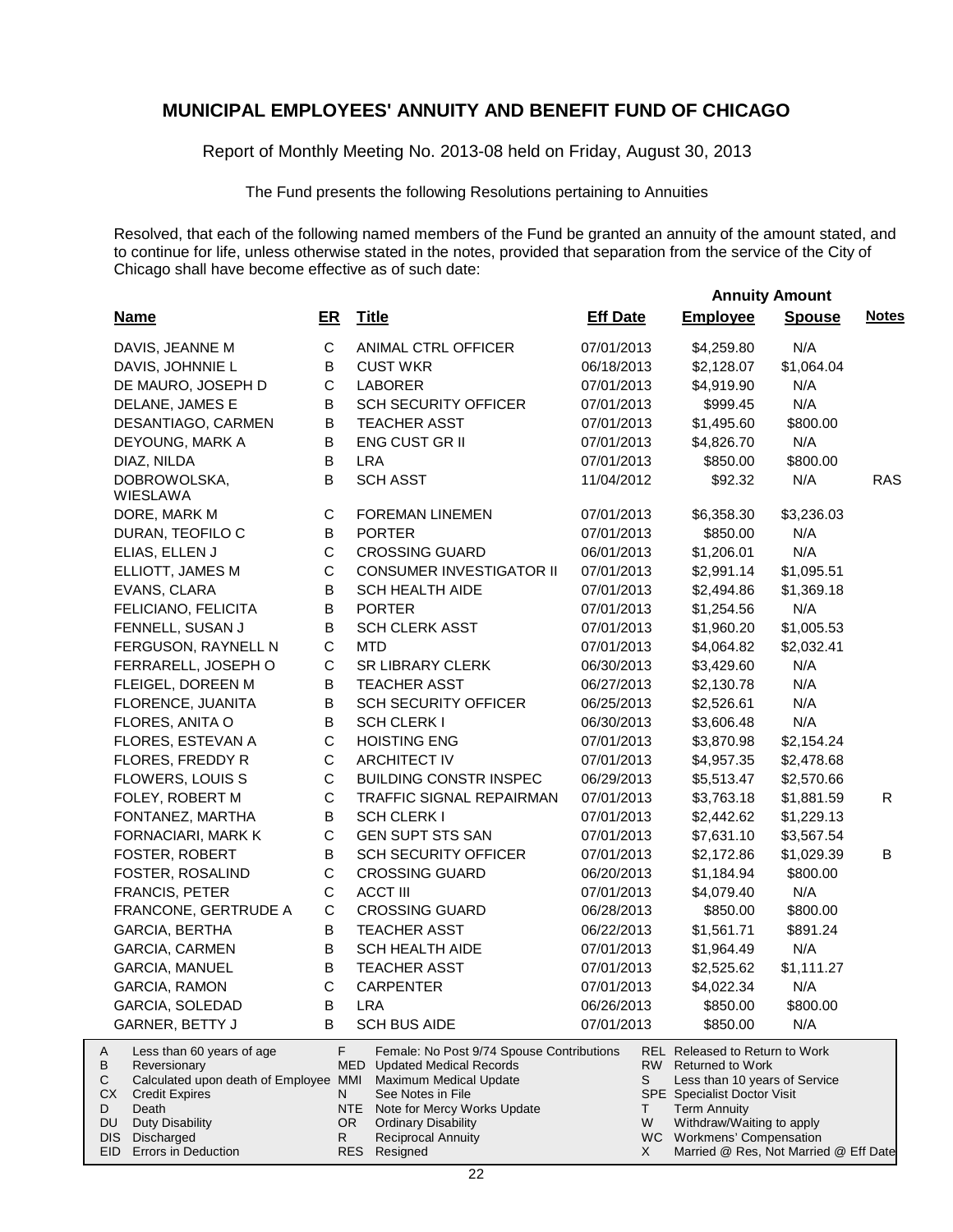## MUNICIPAL EMPLOYEES' ANNUITY AND BENEFIT FUND OF CHICAGO

Report of Monthly Meeting No. 2013-08 held on Friday, August 30, 2013

The Fund presents the following Resolutions pertaining to Annuities

Resolved, that each of the following named members of the Fund be granted an annuity of the amount stated, and to continue for life, unless otherwise stated in the notes, provided that separation from the service of the City of Chicago shall have become effective as of such date:

| Name | ER | Title | Eff Date | Annuity Amount Employee | Annuity Amount Spouse | Notes |
|---|---|---|---|---|---|---|
| DAVIS, JEANNE M | C | ANIMAL CTRL OFFICER | 07/01/2013 | $4,259.80 | N/A | |
| DAVIS, JOHNNIE L | B | CUST WKR | 06/18/2013 | $2,128.07 | $1,064.04 | |
| DE MAURO, JOSEPH D | C | LABORER | 07/01/2013 | $4,919.90 | N/A | |
| DELANE, JAMES E | B | SCH SECURITY OFFICER | 07/01/2013 | $999.45 | N/A | |
| DESANTIAGO, CARMEN | B | TEACHER ASST | 07/01/2013 | $1,495.60 | $800.00 | |
| DEYOUNG, MARK A | B | ENG CUST GR II | 07/01/2013 | $4,826.70 | N/A | |
| DIAZ, NILDA | B | LRA | 07/01/2013 | $850.00 | $800.00 | |
| DOBROWOLSKA, WIESLAWA | B | SCH ASST | 11/04/2012 | $92.32 | N/A | RAS |
| DORE, MARK M | C | FOREMAN LINEMEN | 07/01/2013 | $6,358.30 | $3,236.03 | |
| DURAN, TEOFILO C | B | PORTER | 07/01/2013 | $850.00 | N/A | |
| ELIAS, ELLEN J | C | CROSSING GUARD | 06/01/2013 | $1,206.01 | N/A | |
| ELLIOTT, JAMES M | C | CONSUMER INVESTIGATOR II | 07/01/2013 | $2,991.14 | $1,095.51 | |
| EVANS, CLARA | B | SCH HEALTH AIDE | 07/01/2013 | $2,494.86 | $1,369.18 | |
| FELICIANO, FELICITA | B | PORTER | 07/01/2013 | $1,254.56 | N/A | |
| FENNELL, SUSAN J | B | SCH CLERK ASST | 07/01/2013 | $1,960.20 | $1,005.53 | |
| FERGUSON, RAYNELL N | C | MTD | 07/01/2013 | $4,064.82 | $2,032.41 | |
| FERRARELL, JOSEPH O | C | SR LIBRARY CLERK | 06/30/2013 | $3,429.60 | N/A | |
| FLEIGEL, DOREEN M | B | TEACHER ASST | 06/27/2013 | $2,130.78 | N/A | |
| FLORENCE, JUANITA | B | SCH SECURITY OFFICER | 06/25/2013 | $2,526.61 | N/A | |
| FLORES, ANITA O | B | SCH CLERK I | 06/30/2013 | $3,606.48 | N/A | |
| FLORES, ESTEVAN A | C | HOISTING ENG | 07/01/2013 | $3,870.98 | $2,154.24 | |
| FLORES, FREDDY R | C | ARCHITECT IV | 07/01/2013 | $4,957.35 | $2,478.68 | |
| FLOWERS, LOUIS S | C | BUILDING CONSTR INSPEC | 06/29/2013 | $5,513.47 | $2,570.66 | |
| FOLEY, ROBERT M | C | TRAFFIC SIGNAL REPAIRMAN | 07/01/2013 | $3,763.18 | $1,881.59 | R |
| FONTANEZ, MARTHA | B | SCH CLERK I | 07/01/2013 | $2,442.62 | $1,229.13 | |
| FORNACIARI, MARK K | C | GEN SUPT STS SAN | 07/01/2013 | $7,631.10 | $3,567.54 | |
| FOSTER, ROBERT | B | SCH SECURITY OFFICER | 07/01/2013 | $2,172.86 | $1,029.39 | B |
| FOSTER, ROSALIND | C | CROSSING GUARD | 06/20/2013 | $1,184.94 | $800.00 | |
| FRANCIS, PETER | C | ACCT III | 07/01/2013 | $4,079.40 | N/A | |
| FRANCONE, GERTRUDE A | C | CROSSING GUARD | 06/28/2013 | $850.00 | $800.00 | |
| GARCIA, BERTHA | B | TEACHER ASST | 06/22/2013 | $1,561.71 | $891.24 | |
| GARCIA, CARMEN | B | SCH HEALTH AIDE | 07/01/2013 | $1,964.49 | N/A | |
| GARCIA, MANUEL | B | TEACHER ASST | 07/01/2013 | $2,525.62 | $1,111.27 | |
| GARCIA, RAMON | C | CARPENTER | 07/01/2013 | $4,022.34 | N/A | |
| GARCIA, SOLEDAD | B | LRA | 06/26/2013 | $850.00 | $800.00 | |
| GARNER, BETTY J | B | SCH BUS AIDE | 07/01/2013 | $850.00 | N/A | |

| | | | | | |
|---|---|---|---|---|---|
| A | Less than 60 years of age | F | Female: No Post 9/74 Spouse Contributions | REL | Released to Return to Work |
| B | Reversionary | MED | Updated Medical Records | RW | Returned to Work |
| C | Calculated upon death of Employee | MMI | Maximum Medical Update | S | Less than 10 years of Service |
| CX | Credit Expires | N | See Notes in File | SPE | Specialist Doctor Visit |
| D | Death | NTE | Note for Mercy Works Update | T | Term Annuity |
| DU | Duty Disability | OR | Ordinary Disability | W | Withdraw/Waiting to apply |
| DIS | Discharged | R | Reciprocal Annuity | WC | Workmens' Compensation |
| EID | Errors in Deduction | RES | Resigned | X | Married @ Res, Not Married @ Eff Date |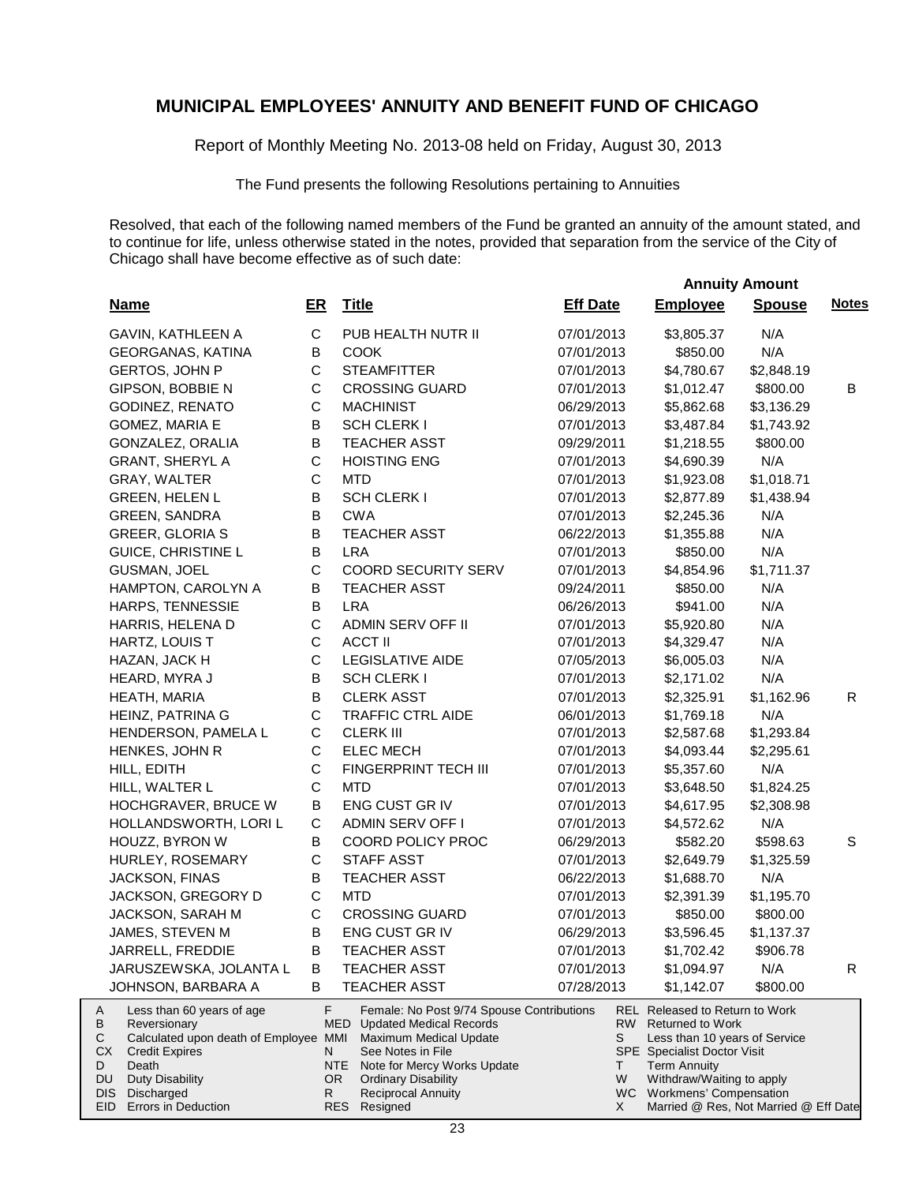# MUNICIPAL EMPLOYEES' ANNUITY AND BENEFIT FUND OF CHICAGO

Report of Monthly Meeting No. 2013-08 held on Friday, August 30, 2013

The Fund presents the following Resolutions pertaining to Annuities

Resolved, that each of the following named members of the Fund be granted an annuity of the amount stated, and to continue for life, unless otherwise stated in the notes, provided that separation from the service of the City of Chicago shall have become effective as of such date:

| Name | ER | Title | Eff Date | Annuity Amount Employee | Annuity Amount Spouse | Notes |
|---|---|---|---|---|---|---|
| GAVIN, KATHLEEN A | C | PUB HEALTH NUTR II | 07/01/2013 | $3,805.37 | N/A | |
| GEORGANAS, KATINA | B | COOK | 07/01/2013 | $850.00 | N/A | |
| GERTOS, JOHN P | C | STEAMFITTER | 07/01/2013 | $4,780.67 | $2,848.19 | |
| GIPSON, BOBBIE N | C | CROSSING GUARD | 07/01/2013 | $1,012.47 | $800.00 | B |
| GODINEZ, RENATO | C | MACHINIST | 06/29/2013 | $5,862.68 | $3,136.29 | |
| GOMEZ, MARIA E | B | SCH CLERK I | 07/01/2013 | $3,487.84 | $1,743.92 | |
| GONZALEZ, ORALIA | B | TEACHER ASST | 09/29/2011 | $1,218.55 | $800.00 | |
| GRANT, SHERYL A | C | HOISTING ENG | 07/01/2013 | $4,690.39 | N/A | |
| GRAY, WALTER | C | MTD | 07/01/2013 | $1,923.08 | $1,018.71 | |
| GREEN, HELEN L | B | SCH CLERK I | 07/01/2013 | $2,877.89 | $1,438.94 | |
| GREEN, SANDRA | B | CWA | 07/01/2013 | $2,245.36 | N/A | |
| GREER, GLORIA S | B | TEACHER ASST | 06/22/2013 | $1,355.88 | N/A | |
| GUICE, CHRISTINE L | B | LRA | 07/01/2013 | $850.00 | N/A | |
| GUSMAN, JOEL | C | COORD SECURITY SERV | 07/01/2013 | $4,854.96 | $1,711.37 | |
| HAMPTON, CAROLYN A | B | TEACHER ASST | 09/24/2011 | $850.00 | N/A | |
| HARPS, TENNESSIE | B | LRA | 06/26/2013 | $941.00 | N/A | |
| HARRIS, HELENA D | C | ADMIN SERV OFF II | 07/01/2013 | $5,920.80 | N/A | |
| HARTZ, LOUIS T | C | ACCT II | 07/01/2013 | $4,329.47 | N/A | |
| HAZAN, JACK H | C | LEGISLATIVE AIDE | 07/05/2013 | $6,005.03 | N/A | |
| HEARD, MYRA J | B | SCH CLERK I | 07/01/2013 | $2,171.02 | N/A | |
| HEATH, MARIA | B | CLERK ASST | 07/01/2013 | $2,325.91 | $1,162.96 | R |
| HEINZ, PATRINA G | C | TRAFFIC CTRL AIDE | 06/01/2013 | $1,769.18 | N/A | |
| HENDERSON, PAMELA L | C | CLERK III | 07/01/2013 | $2,587.68 | $1,293.84 | |
| HENKES, JOHN R | C | ELEC MECH | 07/01/2013 | $4,093.44 | $2,295.61 | |
| HILL, EDITH | C | FINGERPRINT TECH III | 07/01/2013 | $5,357.60 | N/A | |
| HILL, WALTER L | C | MTD | 07/01/2013 | $3,648.50 | $1,824.25 | |
| HOCHGRAVER, BRUCE W | B | ENG CUST GR IV | 07/01/2013 | $4,617.95 | $2,308.98 | |
| HOLLANDSWORTH, LORI L | C | ADMIN SERV OFF I | 07/01/2013 | $4,572.62 | N/A | |
| HOUZZ, BYRON W | B | COORD POLICY PROC | 06/29/2013 | $582.20 | $598.63 | S |
| HURLEY, ROSEMARY | C | STAFF ASST | 07/01/2013 | $2,649.79 | $1,325.59 | |
| JACKSON, FINAS | B | TEACHER ASST | 06/22/2013 | $1,688.70 | N/A | |
| JACKSON, GREGORY D | C | MTD | 07/01/2013 | $2,391.39 | $1,195.70 | |
| JACKSON, SARAH M | C | CROSSING GUARD | 07/01/2013 | $850.00 | $800.00 | |
| JAMES, STEVEN M | B | ENG CUST GR IV | 06/29/2013 | $3,596.45 | $1,137.37 | |
| JARRELL, FREDDIE | B | TEACHER ASST | 07/01/2013 | $1,702.42 | $906.78 | |
| JARUSZEWSKA, JOLANTA L | B | TEACHER ASST | 07/01/2013 | $1,094.97 | N/A | R |
| JOHNSON, BARBARA A | B | TEACHER ASST | 07/28/2013 | $1,142.07 | $800.00 | |

| Code | Description | Code | Description | Code | Description |
|---|---|---|---|---|---|
| A | Less than 60 years of age | F | Female: No Post 9/74 Spouse Contributions | REL | Released to Return to Work |
| B | Reversionary | MED | Updated Medical Records | RW | Returned to Work |
| C | Calculated upon death of Employee | MMI | Maximum Medical Update | S | Less than 10 years of Service |
| CX | Credit Expires | N | See Notes in File | SPE | Specialist Doctor Visit |
| D | Death | NTE | Note for Mercy Works Update | T | Term Annuity |
| DU | Duty Disability | OR | Ordinary Disability | W | Withdraw/Waiting to apply |
| DIS | Discharged | R | Reciprocal Annuity | WC | Workmens' Compensation |
| EID | Errors in Deduction | RES | Resigned | X | Married @ Res, Not Married @ Eff Date |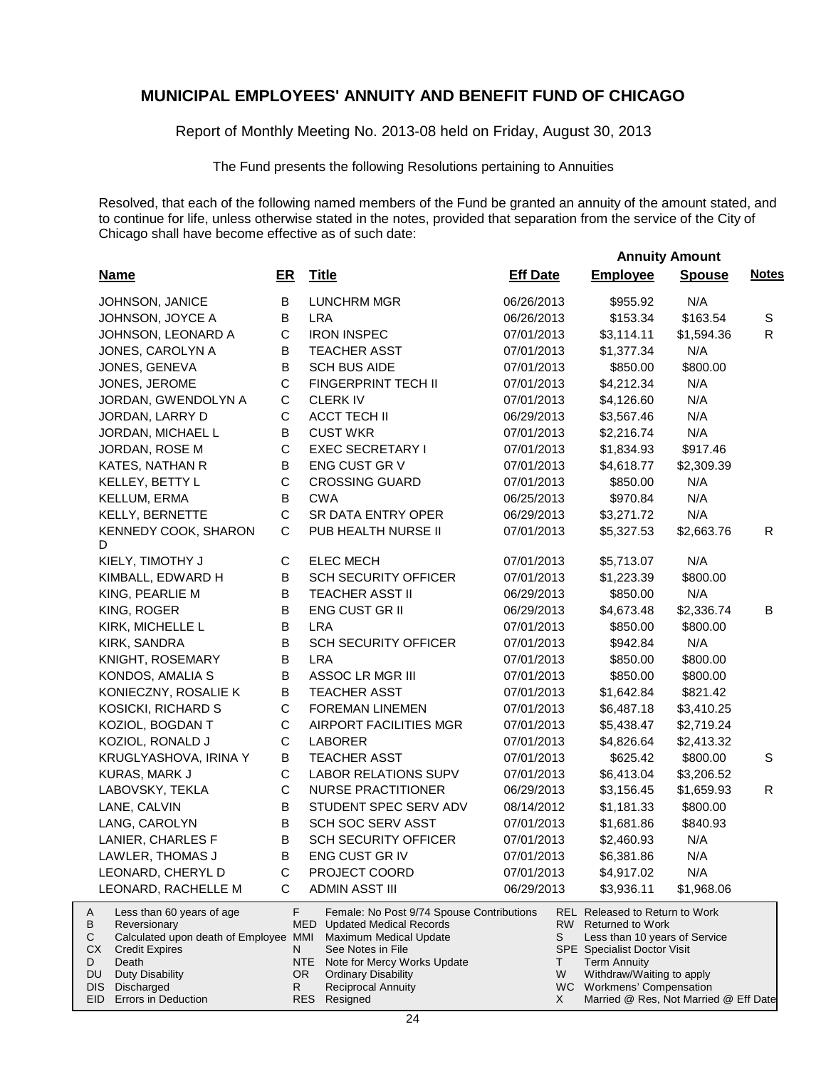# MUNICIPAL EMPLOYEES' ANNUITY AND BENEFIT FUND OF CHICAGO

Report of Monthly Meeting No. 2013-08 held on Friday, August 30, 2013

The Fund presents the following Resolutions pertaining to Annuities

Resolved, that each of the following named members of the Fund be granted an annuity of the amount stated, and to continue for life, unless otherwise stated in the notes, provided that separation from the service of the City of Chicago shall have become effective as of such date:

| Name | ER | Title | Eff Date | Annuity Amount Employee | Annuity Amount Spouse | Notes |
|---|---|---|---|---|---|---|
| JOHNSON, JANICE | B | LUNCHRM MGR | 06/26/2013 | $955.92 | N/A | |
| JOHNSON, JOYCE A | B | LRA | 06/26/2013 | $153.34 | $163.54 | S |
| JOHNSON, LEONARD A | C | IRON INSPEC | 07/01/2013 | $3,114.11 | $1,594.36 | R |
| JONES, CAROLYN A | B | TEACHER ASST | 07/01/2013 | $1,377.34 | N/A | |
| JONES, GENEVA | B | SCH BUS AIDE | 07/01/2013 | $850.00 | $800.00 | |
| JONES, JEROME | C | FINGERPRINT TECH II | 07/01/2013 | $4,212.34 | N/A | |
| JORDAN, GWENDOLYN A | C | CLERK IV | 07/01/2013 | $4,126.60 | N/A | |
| JORDAN, LARRY D | C | ACCT TECH II | 06/29/2013 | $3,567.46 | N/A | |
| JORDAN, MICHAEL L | B | CUST WKR | 07/01/2013 | $2,216.74 | N/A | |
| JORDAN, ROSE M | C | EXEC SECRETARY I | 07/01/2013 | $1,834.93 | $917.46 | |
| KATES, NATHAN R | B | ENG CUST GR V | 07/01/2013 | $4,618.77 | $2,309.39 | |
| KELLEY, BETTY L | C | CROSSING GUARD | 07/01/2013 | $850.00 | N/A | |
| KELLUM, ERMA | B | CWA | 06/25/2013 | $970.84 | N/A | |
| KELLY, BERNETTE | C | SR DATA ENTRY OPER | 06/29/2013 | $3,271.72 | N/A | |
| KENNEDY COOK, SHARON D | C | PUB HEALTH NURSE II | 07/01/2013 | $5,327.53 | $2,663.76 | R |
| KIELY, TIMOTHY J | C | ELEC MECH | 07/01/2013 | $5,713.07 | N/A | |
| KIMBALL, EDWARD H | B | SCH SECURITY OFFICER | 07/01/2013 | $1,223.39 | $800.00 | |
| KING, PEARLIE M | B | TEACHER ASST II | 06/29/2013 | $850.00 | N/A | |
| KING, ROGER | B | ENG CUST GR II | 06/29/2013 | $4,673.48 | $2,336.74 | B |
| KIRK, MICHELLE L | B | LRA | 07/01/2013 | $850.00 | $800.00 | |
| KIRK, SANDRA | B | SCH SECURITY OFFICER | 07/01/2013 | $942.84 | N/A | |
| KNIGHT, ROSEMARY | B | LRA | 07/01/2013 | $850.00 | $800.00 | |
| KONDOS, AMALIA S | B | ASSOC LR MGR III | 07/01/2013 | $850.00 | $800.00 | |
| KONIECZNY, ROSALIE K | B | TEACHER ASST | 07/01/2013 | $1,642.84 | $821.42 | |
| KOSICKI, RICHARD S | C | FOREMAN LINEMEN | 07/01/2013 | $6,487.18 | $3,410.25 | |
| KOZIOL, BOGDAN T | C | AIRPORT FACILITIES MGR | 07/01/2013 | $5,438.47 | $2,719.24 | |
| KOZIOL, RONALD J | C | LABORER | 07/01/2013 | $4,826.64 | $2,413.32 | |
| KRUGLYASHOVA, IRINA Y | B | TEACHER ASST | 07/01/2013 | $625.42 | $800.00 | S |
| KURAS, MARK J | C | LABOR RELATIONS SUPV | 07/01/2013 | $6,413.04 | $3,206.52 | |
| LABOVSKY, TEKLA | C | NURSE PRACTITIONER | 06/29/2013 | $3,156.45 | $1,659.93 | R |
| LANE, CALVIN | B | STUDENT SPEC SERV ADV | 08/14/2012 | $1,181.33 | $800.00 | |
| LANG, CAROLYN | B | SCH SOC SERV ASST | 07/01/2013 | $1,681.86 | $840.93 | |
| LANIER, CHARLES F | B | SCH SECURITY OFFICER | 07/01/2013 | $2,460.93 | N/A | |
| LAWLER, THOMAS J | B | ENG CUST GR IV | 07/01/2013 | $6,381.86 | N/A | |
| LEONARD, CHERYL D | C | PROJECT COORD | 07/01/2013 | $4,917.02 | N/A | |
| LEONARD, RACHELLE M | C | ADMIN ASST III | 06/29/2013 | $3,936.11 | $1,968.06 | |

| | | | | | |
|---|---|---|---|---|---|
| A | Less than 60 years of age | F | Female: No Post 9/74 Spouse Contributions | REL | Released to Return to Work |
| B | Reversionary | MED | Updated Medical Records | RW | Returned to Work |
| C | Calculated upon death of Employee | MMI | Maximum Medical Update | S | Less than 10 years of Service |
| CX | Credit Expires | N | See Notes in File | SPE | Specialist Doctor Visit |
| D | Death | NTE | Note for Mercy Works Update | T | Term Annuity |
| DU | Duty Disability | OR | Ordinary Disability | W | Withdraw/Waiting to apply |
| DIS | Discharged | R | Reciprocal Annuity | WC | Workmens' Compensation |
| EID | Errors in Deduction | RES | Resigned | X | Married @ Res, Not Married @ Eff Date |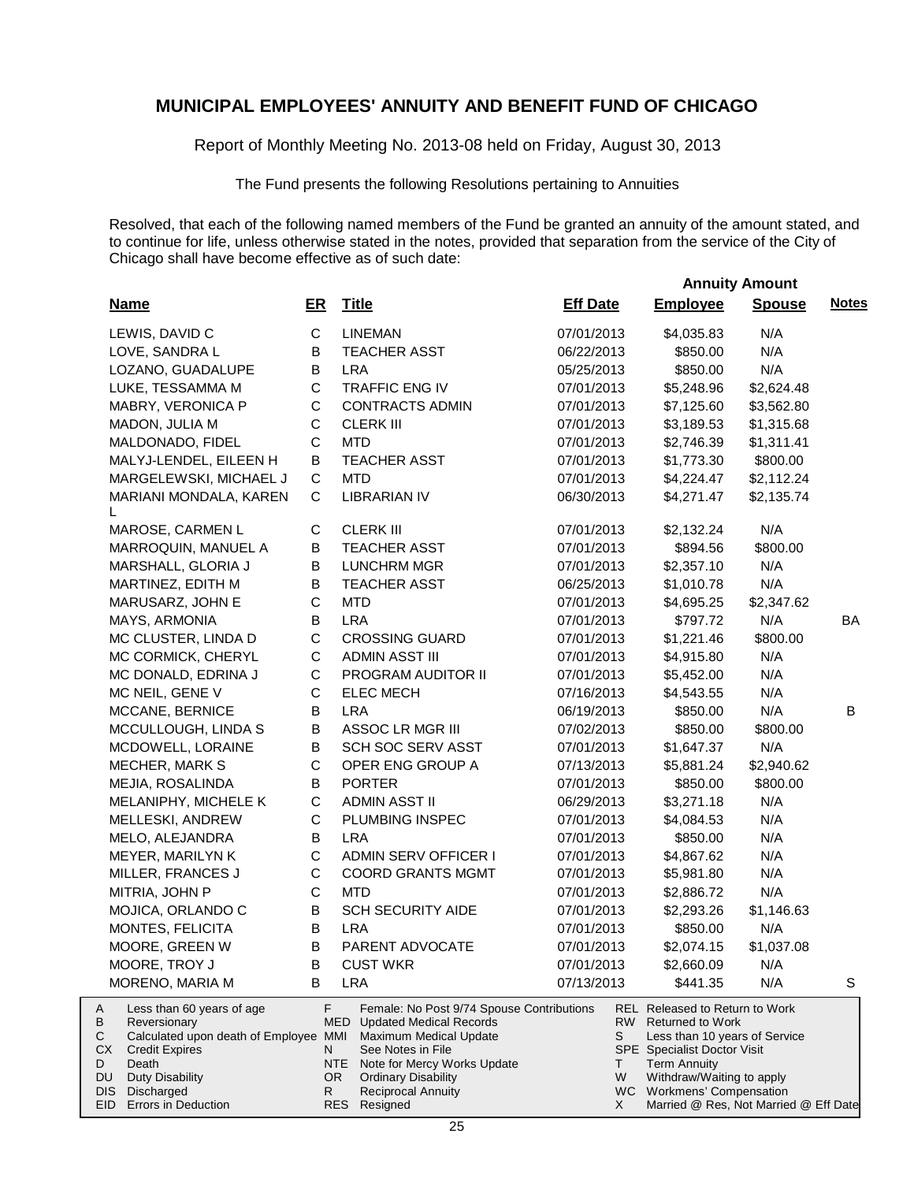## MUNICIPAL EMPLOYEES' ANNUITY AND BENEFIT FUND OF CHICAGO

Report of Monthly Meeting No. 2013-08 held on Friday, August 30, 2013

The Fund presents the following Resolutions pertaining to Annuities

Resolved, that each of the following named members of the Fund be granted an annuity of the amount stated, and to continue for life, unless otherwise stated in the notes, provided that separation from the service of the City of Chicago shall have become effective as of such date:

| Name | ER | Title | Eff Date | Annuity Amount Employee | Annuity Amount Spouse | Notes |
|---|---|---|---|---|---|---|
| LEWIS, DAVID C | C | LINEMAN | 07/01/2013 | $4,035.83 | N/A | |
| LOVE, SANDRA L | B | TEACHER ASST | 06/22/2013 | $850.00 | N/A | |
| LOZANO, GUADALUPE | B | LRA | 05/25/2013 | $850.00 | N/A | |
| LUKE, TESSAMMA M | C | TRAFFIC ENG IV | 07/01/2013 | $5,248.96 | $2,624.48 | |
| MABRY, VERONICA P | C | CONTRACTS ADMIN | 07/01/2013 | $7,125.60 | $3,562.80 | |
| MADON, JULIA M | C | CLERK III | 07/01/2013 | $3,189.53 | $1,315.68 | |
| MALDONADO, FIDEL | C | MTD | 07/01/2013 | $2,746.39 | $1,311.41 | |
| MALYJ-LENDEL, EILEEN H | B | TEACHER ASST | 07/01/2013 | $1,773.30 | $800.00 | |
| MARGELEWSKI, MICHAEL J | C | MTD | 07/01/2013 | $4,224.47 | $2,112.24 | |
| MARIANI MONDALA, KAREN L | C | LIBRARIAN IV | 06/30/2013 | $4,271.47 | $2,135.74 | |
| MAROSE, CARMEN L | C | CLERK III | 07/01/2013 | $2,132.24 | N/A | |
| MARROQUIN, MANUEL A | B | TEACHER ASST | 07/01/2013 | $894.56 | $800.00 | |
| MARSHALL, GLORIA J | B | LUNCHRM MGR | 07/01/2013 | $2,357.10 | N/A | |
| MARTINEZ, EDITH M | B | TEACHER ASST | 06/25/2013 | $1,010.78 | N/A | |
| MARUSARZ, JOHN E | C | MTD | 07/01/2013 | $4,695.25 | $2,347.62 | |
| MAYS, ARMONIA | B | LRA | 07/01/2013 | $797.72 | N/A | BA |
| MC CLUSTER, LINDA D | C | CROSSING GUARD | 07/01/2013 | $1,221.46 | $800.00 | |
| MC CORMICK, CHERYL | C | ADMIN ASST III | 07/01/2013 | $4,915.80 | N/A | |
| MC DONALD, EDRINA J | C | PROGRAM AUDITOR II | 07/01/2013 | $5,452.00 | N/A | |
| MC NEIL, GENE V | C | ELEC MECH | 07/16/2013 | $4,543.55 | N/A | |
| MCCANE, BERNICE | B | LRA | 06/19/2013 | $850.00 | N/A | B |
| MCCULLOUGH, LINDA S | B | ASSOC LR MGR III | 07/02/2013 | $850.00 | $800.00 | |
| MCDOWELL, LORAINE | B | SCH SOC SERV ASST | 07/01/2013 | $1,647.37 | N/A | |
| MECHER, MARK S | C | OPER ENG GROUP A | 07/13/2013 | $5,881.24 | $2,940.62 | |
| MEJIA, ROSALINDA | B | PORTER | 07/01/2013 | $850.00 | $800.00 | |
| MELANIPHY, MICHELE K | C | ADMIN ASST II | 06/29/2013 | $3,271.18 | N/A | |
| MELLESKI, ANDREW | C | PLUMBING INSPEC | 07/01/2013 | $4,084.53 | N/A | |
| MELO, ALEJANDRA | B | LRA | 07/01/2013 | $850.00 | N/A | |
| MEYER, MARILYN K | C | ADMIN SERV OFFICER I | 07/01/2013 | $4,867.62 | N/A | |
| MILLER, FRANCES J | C | COORD GRANTS MGMT | 07/01/2013 | $5,981.80 | N/A | |
| MITRIA, JOHN P | C | MTD | 07/01/2013 | $2,886.72 | N/A | |
| MOJICA, ORLANDO C | B | SCH SECURITY AIDE | 07/01/2013 | $2,293.26 | $1,146.63 | |
| MONTES, FELICITA | B | LRA | 07/01/2013 | $850.00 | N/A | |
| MOORE, GREEN W | B | PARENT ADVOCATE | 07/01/2013 | $2,074.15 | $1,037.08 | |
| MOORE, TROY J | B | CUST WKR | 07/01/2013 | $2,660.09 | N/A | |
| MORENO, MARIA M | B | LRA | 07/13/2013 | $441.35 | N/A | S |

| | | | | | |
|---|---|---|---|---|---|
| A | Less than 60 years of age | F | Female: No Post 9/74 Spouse Contributions | REL | Released to Return to Work |
| B | Reversionary | MED | Updated Medical Records | RW | Returned to Work |
| C | Calculated upon death of Employee | MMI | Maximum Medical Update | S | Less than 10 years of Service |
| CX | Credit Expires | N | See Notes in File | SPE | Specialist Doctor Visit |
| D | Death | NTE | Note for Mercy Works Update | T | Term Annuity |
| DU | Duty Disability | OR | Ordinary Disability | W | Withdraw/Waiting to apply |
| DIS | Discharged | R | Reciprocal Annuity | WC | Workmens' Compensation |
| EID | Errors in Deduction | RES | Resigned | X | Married @ Res, Not Married @ Eff Date |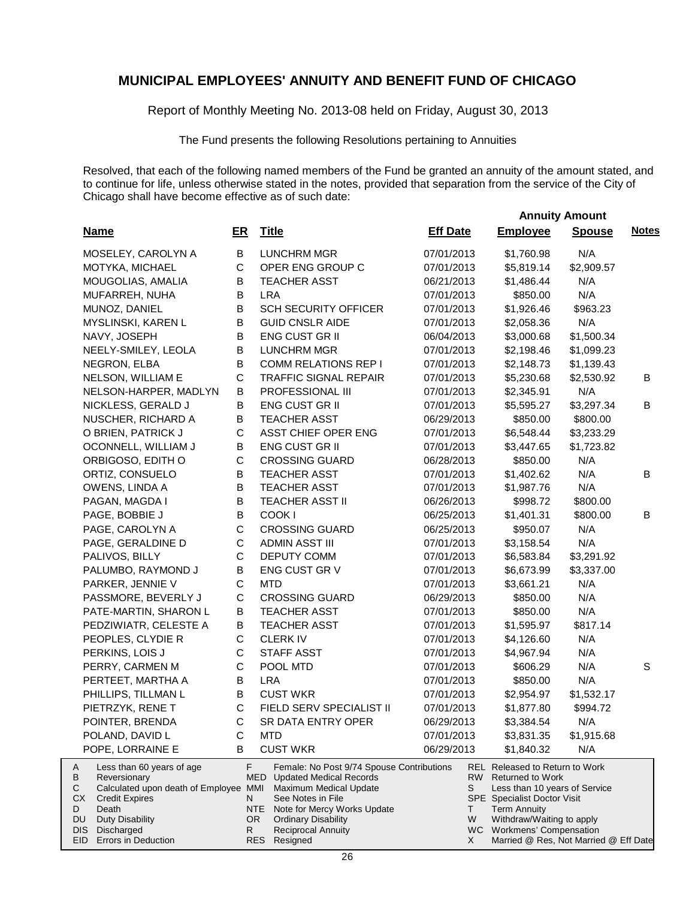# MUNICIPAL EMPLOYEES' ANNUITY AND BENEFIT FUND OF CHICAGO

Report of Monthly Meeting No. 2013-08 held on Friday, August 30, 2013

The Fund presents the following Resolutions pertaining to Annuities

Resolved, that each of the following named members of the Fund be granted an annuity of the amount stated, and to continue for life, unless otherwise stated in the notes, provided that separation from the service of the City of Chicago shall have become effective as of such date:

| Name | ER | Title | Eff Date | Annuity Amount Employee | Annuity Amount Spouse | Notes |
|---|---|---|---|---|---|---|
| MOSELEY, CAROLYN A | B | LUNCHRM MGR | 07/01/2013 | $1,760.98 | N/A | |
| MOTYKA, MICHAEL | C | OPER ENG GROUP C | 07/01/2013 | $5,819.14 | $2,909.57 | |
| MOUGOLIAS, AMALIA | B | TEACHER ASST | 06/21/2013 | $1,486.44 | N/A | |
| MUFARREH, NUHA | B | LRA | 07/01/2013 | $850.00 | N/A | |
| MUNOZ, DANIEL | B | SCH SECURITY OFFICER | 07/01/2013 | $1,926.46 | $963.23 | |
| MYSLINSKI, KAREN L | B | GUID CNSLR AIDE | 07/01/2013 | $2,058.36 | N/A | |
| NAVY, JOSEPH | B | ENG CUST GR II | 06/04/2013 | $3,000.68 | $1,500.34 | |
| NEELY-SMILEY, LEOLA | B | LUNCHRM MGR | 07/01/2013 | $2,198.46 | $1,099.23 | |
| NEGRON, ELBA | B | COMM RELATIONS REP I | 07/01/2013 | $2,148.73 | $1,139.43 | |
| NELSON, WILLIAM E | C | TRAFFIC SIGNAL REPAIR | 07/01/2013 | $5,230.68 | $2,530.92 | B |
| NELSON-HARPER, MADLYN | B | PROFESSIONAL III | 07/01/2013 | $2,345.91 | N/A | |
| NICKLESS, GERALD J | B | ENG CUST GR II | 07/01/2013 | $5,595.27 | $3,297.34 | B |
| NUSCHER, RICHARD A | B | TEACHER ASST | 06/29/2013 | $850.00 | $800.00 | |
| O BRIEN, PATRICK J | C | ASST CHIEF OPER ENG | 07/01/2013 | $6,548.44 | $3,233.29 | |
| OCONNELL, WILLIAM J | B | ENG CUST GR II | 07/01/2013 | $3,447.65 | $1,723.82 | |
| ORBIGOSO, EDITH O | C | CROSSING GUARD | 06/28/2013 | $850.00 | N/A | |
| ORTIZ, CONSUELO | B | TEACHER ASST | 07/01/2013 | $1,402.62 | N/A | B |
| OWENS, LINDA A | B | TEACHER ASST | 07/01/2013 | $1,987.76 | N/A | |
| PAGAN, MAGDA I | B | TEACHER ASST II | 06/26/2013 | $998.72 | $800.00 | |
| PAGE, BOBBIE J | B | COOK I | 06/25/2013 | $1,401.31 | $800.00 | B |
| PAGE, CAROLYN A | C | CROSSING GUARD | 06/25/2013 | $950.07 | N/A | |
| PAGE, GERALDINE D | C | ADMIN ASST III | 07/01/2013 | $3,158.54 | N/A | |
| PALIVOS, BILLY | C | DEPUTY COMM | 07/01/2013 | $6,583.84 | $3,291.92 | |
| PALUMBO, RAYMOND J | B | ENG CUST GR V | 07/01/2013 | $6,673.99 | $3,337.00 | |
| PARKER, JENNIE V | C | MTD | 07/01/2013 | $3,661.21 | N/A | |
| PASSMORE, BEVERLY J | C | CROSSING GUARD | 06/29/2013 | $850.00 | N/A | |
| PATE-MARTIN, SHARON L | B | TEACHER ASST | 07/01/2013 | $850.00 | N/A | |
| PEDZIWIATR, CELESTE A | B | TEACHER ASST | 07/01/2013 | $1,595.97 | $817.14 | |
| PEOPLES, CLYDIE R | C | CLERK IV | 07/01/2013 | $4,126.60 | N/A | |
| PERKINS, LOIS J | C | STAFF ASST | 07/01/2013 | $4,967.94 | N/A | |
| PERRY, CARMEN M | C | POOL MTD | 07/01/2013 | $606.29 | N/A | S |
| PERTEET, MARTHA A | B | LRA | 07/01/2013 | $850.00 | N/A | |
| PHILLIPS, TILLMAN L | B | CUST WKR | 07/01/2013 | $2,954.97 | $1,532.17 | |
| PIETRZYK, RENE T | C | FIELD SERV SPECIALIST II | 07/01/2013 | $1,877.80 | $994.72 | |
| POINTER, BRENDA | C | SR DATA ENTRY OPER | 06/29/2013 | $3,384.54 | N/A | |
| POLAND, DAVID L | C | MTD | 07/01/2013 | $3,831.35 | $1,915.68 | |
| POPE, LORRAINE E | B | CUST WKR | 06/29/2013 | $1,840.32 | N/A | |

| Code | Description | Code | Description | Code | Description |
|---|---|---|---|---|---|
| A | Less than 60 years of age | F | Female: No Post 9/74 Spouse Contributions | REL | Released to Return to Work |
| B | Reversionary | MED | Updated Medical Records | RW | Returned to Work |
| C | Calculated upon death of Employee | MMI | Maximum Medical Update | S | Less than 10 years of Service |
| CX | Credit Expires | N | See Notes in File | SPE | Specialist Doctor Visit |
| D | Death | NTE | Note for Mercy Works Update | T | Term Annuity |
| DU | Duty Disability | OR | Ordinary Disability | W | Withdraw/Waiting to apply |
| DIS | Discharged | R | Reciprocal Annuity | WC | Workmens' Compensation |
| EID | Errors in Deduction | RES | Resigned | X | Married @ Res, Not Married @ Eff Date |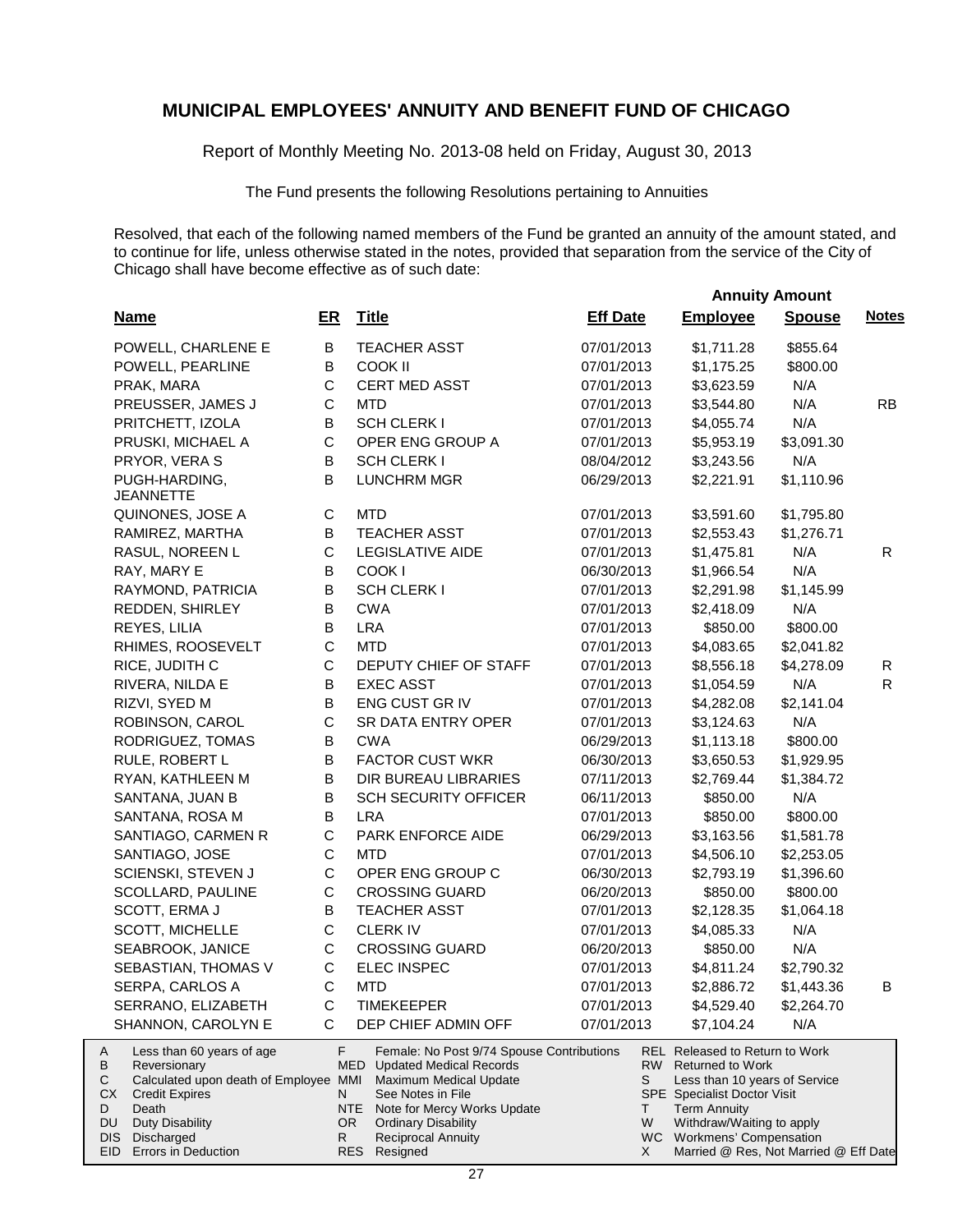# MUNICIPAL EMPLOYEES' ANNUITY AND BENEFIT FUND OF CHICAGO

Report of Monthly Meeting No. 2013-08 held on Friday, August 30, 2013

The Fund presents the following Resolutions pertaining to Annuities

Resolved, that each of the following named members of the Fund be granted an annuity of the amount stated, and to continue for life, unless otherwise stated in the notes, provided that separation from the service of the City of Chicago shall have become effective as of such date:

| Name | ER | Title | Eff Date | Annuity Amount Employee | Annuity Amount Spouse | Notes |
|---|---|---|---|---|---|---|
| POWELL, CHARLENE E | B | TEACHER ASST | 07/01/2013 | $1,711.28 | $855.64 | |
| POWELL, PEARLINE | B | COOK II | 07/01/2013 | $1,175.25 | $800.00 | |
| PRAK, MARA | C | CERT MED ASST | 07/01/2013 | $3,623.59 | N/A | |
| PREUSSER, JAMES J | C | MTD | 07/01/2013 | $3,544.80 | N/A | RB |
| PRITCHETT, IZOLA | B | SCH CLERK I | 07/01/2013 | $4,055.74 | N/A | |
| PRUSKI, MICHAEL A | C | OPER ENG GROUP A | 07/01/2013 | $5,953.19 | $3,091.30 | |
| PRYOR, VERA S | B | SCH CLERK I | 08/04/2012 | $3,243.56 | N/A | |
| PUGH-HARDING, JEANNETTE | B | LUNCHRM MGR | 06/29/2013 | $2,221.91 | $1,110.96 | |
| QUINONES, JOSE A | C | MTD | 07/01/2013 | $3,591.60 | $1,795.80 | |
| RAMIREZ, MARTHA | B | TEACHER ASST | 07/01/2013 | $2,553.43 | $1,276.71 | |
| RASUL, NOREEN L | C | LEGISLATIVE AIDE | 07/01/2013 | $1,475.81 | N/A | R |
| RAY, MARY E | B | COOK I | 06/30/2013 | $1,966.54 | N/A | |
| RAYMOND, PATRICIA | B | SCH CLERK I | 07/01/2013 | $2,291.98 | $1,145.99 | |
| REDDEN, SHIRLEY | B | CWA | 07/01/2013 | $2,418.09 | N/A | |
| REYES, LILIA | B | LRA | 07/01/2013 | $850.00 | $800.00 | |
| RHIMES, ROOSEVELT | C | MTD | 07/01/2013 | $4,083.65 | $2,041.82 | |
| RICE, JUDITH C | C | DEPUTY CHIEF OF STAFF | 07/01/2013 | $8,556.18 | $4,278.09 | R |
| RIVERA, NILDA E | B | EXEC ASST | 07/01/2013 | $1,054.59 | N/A | R |
| RIZVI, SYED M | B | ENG CUST GR IV | 07/01/2013 | $4,282.08 | $2,141.04 | |
| ROBINSON, CAROL | C | SR DATA ENTRY OPER | 07/01/2013 | $3,124.63 | N/A | |
| RODRIGUEZ, TOMAS | B | CWA | 06/29/2013 | $1,113.18 | $800.00 | |
| RULE, ROBERT L | B | FACTOR CUST WKR | 06/30/2013 | $3,650.53 | $1,929.95 | |
| RYAN, KATHLEEN M | B | DIR BUREAU LIBRARIES | 07/11/2013 | $2,769.44 | $1,384.72 | |
| SANTANA, JUAN B | B | SCH SECURITY OFFICER | 06/11/2013 | $850.00 | N/A | |
| SANTANA, ROSA M | B | LRA | 07/01/2013 | $850.00 | $800.00 | |
| SANTIAGO, CARMEN R | C | PARK ENFORCE AIDE | 06/29/2013 | $3,163.56 | $1,581.78 | |
| SANTIAGO, JOSE | C | MTD | 07/01/2013 | $4,506.10 | $2,253.05 | |
| SCIENSKI, STEVEN J | C | OPER ENG GROUP C | 06/30/2013 | $2,793.19 | $1,396.60 | |
| SCOLLARD, PAULINE | C | CROSSING GUARD | 06/20/2013 | $850.00 | $800.00 | |
| SCOTT, ERMA J | B | TEACHER ASST | 07/01/2013 | $2,128.35 | $1,064.18 | |
| SCOTT, MICHELLE | C | CLERK IV | 07/01/2013 | $4,085.33 | N/A | |
| SEABROOK, JANICE | C | CROSSING GUARD | 06/20/2013 | $850.00 | N/A | |
| SEBASTIAN, THOMAS V | C | ELEC INSPEC | 07/01/2013 | $4,811.24 | $2,790.32 | |
| SERPA, CARLOS A | C | MTD | 07/01/2013 | $2,886.72 | $1,443.36 | B |
| SERRANO, ELIZABETH | C | TIMEKEEPER | 07/01/2013 | $4,529.40 | $2,264.70 | |
| SHANNON, CAROLYN E | C | DEP CHIEF ADMIN OFF | 07/01/2013 | $7,104.24 | N/A | |

| | | | | | |
|---|---|---|---|---|---|
| A | Less than 60 years of age | F | Female: No Post 9/74 Spouse Contributions | REL | Released to Return to Work |
| B | Reversionary | MED | Updated Medical Records | RW | Returned to Work |
| C | Calculated upon death of Employee | MMI | Maximum Medical Update | S | Less than 10 years of Service |
| CX | Credit Expires | N | See Notes in File | SPE | Specialist Doctor Visit |
| D | Death | NTE | Note for Mercy Works Update | T | Term Annuity |
| DU | Duty Disability | OR | Ordinary Disability | W | Withdraw/Waiting to apply |
| DIS | Discharged | R | Reciprocal Annuity | WC | Workmens' Compensation |
| EID | Errors in Deduction | RES | Resigned | X | Married @ Res, Not Married @ Eff Date |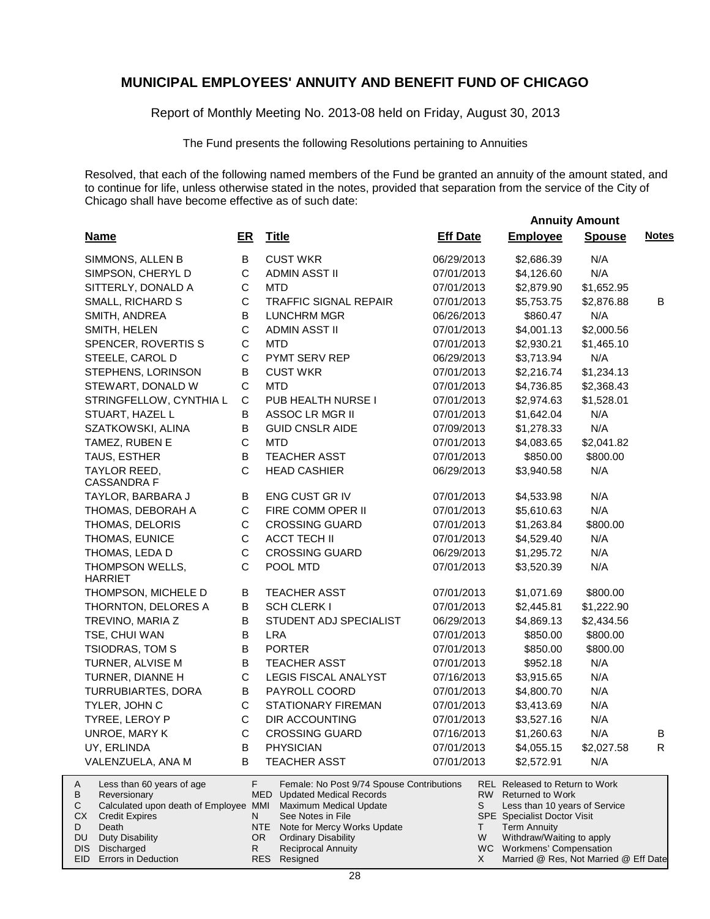## MUNICIPAL EMPLOYEES' ANNUITY AND BENEFIT FUND OF CHICAGO

Report of Monthly Meeting No. 2013-08 held on Friday, August 30, 2013

The Fund presents the following Resolutions pertaining to Annuities

Resolved, that each of the following named members of the Fund be granted an annuity of the amount stated, and to continue for life, unless otherwise stated in the notes, provided that separation from the service of the City of Chicago shall have become effective as of such date:

| Name | ER | Title | Eff Date | Annuity Amount Employee | Annuity Amount Spouse | Notes |
|---|---|---|---|---|---|---|
| SIMMONS, ALLEN B | B | CUST WKR | 06/29/2013 | $2,686.39 | N/A | |
| SIMPSON, CHERYL D | C | ADMIN ASST II | 07/01/2013 | $4,126.60 | N/A | |
| SITTERLY, DONALD A | C | MTD | 07/01/2013 | $2,879.90 | $1,652.95 | |
| SMALL, RICHARD S | C | TRAFFIC SIGNAL REPAIR | 07/01/2013 | $5,753.75 | $2,876.88 | B |
| SMITH, ANDREA | B | LUNCHRM MGR | 06/26/2013 | $860.47 | N/A | |
| SMITH, HELEN | C | ADMIN ASST II | 07/01/2013 | $4,001.13 | $2,000.56 | |
| SPENCER, ROVERTIS S | C | MTD | 07/01/2013 | $2,930.21 | $1,465.10 | |
| STEELE, CAROL D | C | PYMT SERV REP | 06/29/2013 | $3,713.94 | N/A | |
| STEPHENS, LORINSON | B | CUST WKR | 07/01/2013 | $2,216.74 | $1,234.13 | |
| STEWART, DONALD W | C | MTD | 07/01/2013 | $4,736.85 | $2,368.43 | |
| STRINGFELLOW, CYNTHIA L | C | PUB HEALTH NURSE I | 07/01/2013 | $2,974.63 | $1,528.01 | |
| STUART, HAZEL L | B | ASSOC LR MGR II | 07/01/2013 | $1,642.04 | N/A | |
| SZATKOWSKI, ALINA | B | GUID CNSLR AIDE | 07/09/2013 | $1,278.33 | N/A | |
| TAMEZ, RUBEN E | C | MTD | 07/01/2013 | $4,083.65 | $2,041.82 | |
| TAUS, ESTHER | B | TEACHER ASST | 07/01/2013 | $850.00 | $800.00 | |
| TAYLOR REED, CASSANDRA F | C | HEAD CASHIER | 06/29/2013 | $3,940.58 | N/A | |
| TAYLOR, BARBARA J | B | ENG CUST GR IV | 07/01/2013 | $4,533.98 | N/A | |
| THOMAS, DEBORAH A | C | FIRE COMM OPER II | 07/01/2013 | $5,610.63 | N/A | |
| THOMAS, DELORIS | C | CROSSING GUARD | 07/01/2013 | $1,263.84 | $800.00 | |
| THOMAS, EUNICE | C | ACCT TECH II | 07/01/2013 | $4,529.40 | N/A | |
| THOMAS, LEDA D | C | CROSSING GUARD | 06/29/2013 | $1,295.72 | N/A | |
| THOMPSON WELLS, HARRIET | C | POOL MTD | 07/01/2013 | $3,520.39 | N/A | |
| THOMPSON, MICHELE D | B | TEACHER ASST | 07/01/2013 | $1,071.69 | $800.00 | |
| THORNTON, DELORES A | B | SCH CLERK I | 07/01/2013 | $2,445.81 | $1,222.90 | |
| TREVINO, MARIA Z | B | STUDENT ADJ SPECIALIST | 06/29/2013 | $4,869.13 | $2,434.56 | |
| TSE, CHUI WAN | B | LRA | 07/01/2013 | $850.00 | $800.00 | |
| TSIODRAS, TOM S | B | PORTER | 07/01/2013 | $850.00 | $800.00 | |
| TURNER, ALVISE M | B | TEACHER ASST | 07/01/2013 | $952.18 | N/A | |
| TURNER, DIANNE H | C | LEGIS FISCAL ANALYST | 07/16/2013 | $3,915.65 | N/A | |
| TURRUBIARTES, DORA | B | PAYROLL COORD | 07/01/2013 | $4,800.70 | N/A | |
| TYLER, JOHN C | C | STATIONARY FIREMAN | 07/01/2013 | $3,413.69 | N/A | |
| TYREE, LEROY P | C | DIR ACCOUNTING | 07/01/2013 | $3,527.16 | N/A | |
| UNROE, MARY K | C | CROSSING GUARD | 07/16/2013 | $1,260.63 | N/A | B |
| UY, ERLINDA | B | PHYSICIAN | 07/01/2013 | $4,055.15 | $2,027.58 | R |
| VALENZUELA, ANA M | B | TEACHER ASST | 07/01/2013 | $2,572.91 | N/A | |

| | | | | | |
|---|---|---|---|---|---|
| A | Less than 60 years of age | F | Female: No Post 9/74 Spouse Contributions | REL | Released to Return to Work |
| B | Reversionary | MED | Updated Medical Records | RW | Returned to Work |
| C | Calculated upon death of Employee | MMI | Maximum Medical Update | S | Less than 10 years of Service |
| CX | Credit Expires | N | See Notes in File | SPE | Specialist Doctor Visit |
| D | Death | NTE | Note for Mercy Works Update | T | Term Annuity |
| DU | Duty Disability | OR | Ordinary Disability | W | Withdraw/Waiting to apply |
| DIS | Discharged | R | Reciprocal Annuity | WC | Workmens' Compensation |
| EID | Errors in Deduction | RES | Resigned | X | Married @ Res, Not Married @ Eff Date |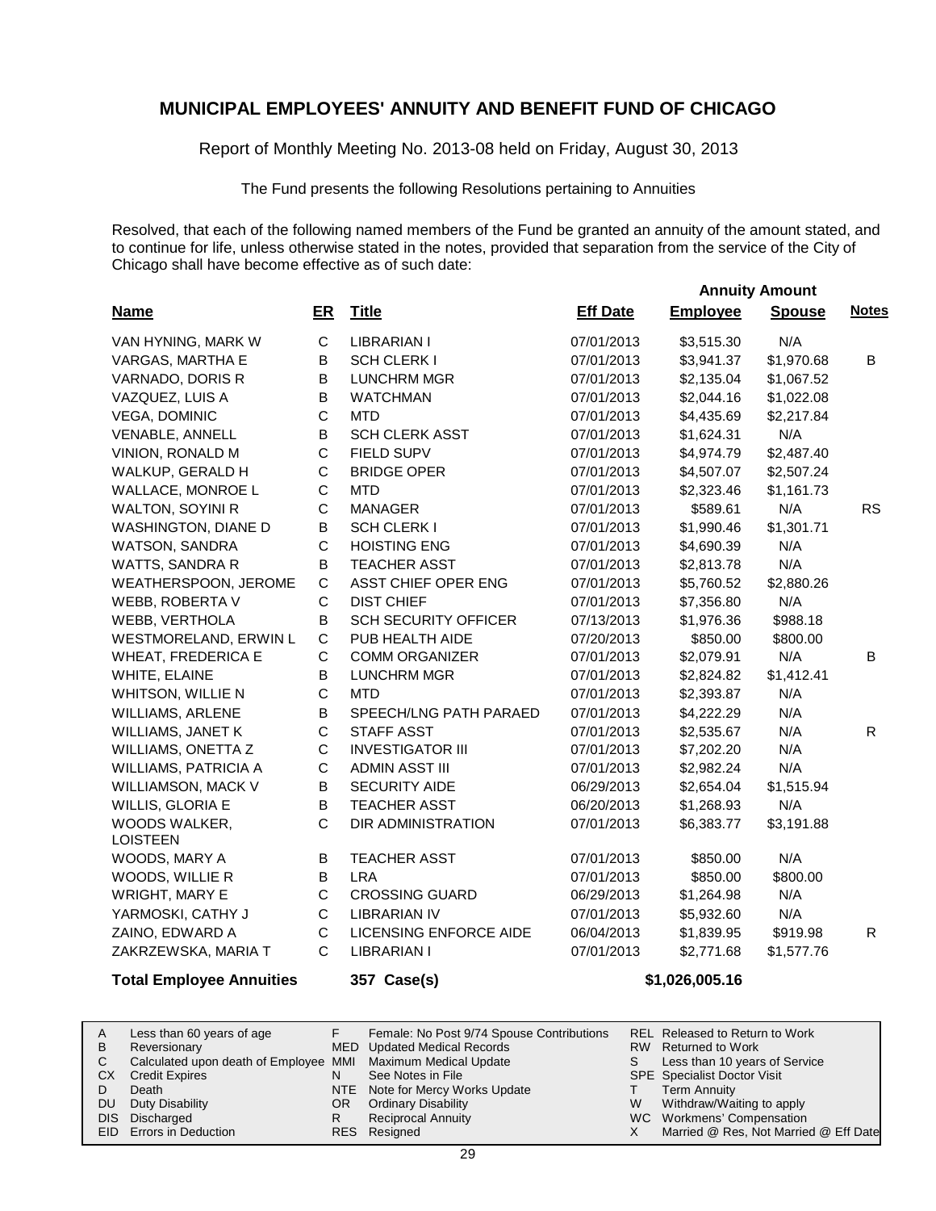# MUNICIPAL EMPLOYEES' ANNUITY AND BENEFIT FUND OF CHICAGO

Report of Monthly Meeting No. 2013-08 held on Friday, August 30, 2013

The Fund presents the following Resolutions pertaining to Annuities

Resolved, that each of the following named members of the Fund be granted an annuity of the amount stated, and to continue for life, unless otherwise stated in the notes, provided that separation from the service of the City of Chicago shall have become effective as of such date:

| Name | ER | Title | Eff Date | Annuity Amount Employee | Annuity Amount Spouse | Notes |
|---|---|---|---|---|---|---|
| VAN HYNING, MARK W | C | LIBRARIAN I | 07/01/2013 | $3,515.30 | N/A | |
| VARGAS, MARTHA E | B | SCH CLERK I | 07/01/2013 | $3,941.37 | $1,970.68 | B |
| VARNADO, DORIS R | B | LUNCHRM MGR | 07/01/2013 | $2,135.04 | $1,067.52 | |
| VAZQUEZ, LUIS A | B | WATCHMAN | 07/01/2013 | $2,044.16 | $1,022.08 | |
| VEGA, DOMINIC | C | MTD | 07/01/2013 | $4,435.69 | $2,217.84 | |
| VENABLE, ANNELL | B | SCH CLERK ASST | 07/01/2013 | $1,624.31 | N/A | |
| VINION, RONALD M | C | FIELD SUPV | 07/01/2013 | $4,974.79 | $2,487.40 | |
| WALKUP, GERALD H | C | BRIDGE OPER | 07/01/2013 | $4,507.07 | $2,507.24 | |
| WALLACE, MONROE L | C | MTD | 07/01/2013 | $2,323.46 | $1,161.73 | |
| WALTON, SOYINI R | C | MANAGER | 07/01/2013 | $589.61 | N/A | RS |
| WASHINGTON, DIANE D | B | SCH CLERK I | 07/01/2013 | $1,990.46 | $1,301.71 | |
| WATSON, SANDRA | C | HOISTING ENG | 07/01/2013 | $4,690.39 | N/A | |
| WATTS, SANDRA R | B | TEACHER ASST | 07/01/2013 | $2,813.78 | N/A | |
| WEATHERSPOON, JEROME | C | ASST CHIEF OPER ENG | 07/01/2013 | $5,760.52 | $2,880.26 | |
| WEBB, ROBERTA V | C | DIST CHIEF | 07/01/2013 | $7,356.80 | N/A | |
| WEBB, VERTHOLA | B | SCH SECURITY OFFICER | 07/13/2013 | $1,976.36 | $988.18 | |
| WESTMORELAND, ERWIN L | C | PUB HEALTH AIDE | 07/20/2013 | $850.00 | $800.00 | |
| WHEAT, FREDERICA E | C | COMM ORGANIZER | 07/01/2013 | $2,079.91 | N/A | B |
| WHITE, ELAINE | B | LUNCHRM MGR | 07/01/2013 | $2,824.82 | $1,412.41 | |
| WHITSON, WILLIE N | C | MTD | 07/01/2013 | $2,393.87 | N/A | |
| WILLIAMS, ARLENE | B | SPEECH/LNG PATH PARAED | 07/01/2013 | $4,222.29 | N/A | |
| WILLIAMS, JANET K | C | STAFF ASST | 07/01/2013 | $2,535.67 | N/A | R |
| WILLIAMS, ONETTA Z | C | INVESTIGATOR III | 07/01/2013 | $7,202.20 | N/A | |
| WILLIAMS, PATRICIA A | C | ADMIN ASST III | 07/01/2013 | $2,982.24 | N/A | |
| WILLIAMSON, MACK V | B | SECURITY AIDE | 06/29/2013 | $2,654.04 | $1,515.94 | |
| WILLIS, GLORIA E | B | TEACHER ASST | 06/20/2013 | $1,268.93 | N/A | |
| WOODS WALKER, LOISTEEN | C | DIR ADMINISTRATION | 07/01/2013 | $6,383.77 | $3,191.88 | |
| WOODS, MARY A | B | TEACHER ASST | 07/01/2013 | $850.00 | N/A | |
| WOODS, WILLIE R | B | LRA | 07/01/2013 | $850.00 | $800.00 | |
| WRIGHT, MARY E | C | CROSSING GUARD | 06/29/2013 | $1,264.98 | N/A | |
| YARMOSKI, CATHY J | C | LIBRARIAN IV | 07/01/2013 | $5,932.60 | N/A | |
| ZAINO, EDWARD A | C | LICENSING ENFORCE AIDE | 06/04/2013 | $1,839.95 | $919.98 | R |
| ZAKRZEWSKA, MARIA T | C | LIBRARIAN I | 07/01/2013 | $2,771.68 | $1,577.76 | |

**Total Employee Annuities** 357 Case(s) **$1,026,005.16**

| | | | | | |
|---|---|---|---|---|---|
| A | Less than 60 years of age | F | Female: No Post 9/74 Spouse Contributions | REL | Released to Return to Work |
| B | Reversionary | MED | Updated Medical Records | RW | Returned to Work |
| C | Calculated upon death of Employee | MMI | Maximum Medical Update | S | Less than 10 years of Service |
| CX | Credit Expires | N | See Notes in File | SPE | Specialist Doctor Visit |
| D | Death | NTE | Note for Mercy Works Update | T | Term Annuity |
| DU | Duty Disability | OR | Ordinary Disability | W | Withdraw/Waiting to apply |
| DIS | Discharged | R | Reciprocal Annuity | WC | Workmens' Compensation |
| EID | Errors in Deduction | RES | Resigned | X | Married @ Res, Not Married @ Eff Date |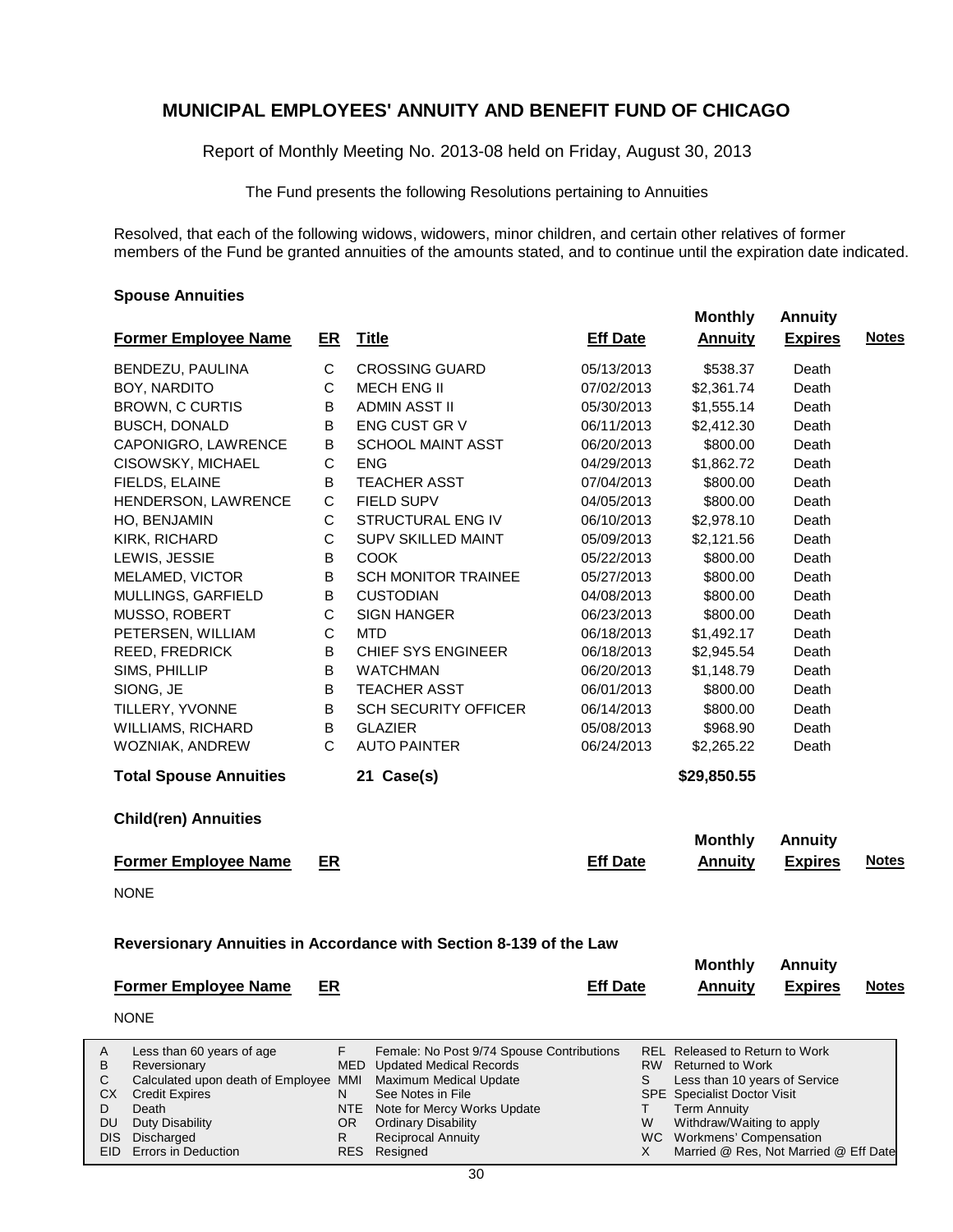# MUNICIPAL EMPLOYEES' ANNUITY AND BENEFIT FUND OF CHICAGO

Report of Monthly Meeting No. 2013-08 held on Friday, August 30, 2013

The Fund presents the following Resolutions pertaining to Annuities

Resolved, that each of the following widows, widowers, minor children, and certain other relatives of former members of the Fund be granted annuities of the amounts stated, and to continue until the expiration date indicated.

### Spouse Annuities

| Former Employee Name | ER | Title | Eff Date | Monthly Annuity | Annuity Expires | Notes |
|---|---|---|---|---|---|---|
| BENDEZU, PAULINA | C | CROSSING GUARD | 05/13/2013 | $538.37 | Death | |
| BOY, NARDITO | C | MECH ENG II | 07/02/2013 | $2,361.74 | Death | |
| BROWN, C CURTIS | B | ADMIN ASST II | 05/30/2013 | $1,555.14 | Death | |
| BUSCH, DONALD | B | ENG CUST GR V | 06/11/2013 | $2,412.30 | Death | |
| CAPONIGRO, LAWRENCE | B | SCHOOL MAINT ASST | 06/20/2013 | $800.00 | Death | |
| CISOWSKY, MICHAEL | C | ENG | 04/29/2013 | $1,862.72 | Death | |
| FIELDS, ELAINE | B | TEACHER ASST | 07/04/2013 | $800.00 | Death | |
| HENDERSON, LAWRENCE | C | FIELD SUPV | 04/05/2013 | $800.00 | Death | |
| HO, BENJAMIN | C | STRUCTURAL ENG IV | 06/10/2013 | $2,978.10 | Death | |
| KIRK, RICHARD | C | SUPV SKILLED MAINT | 05/09/2013 | $2,121.56 | Death | |
| LEWIS, JESSIE | B | COOK | 05/22/2013 | $800.00 | Death | |
| MELAMED, VICTOR | B | SCH MONITOR TRAINEE | 05/27/2013 | $800.00 | Death | |
| MULLINGS, GARFIELD | B | CUSTODIAN | 04/08/2013 | $800.00 | Death | |
| MUSSO, ROBERT | C | SIGN HANGER | 06/23/2013 | $800.00 | Death | |
| PETERSEN, WILLIAM | C | MTD | 06/18/2013 | $1,492.17 | Death | |
| REED, FREDRICK | B | CHIEF SYS ENGINEER | 06/18/2013 | $2,945.54 | Death | |
| SIMS, PHILLIP | B | WATCHMAN | 06/20/2013 | $1,148.79 | Death | |
| SIONG, JE | B | TEACHER ASST | 06/01/2013 | $800.00 | Death | |
| TILLERY, YVONNE | B | SCH SECURITY OFFICER | 06/14/2013 | $800.00 | Death | |
| WILLIAMS, RICHARD | B | GLAZIER | 05/08/2013 | $968.90 | Death | |
| WOZNIAK, ANDREW | C | AUTO PAINTER | 06/24/2013 | $2,265.22 | Death | |
| **Total Spouse Annuities** | | **21 Case(s)** | | **$29,850.55** | | |

### Child(ren) Annuities

| Former Employee Name | ER | Eff Date | Monthly Annuity | Annuity Expires | Notes |
|---|---|---|---|---|---|

NONE

### Reversionary Annuities in Accordance with Section 8-139 of the Law

| Former Employee Name | ER | Eff Date | Monthly Annuity | Annuity Expires | Notes |
|---|---|---|---|---|---|

NONE

| | | | | | |
|---|---|---|---|---|---|
| A | Less than 60 years of age | F | Female: No Post 9/74 Spouse Contributions | REL | Released to Return to Work |
| B | Reversionary | MED | Updated Medical Records | RW | Returned to Work |
| C | Calculated upon death of Employee | MMI | Maximum Medical Update | S | Less than 10 years of Service |
| CX | Credit Expires | N | See Notes in File | SPE | Specialist Doctor Visit |
| D | Death | NTE | Note for Mercy Works Update | T | Term Annuity |
| DU | Duty Disability | OR | Ordinary Disability | W | Withdraw/Waiting to apply |
| DIS | Discharged | R | Reciprocal Annuity | WC | Workmens' Compensation |
| EID | Errors in Deduction | RES | Resigned | X | Married @ Res, Not Married @ Eff Date |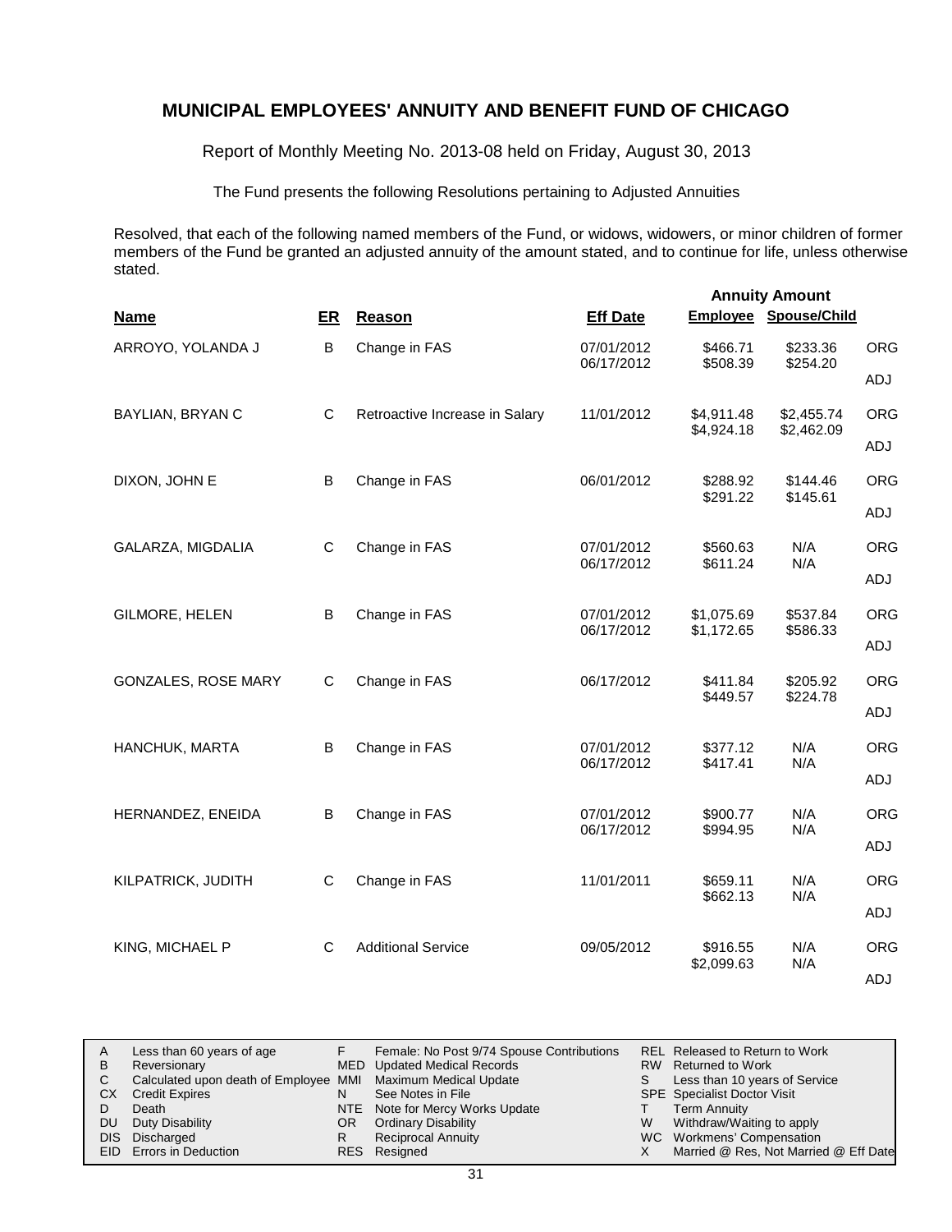## MUNICIPAL EMPLOYEES' ANNUITY AND BENEFIT FUND OF CHICAGO

Report of Monthly Meeting No. 2013-08 held on Friday, August 30, 2013

The Fund presents the following Resolutions pertaining to Adjusted Annuities

Resolved, that each of the following named members of the Fund, or widows, widowers, or minor children of former members of the Fund be granted an adjusted annuity of the amount stated, and to continue for life, unless otherwise stated.

| Name | ER | Reason | Eff Date | Annuity Amount Employee | Annuity Amount Spouse/Child | |
|---|---|---|---|---|---|---|
| ARROYO, YOLANDA J | B | Change in FAS | 07/01/2012 | $466.71 | $233.36 | ORG |
| | | | 06/17/2012 | $508.39 | $254.20 | ADJ |
| BAYLIAN, BRYAN C | C | Retroactive Increase in Salary | 11/01/2012 | $4,911.48 | $2,455.74 | ORG |
| | | | | $4,924.18 | $2,462.09 | ADJ |
| DIXON, JOHN E | B | Change in FAS | 06/01/2012 | $288.92 | $144.46 | ORG |
| | | | | $291.22 | $145.61 | ADJ |
| GALARZA, MIGDALIA | C | Change in FAS | 07/01/2012 | $560.63 | N/A | ORG |
| | | | 06/17/2012 | $611.24 | N/A | ADJ |
| GILMORE, HELEN | B | Change in FAS | 07/01/2012 | $1,075.69 | $537.84 | ORG |
| | | | 06/17/2012 | $1,172.65 | $586.33 | ADJ |
| GONZALES, ROSE MARY | C | Change in FAS | 06/17/2012 | $411.84 | $205.92 | ORG |
| | | | | $449.57 | $224.78 | ADJ |
| HANCHUK, MARTA | B | Change in FAS | 07/01/2012 | $377.12 | N/A | ORG |
| | | | 06/17/2012 | $417.41 | N/A | ADJ |
| HERNANDEZ, ENEIDA | B | Change in FAS | 07/01/2012 | $900.77 | N/A | ORG |
| | | | 06/17/2012 | $994.95 | N/A | ADJ |
| KILPATRICK, JUDITH | C | Change in FAS | 11/01/2011 | $659.11 | N/A | ORG |
| | | | | $662.13 | N/A | ADJ |
| KING, MICHAEL P | C | Additional Service | 09/05/2012 | $916.55 | N/A | ORG |
| | | | | $2,099.63 | N/A | ADJ |

| Code | Description | Code | Description | Code | Description |
|---|---|---|---|---|---|
| A | Less than 60 years of age | F | Female: No Post 9/74 Spouse Contributions | REL | Released to Return to Work |
| B | Reversionary | MED | Updated Medical Records | RW | Returned to Work |
| C | Calculated upon death of Employee | MMI | Maximum Medical Update | S | Less than 10 years of Service |
| CX | Credit Expires | N | See Notes in File | SPE | Specialist Doctor Visit |
| D | Death | NTE | Note for Mercy Works Update | T | Term Annuity |
| DU | Duty Disability | OR | Ordinary Disability | W | Withdraw/Waiting to apply |
| DIS | Discharged | R | Reciprocal Annuity | WC | Workmens' Compensation |
| EID | Errors in Deduction | RES | Resigned | X | Married @ Res, Not Married @ Eff Date |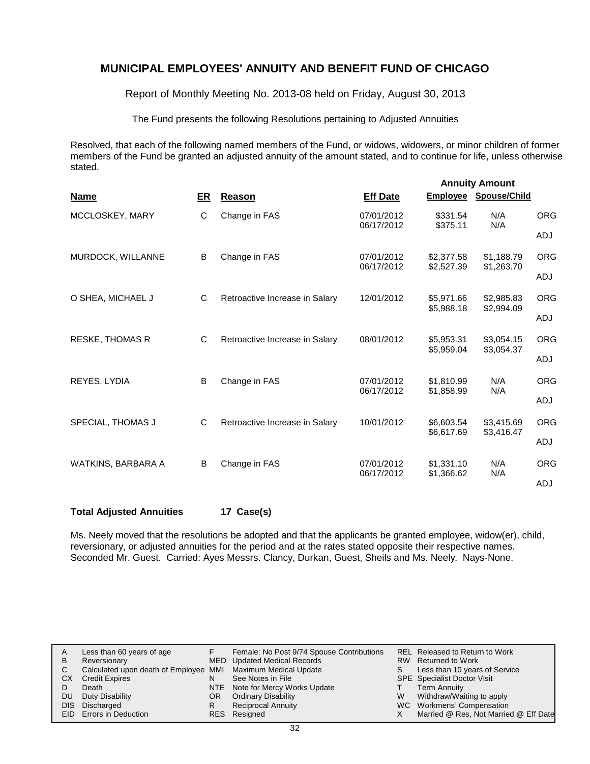# MUNICIPAL EMPLOYEES' ANNUITY AND BENEFIT FUND OF CHICAGO

Report of Monthly Meeting No. 2013-08 held on Friday, August 30, 2013

The Fund presents the following Resolutions pertaining to Adjusted Annuities

Resolved, that each of the following named members of the Fund, or widows, widowers, or minor children of former members of the Fund be granted an adjusted annuity of the amount stated, and to continue for life, unless otherwise stated.

| Name | ER | Reason | Eff Date | Annuity Amount Employee | Annuity Amount Spouse/Child | |
|---|---|---|---|---|---|---|
| MCCLOSKEY, MARY | C | Change in FAS | 07/01/2012 | $331.54 | N/A | ORG |
| | | | 06/17/2012 | $375.11 | N/A | ADJ |
| MURDOCK, WILLANNE | B | Change in FAS | 07/01/2012 | $2,377.58 | $1,188.79 | ORG |
| | | | 06/17/2012 | $2,527.39 | $1,263.70 | ADJ |
| O SHEA, MICHAEL J | C | Retroactive Increase in Salary | 12/01/2012 | $5,971.66 | $2,985.83 | ORG |
| | | | | $5,988.18 | $2,994.09 | ADJ |
| RESKE, THOMAS R | C | Retroactive Increase in Salary | 08/01/2012 | $5,953.31 | $3,054.15 | ORG |
| | | | | $5,959.04 | $3,054.37 | ADJ |
| REYES, LYDIA | B | Change in FAS | 07/01/2012 | $1,810.99 | N/A | ORG |
| | | | 06/17/2012 | $1,858.99 | N/A | ADJ |
| SPECIAL, THOMAS J | C | Retroactive Increase in Salary | 10/01/2012 | $6,603.54 | $3,415.69 | ORG |
| | | | | $6,617.69 | $3,416.47 | ADJ |
| WATKINS, BARBARA A | B | Change in FAS | 07/01/2012 | $1,331.10 | N/A | ORG |
| | | | 06/17/2012 | $1,366.62 | N/A | ADJ |

**Total Adjusted Annuities 17 Case(s)**

Ms. Neely moved that the resolutions be adopted and that the applicants be granted employee, widow(er), child, reversionary, or adjusted annuities for the period and at the rates stated opposite their respective names. Seconded Mr. Guest. Carried: Ayes Messrs. Clancy, Durkan, Guest, Sheils and Ms. Neely. Nays-None.

| | | | | | |
|---|---|---|---|---|---|
| A | Less than 60 years of age | F | Female: No Post 9/74 Spouse Contributions | REL | Released to Return to Work |
| B | Reversionary | MED | Updated Medical Records | RW | Returned to Work |
| C | Calculated upon death of Employee | MMI | Maximum Medical Update | S | Less than 10 years of Service |
| CX | Credit Expires | N | See Notes in File | SPE | Specialist Doctor Visit |
| D | Death | NTE | Note for Mercy Works Update | T | Term Annuity |
| DU | Duty Disability | OR | Ordinary Disability | W | Withdraw/Waiting to apply |
| DIS | Discharged | R | Reciprocal Annuity | WC | Workmens' Compensation |
| EID | Errors in Deduction | RES | Resigned | X | Married @ Res, Not Married @ Eff Date |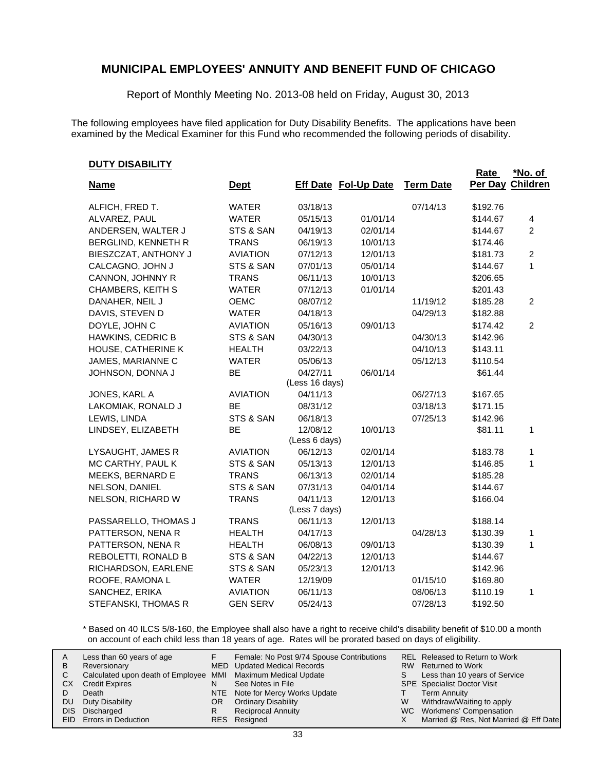# MUNICIPAL EMPLOYEES' ANNUITY AND BENEFIT FUND OF CHICAGO

Report of Monthly Meeting No. 2013-08 held on Friday, August 30, 2013

The following employees have filed application for Duty Disability Benefits. The applications have been examined by the Medical Examiner for this Fund who recommended the following periods of disability.

**DUTY DISABILITY**

| Name | Dept | Eff Date | Fol-Up Date | Term Date | Rate Per Day | *No. of Children |
|---|---|---|---|---|---|---|
| ALFICH, FRED T. | WATER | 03/18/13 | | 07/14/13 | $192.76 | |
| ALVAREZ, PAUL | WATER | 05/15/13 | 01/01/14 | | $144.67 | 4 |
| ANDERSEN, WALTER J | STS & SAN | 04/19/13 | 02/01/14 | | $144.67 | 2 |
| BERGLIND, KENNETH R | TRANS | 06/19/13 | 10/01/13 | | $174.46 | |
| BIESZCZAT, ANTHONY J | AVIATION | 07/12/13 | 12/01/13 | | $181.73 | 2 |
| CALCAGNO, JOHN J | STS & SAN | 07/01/13 | 05/01/14 | | $144.67 | 1 |
| CANNON, JOHNNY R | TRANS | 06/11/13 | 10/01/13 | | $206.65 | |
| CHAMBERS, KEITH S | WATER | 07/12/13 | 01/01/14 | | $201.43 | |
| DANAHER, NEIL J | OEMC | 08/07/12 | | 11/19/12 | $185.28 | 2 |
| DAVIS, STEVEN D | WATER | 04/18/13 | | 04/29/13 | $182.88 | |
| DOYLE, JOHN C | AVIATION | 05/16/13 | 09/01/13 | | $174.42 | 2 |
| HAWKINS, CEDRIC B | STS & SAN | 04/30/13 | | 04/30/13 | $142.96 | |
| HOUSE, CATHERINE K | HEALTH | 03/22/13 | | 04/10/13 | $143.11 | |
| JAMES, MARIANNE C | WATER | 05/06/13 | | 05/12/13 | $110.54 | |
| JOHNSON, DONNA J | BE | 04/27/11 (Less 16 days) | 06/01/14 | | $61.44 | |
| JONES, KARL A | AVIATION | 04/11/13 | | 06/27/13 | $167.65 | |
| LAKOMIAK, RONALD J | BE | 08/31/12 | | 03/18/13 | $171.15 | |
| LEWIS, LINDA | STS & SAN | 06/18/13 | | 07/25/13 | $142.96 | |
| LINDSEY, ELIZABETH | BE | 12/08/12 (Less 6 days) | 10/01/13 | | $81.11 | 1 |
| LYSAUGHT, JAMES R | AVIATION | 06/12/13 | 02/01/14 | | $183.78 | 1 |
| MC CARTHY, PAUL K | STS & SAN | 05/13/13 | 12/01/13 | | $146.85 | 1 |
| MEEKS, BERNARD E | TRANS | 06/13/13 | 02/01/14 | | $185.28 | |
| NELSON, DANIEL | STS & SAN | 07/31/13 | 04/01/14 | | $144.67 | |
| NELSON, RICHARD W | TRANS | 04/11/13 (Less 7 days) | 12/01/13 | | $166.04 | |
| PASSARELLO, THOMAS J | TRANS | 06/11/13 | 12/01/13 | | $188.14 | |
| PATTERSON, NENA R | HEALTH | 04/17/13 | | 04/28/13 | $130.39 | 1 |
| PATTERSON, NENA R | HEALTH | 06/08/13 | 09/01/13 | | $130.39 | 1 |
| REBOLETTI, RONALD B | STS & SAN | 04/22/13 | 12/01/13 | | $144.67 | |
| RICHARDSON, EARLENE | STS & SAN | 05/23/13 | 12/01/13 | | $142.96 | |
| ROOFE, RAMONA L | WATER | 12/19/09 | | 01/15/10 | $169.80 | |
| SANCHEZ, ERIKA | AVIATION | 06/11/13 | | 08/06/13 | $110.19 | 1 |
| STEFANSKI, THOMAS R | GEN SERV | 05/24/13 | | 07/28/13 | $192.50 | |

\* Based on 40 ILCS 5/8-160, the Employee shall also have a right to receive child's disability benefit of $10.00 a month on account of each child less than 18 years of age. Rates will be prorated based on days of eligibility.

| | | | | | |
|---|---|---|---|---|---|
| A | Less than 60 years of age | F | Female: No Post 9/74 Spouse Contributions | REL | Released to Return to Work |
| B | Reversionary | MED | Updated Medical Records | RW | Returned to Work |
| C | Calculated upon death of Employee | MMI | Maximum Medical Update | S | Less than 10 years of Service |
| CX | Credit Expires | N | See Notes in File | SPE | Specialist Doctor Visit |
| D | Death | NTE | Note for Mercy Works Update | T | Term Annuity |
| DU | Duty Disability | OR | Ordinary Disability | W | Withdraw/Waiting to apply |
| DIS | Discharged | R | Reciprocal Annuity | WC | Workmens' Compensation |
| EID | Errors in Deduction | RES | Resigned | X | Married @ Res, Not Married @ Eff Date |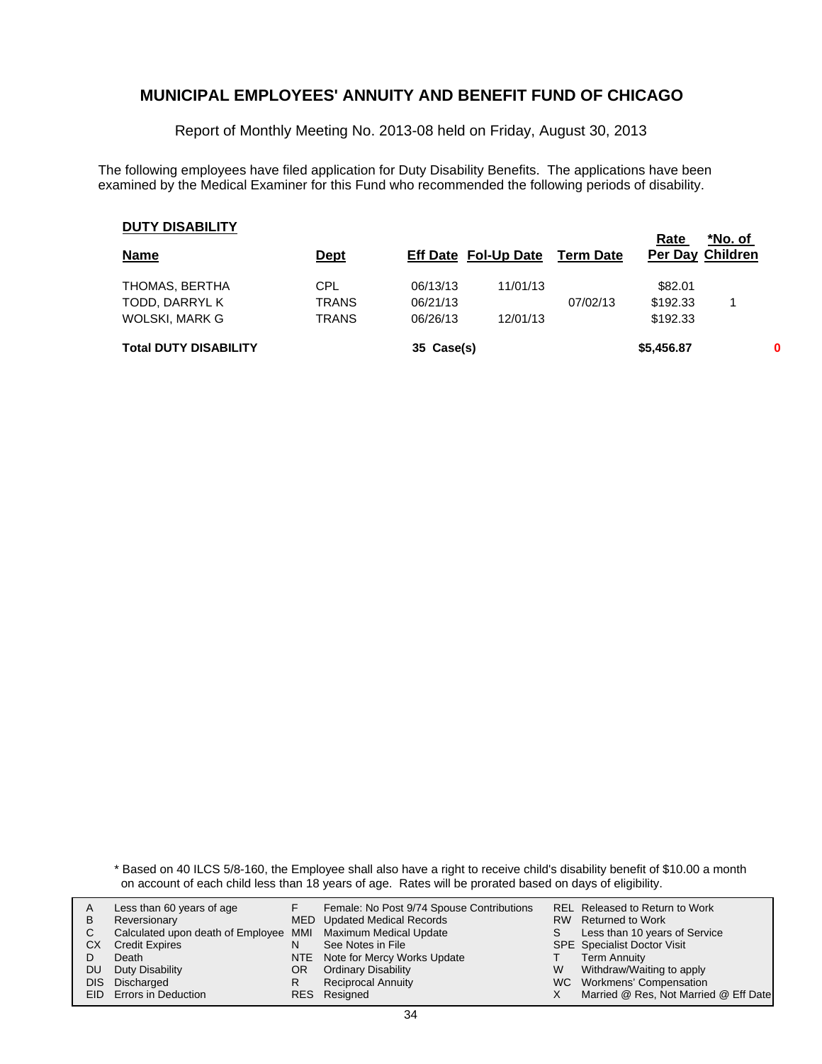## MUNICIPAL EMPLOYEES' ANNUITY AND BENEFIT FUND OF CHICAGO

Report of Monthly Meeting No. 2013-08 held on Friday, August 30, 2013

The following employees have filed application for Duty Disability Benefits. The applications have been examined by the Medical Examiner for this Fund who recommended the following periods of disability.

### DUTY DISABILITY

| Name | Dept | Eff Date | Fol-Up Date | Term Date | Rate Per Day | *No. of Children |
|---|---|---|---|---|---|---|
| THOMAS, BERTHA | CPL | 06/13/13 | 11/01/13 | | $82.01 | |
| TODD, DARRYL K | TRANS | 06/21/13 | | 07/02/13 | $192.33 | 1 |
| WOLSKI, MARK G | TRANS | 06/26/13 | 12/01/13 | | $192.33 | |
| **Total DUTY DISABILITY** | | **35 Case(s)** | | | **$5,456.87** | **0** |

\* Based on 40 ILCS 5/8-160, the Employee shall also have a right to receive child's disability benefit of $10.00 a month on account of each child less than 18 years of age. Rates will be prorated based on days of eligibility.

| | | | | | |
|---|---|---|---|---|---|
| A | Less than 60 years of age | F | Female: No Post 9/74 Spouse Contributions | REL | Released to Return to Work |
| B | Reversionary | MED | Updated Medical Records | RW | Returned to Work |
| C | Calculated upon death of Employee | MMI | Maximum Medical Update | S | Less than 10 years of Service |
| CX | Credit Expires | N | See Notes in File | SPE | Specialist Doctor Visit |
| D | Death | NTE | Note for Mercy Works Update | T | Term Annuity |
| DU | Duty Disability | OR | Ordinary Disability | W | Withdraw/Waiting to apply |
| DIS | Discharged | R | Reciprocal Annuity | WC | Workmens' Compensation |
| EID | Errors in Deduction | RES | Resigned | X | Married @ Res, Not Married @ Eff Date |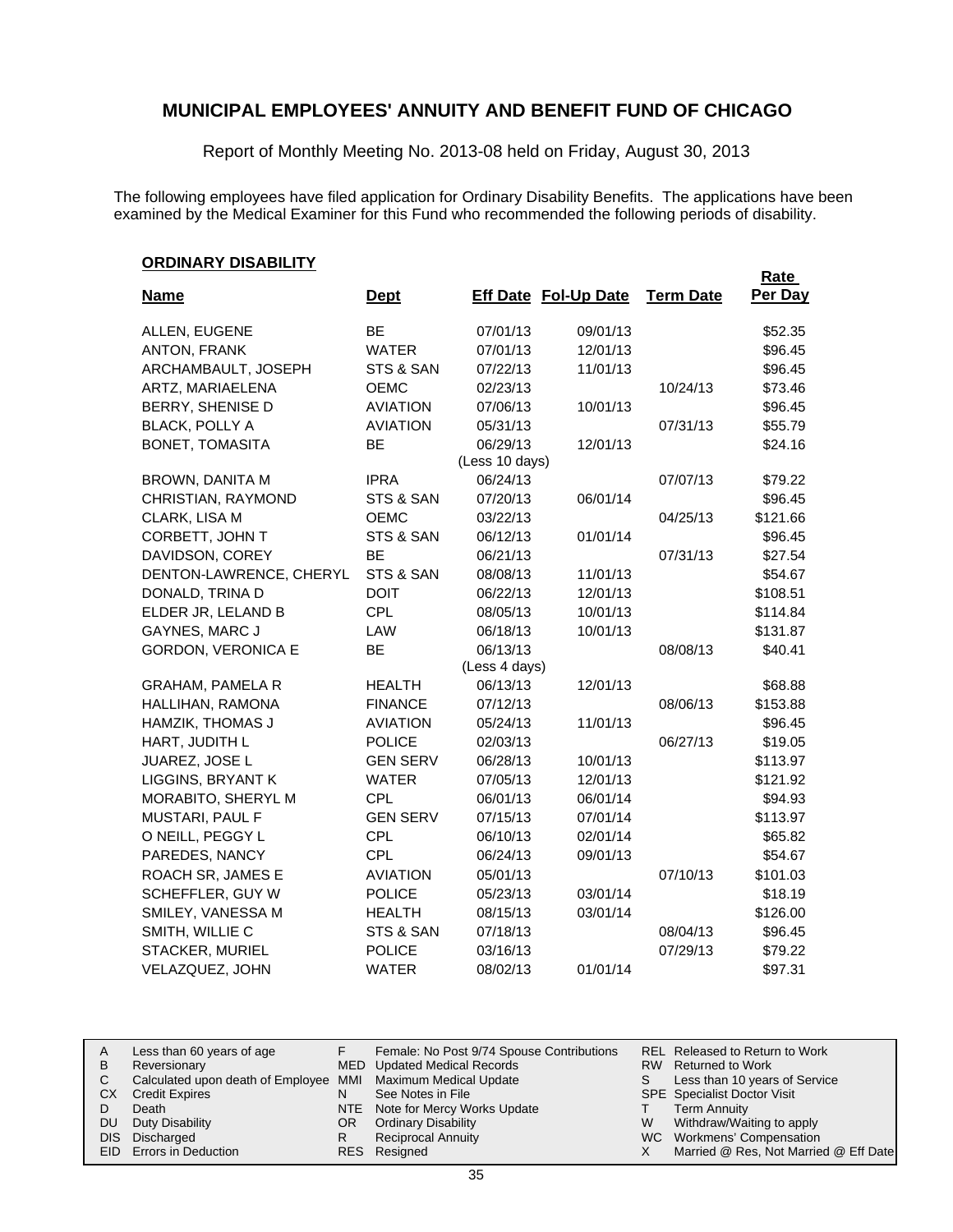# MUNICIPAL EMPLOYEES' ANNUITY AND BENEFIT FUND OF CHICAGO

Report of Monthly Meeting No. 2013-08 held on Friday, August 30, 2013

The following employees have filed application for Ordinary Disability Benefits. The applications have been examined by the Medical Examiner for this Fund who recommended the following periods of disability.

## ORDINARY DISABILITY

| Name | Dept | Eff Date | Fol-Up Date | Term Date | Rate Per Day |
|---|---|---|---|---|---|
| ALLEN, EUGENE | BE | 07/01/13 | 09/01/13 | | $52.35 |
| ANTON, FRANK | WATER | 07/01/13 | 12/01/13 | | $96.45 |
| ARCHAMBAULT, JOSEPH | STS & SAN | 07/22/13 | 11/01/13 | | $96.45 |
| ARTZ, MARIAELENA | OEMC | 02/23/13 | | 10/24/13 | $73.46 |
| BERRY, SHENISE D | AVIATION | 07/06/13 | 10/01/13 | | $96.45 |
| BLACK, POLLY A | AVIATION | 05/31/13 | | 07/31/13 | $55.79 |
| BONET, TOMASITA | BE | 06/29/13 (Less 10 days) | 12/01/13 | | $24.16 |
| BROWN, DANITA M | IPRA | 06/24/13 | | 07/07/13 | $79.22 |
| CHRISTIAN, RAYMOND | STS & SAN | 07/20/13 | 06/01/14 | | $96.45 |
| CLARK, LISA M | OEMC | 03/22/13 | | 04/25/13 | $121.66 |
| CORBETT, JOHN T | STS & SAN | 06/12/13 | 01/01/14 | | $96.45 |
| DAVIDSON, COREY | BE | 06/21/13 | | 07/31/13 | $27.54 |
| DENTON-LAWRENCE, CHERYL | STS & SAN | 08/08/13 | 11/01/13 | | $54.67 |
| DONALD, TRINA D | DOIT | 06/22/13 | 12/01/13 | | $108.51 |
| ELDER JR, LELAND B | CPL | 08/05/13 | 10/01/13 | | $114.84 |
| GAYNES, MARC J | LAW | 06/18/13 | 10/01/13 | | $131.87 |
| GORDON, VERONICA E | BE | 06/13/13 (Less 4 days) | | 08/08/13 | $40.41 |
| GRAHAM, PAMELA R | HEALTH | 06/13/13 | 12/01/13 | | $68.88 |
| HALLIHAN, RAMONA | FINANCE | 07/12/13 | | 08/06/13 | $153.88 |
| HAMZIK, THOMAS J | AVIATION | 05/24/13 | 11/01/13 | | $96.45 |
| HART, JUDITH L | POLICE | 02/03/13 | | 06/27/13 | $19.05 |
| JUAREZ, JOSE L | GEN SERV | 06/28/13 | 10/01/13 | | $113.97 |
| LIGGINS, BRYANT K | WATER | 07/05/13 | 12/01/13 | | $121.92 |
| MORABITO, SHERYL M | CPL | 06/01/13 | 06/01/14 | | $94.93 |
| MUSTARI, PAUL F | GEN SERV | 07/15/13 | 07/01/14 | | $113.97 |
| O NEILL, PEGGY L | CPL | 06/10/13 | 02/01/14 | | $65.82 |
| PAREDES, NANCY | CPL | 06/24/13 | 09/01/13 | | $54.67 |
| ROACH SR, JAMES E | AVIATION | 05/01/13 | | 07/10/13 | $101.03 |
| SCHEFFLER, GUY W | POLICE | 05/23/13 | 03/01/14 | | $18.19 |
| SMILEY, VANESSA M | HEALTH | 08/15/13 | 03/01/14 | | $126.00 |
| SMITH, WILLIE C | STS & SAN | 07/18/13 | | 08/04/13 | $96.45 |
| STACKER, MURIEL | POLICE | 03/16/13 | | 07/29/13 | $79.22 |
| VELAZQUEZ, JOHN | WATER | 08/02/13 | 01/01/14 | | $97.31 |

| | | | | | |
|---|---|---|---|---|---|
| A | Less than 60 years of age | F | Female: No Post 9/74 Spouse Contributions | REL | Released to Return to Work |
| B | Reversionary | MED | Updated Medical Records | RW | Returned to Work |
| C | Calculated upon death of Employee | MMI | Maximum Medical Update | S | Less than 10 years of Service |
| CX | Credit Expires | N | See Notes in File | SPE | Specialist Doctor Visit |
| D | Death | NTE | Note for Mercy Works Update | T | Term Annuity |
| DU | Duty Disability | OR | Ordinary Disability | W | Withdraw/Waiting to apply |
| DIS | Discharged | R | Reciprocal Annuity | WC | Workmens' Compensation |
| EID | Errors in Deduction | RES | Resigned | X | Married @ Res, Not Married @ Eff Date |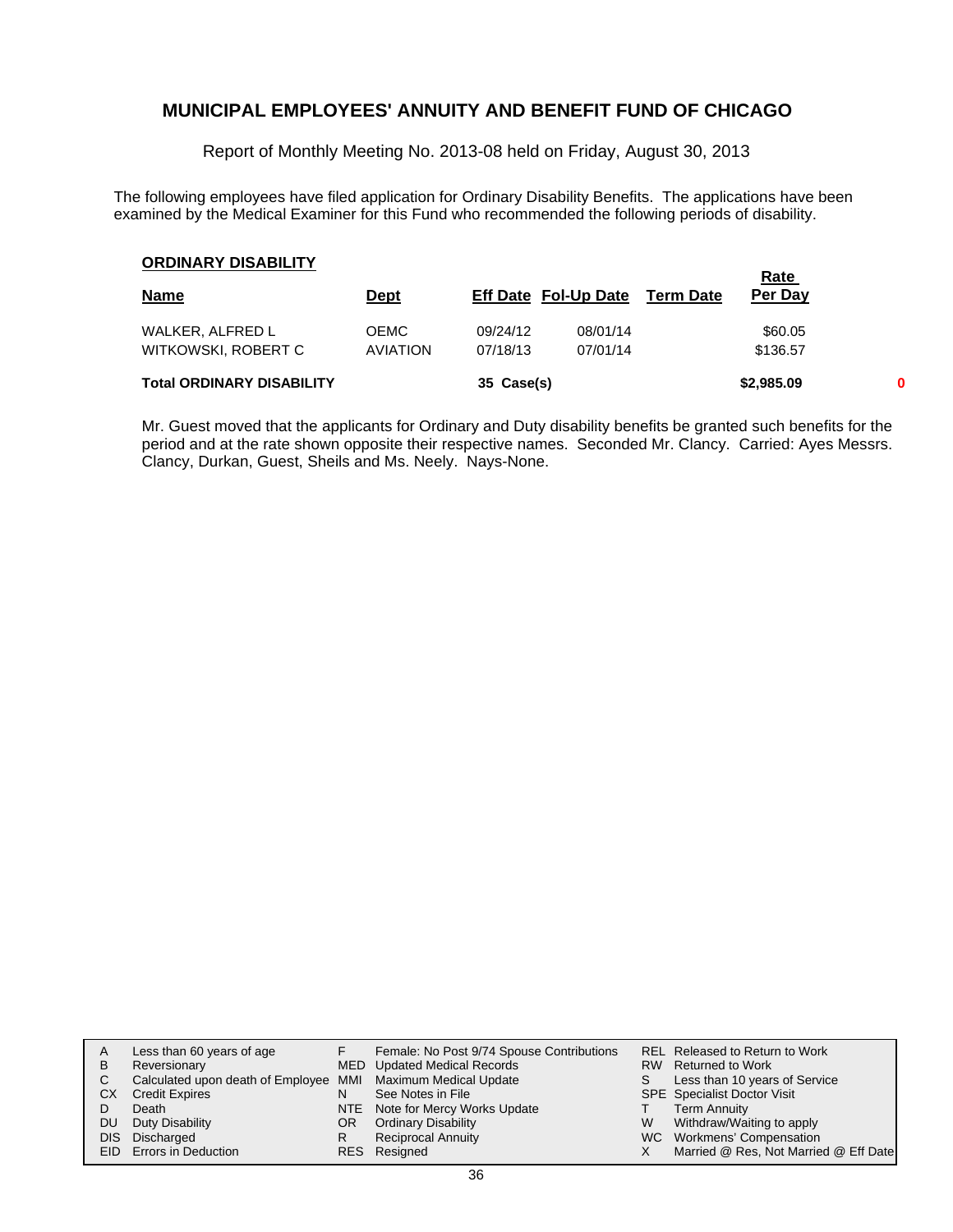## MUNICIPAL EMPLOYEES' ANNUITY AND BENEFIT FUND OF CHICAGO

Report of Monthly Meeting No. 2013-08 held on Friday, August 30, 2013

The following employees have filed application for Ordinary Disability Benefits. The applications have been examined by the Medical Examiner for this Fund who recommended the following periods of disability.

**ORDINARY DISABILITY**

| Name | Dept | Eff Date | Fol-Up Date | Term Date | Rate Per Day | |
|---|---|---|---|---|---|---|
| WALKER, ALFRED L | OEMC | 09/24/12 | 08/01/14 | | $60.05 | |
| WITKOWSKI, ROBERT C | AVIATION | 07/18/13 | 07/01/14 | | $136.57 | |
| **Total ORDINARY DISABILITY** | | **35 Case(s)** | | | **$2,985.09** | **0** |

Mr. Guest moved that the applicants for Ordinary and Duty disability benefits be granted such benefits for the period and at the rate shown opposite their respective names. Seconded Mr. Clancy. Carried: Ayes Messrs. Clancy, Durkan, Guest, Sheils and Ms. Neely. Nays-None.

| | | | | | |
|---|---|---|---|---|---|
| A | Less than 60 years of age | F | Female: No Post 9/74 Spouse Contributions | REL | Released to Return to Work |
| B | Reversionary | MED | Updated Medical Records | RW | Returned to Work |
| C | Calculated upon death of Employee | MMI | Maximum Medical Update | S | Less than 10 years of Service |
| CX | Credit Expires | N | See Notes in File | SPE | Specialist Doctor Visit |
| D | Death | NTE | Note for Mercy Works Update | T | Term Annuity |
| DU | Duty Disability | OR | Ordinary Disability | W | Withdraw/Waiting to apply |
| DIS | Discharged | R | Reciprocal Annuity | WC | Workmens' Compensation |
| EID | Errors in Deduction | RES | Resigned | X | Married @ Res, Not Married @ Eff Date |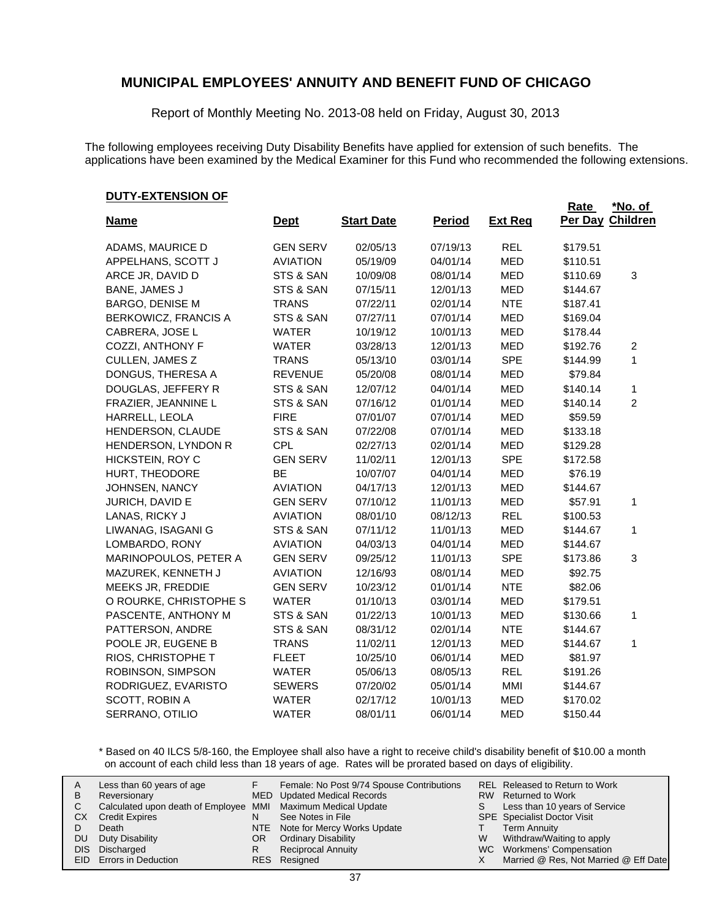# MUNICIPAL EMPLOYEES' ANNUITY AND BENEFIT FUND OF CHICAGO

Report of Monthly Meeting No. 2013-08 held on Friday, August 30, 2013

The following employees receiving Duty Disability Benefits have applied for extension of such benefits. The applications have been examined by the Medical Examiner for this Fund who recommended the following extensions.

**DUTY-EXTENSION OF**

| Name | Dept | Start Date | Period | Ext Req | Rate Per Day | *No. of Children |
|---|---|---|---|---|---|---|
| ADAMS, MAURICE D | GEN SERV | 02/05/13 | 07/19/13 | REL | $179.51 | |
| APPELHANS, SCOTT J | AVIATION | 05/19/09 | 04/01/14 | MED | $110.51 | |
| ARCE JR, DAVID D | STS & SAN | 10/09/08 | 08/01/14 | MED | $110.69 | 3 |
| BANE, JAMES J | STS & SAN | 07/15/11 | 12/01/13 | MED | $144.67 | |
| BARGO, DENISE M | TRANS | 07/22/11 | 02/01/14 | NTE | $187.41 | |
| BERKOWICZ, FRANCIS A | STS & SAN | 07/27/11 | 07/01/14 | MED | $169.04 | |
| CABRERA, JOSE L | WATER | 10/19/12 | 10/01/13 | MED | $178.44 | |
| COZZI, ANTHONY F | WATER | 03/28/13 | 12/01/13 | MED | $192.76 | 2 |
| CULLEN, JAMES Z | TRANS | 05/13/10 | 03/01/14 | SPE | $144.99 | 1 |
| DONGUS, THERESA A | REVENUE | 05/20/08 | 08/01/14 | MED | $79.84 | |
| DOUGLAS, JEFFERY R | STS & SAN | 12/07/12 | 04/01/14 | MED | $140.14 | 1 |
| FRAZIER, JEANNINE L | STS & SAN | 07/16/12 | 01/01/14 | MED | $140.14 | 2 |
| HARRELL, LEOLA | FIRE | 07/01/07 | 07/01/14 | MED | $59.59 | |
| HENDERSON, CLAUDE | STS & SAN | 07/22/08 | 07/01/14 | MED | $133.18 | |
| HENDERSON, LYNDON R | CPL | 02/27/13 | 02/01/14 | MED | $129.28 | |
| HICKSTEIN, ROY C | GEN SERV | 11/02/11 | 12/01/13 | SPE | $172.58 | |
| HURT, THEODORE | BE | 10/07/07 | 04/01/14 | MED | $76.19 | |
| JOHNSEN, NANCY | AVIATION | 04/17/13 | 12/01/13 | MED | $144.67 | |
| JURICH, DAVID E | GEN SERV | 07/10/12 | 11/01/13 | MED | $57.91 | 1 |
| LANAS, RICKY J | AVIATION | 08/01/10 | 08/12/13 | REL | $100.53 | |
| LIWANAG, ISAGANI G | STS & SAN | 07/11/12 | 11/01/13 | MED | $144.67 | 1 |
| LOMBARDO, RONY | AVIATION | 04/03/13 | 04/01/14 | MED | $144.67 | |
| MARINOPOULOS, PETER A | GEN SERV | 09/25/12 | 11/01/13 | SPE | $173.86 | 3 |
| MAZUREK, KENNETH J | AVIATION | 12/16/93 | 08/01/14 | MED | $92.75 | |
| MEEKS JR, FREDDIE | GEN SERV | 10/23/12 | 01/01/14 | NTE | $82.06 | |
| O ROURKE, CHRISTOPHE S | WATER | 01/10/13 | 03/01/14 | MED | $179.51 | |
| PASCENTE, ANTHONY M | STS & SAN | 01/22/13 | 10/01/13 | MED | $130.66 | 1 |
| PATTERSON, ANDRE | STS & SAN | 08/31/12 | 02/01/14 | NTE | $144.67 | |
| POOLE JR, EUGENE B | TRANS | 11/02/11 | 12/01/13 | MED | $144.67 | 1 |
| RIOS, CHRISTOPHE T | FLEET | 10/25/10 | 06/01/14 | MED | $81.97 | |
| ROBINSON, SIMPSON | WATER | 05/06/13 | 08/05/13 | REL | $191.26 | |
| RODRIGUEZ, EVARISTO | SEWERS | 07/20/02 | 05/01/14 | MMI | $144.67 | |
| SCOTT, ROBIN A | WATER | 02/17/12 | 10/01/13 | MED | $170.02 | |
| SERRANO, OTILIO | WATER | 08/01/11 | 06/01/14 | MED | $150.44 | |

\* Based on 40 ILCS 5/8-160, the Employee shall also have a right to receive child's disability benefit of $10.00 a month on account of each child less than 18 years of age. Rates will be prorated based on days of eligibility.

| | | | | | |
|---|---|---|---|---|---|
| A | Less than 60 years of age | F | Female: No Post 9/74 Spouse Contributions | REL | Released to Return to Work |
| B | Reversionary | MED | Updated Medical Records | RW | Returned to Work |
| C | Calculated upon death of Employee | MMI | Maximum Medical Update | S | Less than 10 years of Service |
| CX | Credit Expires | N | See Notes in File | SPE | Specialist Doctor Visit |
| D | Death | NTE | Note for Mercy Works Update | T | Term Annuity |
| DU | Duty Disability | OR | Ordinary Disability | W | Withdraw/Waiting to apply |
| DIS | Discharged | R | Reciprocal Annuity | WC | Workmens' Compensation |
| EID | Errors in Deduction | RES | Resigned | X | Married @ Res, Not Married @ Eff Date |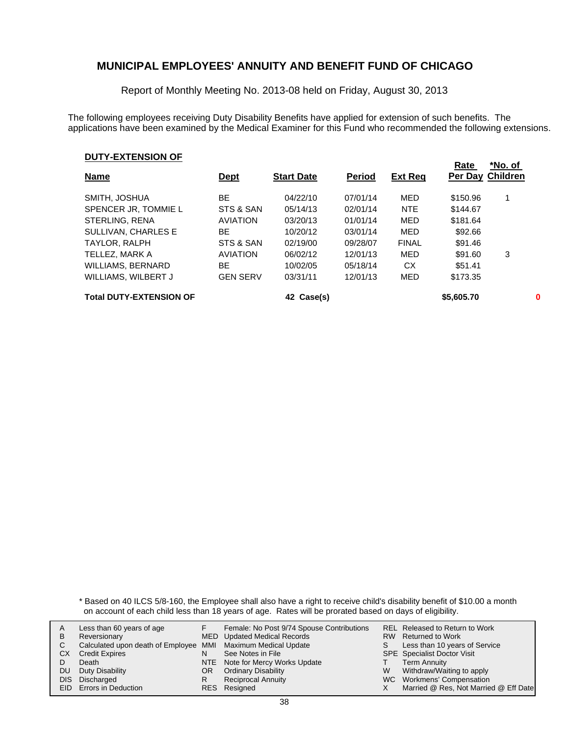## MUNICIPAL EMPLOYEES' ANNUITY AND BENEFIT FUND OF CHICAGO

Report of Monthly Meeting No. 2013-08 held on Friday, August 30, 2013

The following employees receiving Duty Disability Benefits have applied for extension of such benefits. The applications have been examined by the Medical Examiner for this Fund who recommended the following extensions.

**DUTY-EXTENSION OF**

| Name | Dept | Start Date | Period | Ext Req | Rate Per Day | *No. of Children |
|---|---|---|---|---|---|---|
| SMITH, JOSHUA | BE | 04/22/10 | 07/01/14 | MED | $150.96 | 1 |
| SPENCER JR, TOMMIE L | STS & SAN | 05/14/13 | 02/01/14 | NTE | $144.67 | |
| STERLING, RENA | AVIATION | 03/20/13 | 01/01/14 | MED | $181.64 | |
| SULLIVAN, CHARLES E | BE | 10/20/12 | 03/01/14 | MED | $92.66 | |
| TAYLOR, RALPH | STS & SAN | 02/19/00 | 09/28/07 | FINAL | $91.46 | |
| TELLEZ, MARK A | AVIATION | 06/02/12 | 12/01/13 | MED | $91.60 | 3 |
| WILLIAMS, BERNARD | BE | 10/02/05 | 05/18/14 | CX | $51.41 | |
| WILLIAMS, WILBERT J | GEN SERV | 03/31/11 | 12/01/13 | MED | $173.35 | |
| **Total DUTY-EXTENSION OF** | | **42 Case(s)** | | | **$5,605.70** | **0** |

\* Based on 40 ILCS 5/8-160, the Employee shall also have a right to receive child's disability benefit of $10.00 a month on account of each child less than 18 years of age. Rates will be prorated based on days of eligibility.

| | | | | | |
|---|---|---|---|---|---|
| A | Less than 60 years of age | F | Female: No Post 9/74 Spouse Contributions | REL | Released to Return to Work |
| B | Reversionary | MED | Updated Medical Records | RW | Returned to Work |
| C | Calculated upon death of Employee | MMI | Maximum Medical Update | S | Less than 10 years of Service |
| CX | Credit Expires | N | See Notes in File | SPE | Specialist Doctor Visit |
| D | Death | NTE | Note for Mercy Works Update | T | Term Annuity |
| DU | Duty Disability | OR | Ordinary Disability | W | Withdraw/Waiting to apply |
| DIS | Discharged | R | Reciprocal Annuity | WC | Workmens' Compensation |
| EID | Errors in Deduction | RES | Resigned | X | Married @ Res, Not Married @ Eff Date |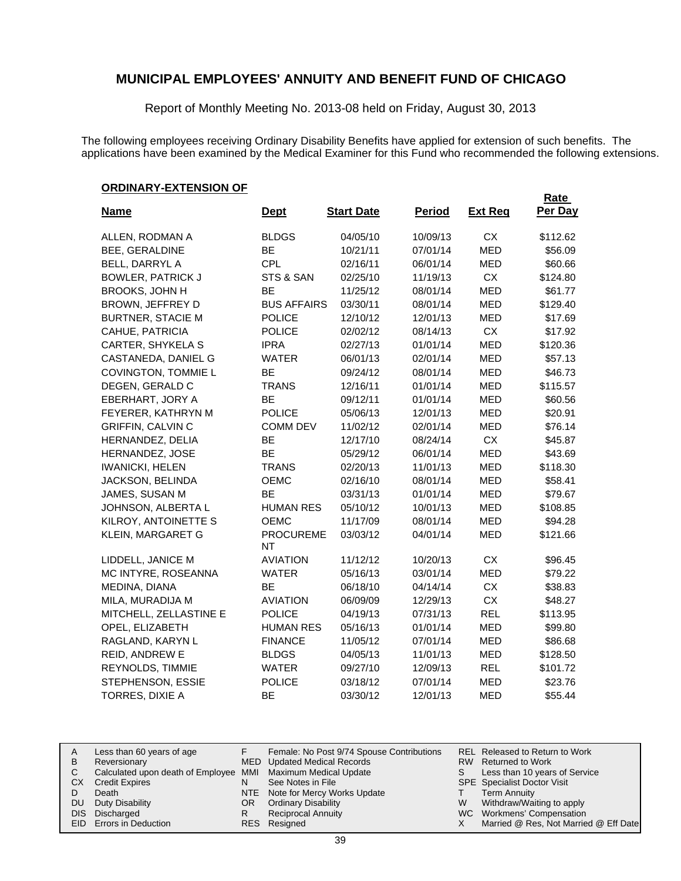# MUNICIPAL EMPLOYEES' ANNUITY AND BENEFIT FUND OF CHICAGO

Report of Monthly Meeting No. 2013-08 held on Friday, August 30, 2013

The following employees receiving Ordinary Disability Benefits have applied for extension of such benefits. The applications have been examined by the Medical Examiner for this Fund who recommended the following extensions.

**ORDINARY-EXTENSION OF**

| Name | Dept | Start Date | Period | Ext Req | Rate Per Day |
|---|---|---|---|---|---|
| ALLEN, RODMAN A | BLDGS | 04/05/10 | 10/09/13 | CX | $112.62 |
| BEE, GERALDINE | BE | 10/21/11 | 07/01/14 | MED | $56.09 |
| BELL, DARRYL A | CPL | 02/16/11 | 06/01/14 | MED | $60.66 |
| BOWLER, PATRICK J | STS & SAN | 02/25/10 | 11/19/13 | CX | $124.80 |
| BROOKS, JOHN H | BE | 11/25/12 | 08/01/14 | MED | $61.77 |
| BROWN, JEFFREY D | BUS AFFAIRS | 03/30/11 | 08/01/14 | MED | $129.40 |
| BURTNER, STACIE M | POLICE | 12/10/12 | 12/01/13 | MED | $17.69 |
| CAHUE, PATRICIA | POLICE | 02/02/12 | 08/14/13 | CX | $17.92 |
| CARTER, SHYKELA S | IPRA | 02/27/13 | 01/01/14 | MED | $120.36 |
| CASTANEDA, DANIEL G | WATER | 06/01/13 | 02/01/14 | MED | $57.13 |
| COVINGTON, TOMMIE L | BE | 09/24/12 | 08/01/14 | MED | $46.73 |
| DEGEN, GERALD C | TRANS | 12/16/11 | 01/01/14 | MED | $115.57 |
| EBERHART, JORY A | BE | 09/12/11 | 01/01/14 | MED | $60.56 |
| FEYERER, KATHRYN M | POLICE | 05/06/13 | 12/01/13 | MED | $20.91 |
| GRIFFIN, CALVIN C | COMM DEV | 11/02/12 | 02/01/14 | MED | $76.14 |
| HERNANDEZ, DELIA | BE | 12/17/10 | 08/24/14 | CX | $45.87 |
| HERNANDEZ, JOSE | BE | 05/29/12 | 06/01/14 | MED | $43.69 |
| IWANICKI, HELEN | TRANS | 02/20/13 | 11/01/13 | MED | $118.30 |
| JACKSON, BELINDA | OEMC | 02/16/10 | 08/01/14 | MED | $58.41 |
| JAMES, SUSAN M | BE | 03/31/13 | 01/01/14 | MED | $79.67 |
| JOHNSON, ALBERTA L | HUMAN RES | 05/10/12 | 10/01/13 | MED | $108.85 |
| KILROY, ANTOINETTE S | OEMC | 11/17/09 | 08/01/14 | MED | $94.28 |
| KLEIN, MARGARET G | PROCUREMENT | 03/03/12 | 04/01/14 | MED | $121.66 |
| LIDDELL, JANICE M | AVIATION | 11/12/12 | 10/20/13 | CX | $96.45 |
| MC INTYRE, ROSEANNA | WATER | 05/16/13 | 03/01/14 | MED | $79.22 |
| MEDINA, DIANA | BE | 06/18/10 | 04/14/14 | CX | $38.83 |
| MILA, MURADIJA M | AVIATION | 06/09/09 | 12/29/13 | CX | $48.27 |
| MITCHELL, ZELLASTINE E | POLICE | 04/19/13 | 07/31/13 | REL | $113.95 |
| OPEL, ELIZABETH | HUMAN RES | 05/16/13 | 01/01/14 | MED | $99.80 |
| RAGLAND, KARYN L | FINANCE | 11/05/12 | 07/01/14 | MED | $86.68 |
| REID, ANDREW E | BLDGS | 04/05/13 | 11/01/13 | MED | $128.50 |
| REYNOLDS, TIMMIE | WATER | 09/27/10 | 12/09/13 | REL | $101.72 |
| STEPHENSON, ESSIE | POLICE | 03/18/12 | 07/01/14 | MED | $23.76 |
| TORRES, DIXIE A | BE | 03/30/12 | 12/01/13 | MED | $55.44 |

| | | | | | |
|---|---|---|---|---|---|
| A | Less than 60 years of age | F | Female: No Post 9/74 Spouse Contributions | REL | Released to Return to Work |
| B | Reversionary | MED | Updated Medical Records | RW | Returned to Work |
| C | Calculated upon death of Employee | MMI | Maximum Medical Update | S | Less than 10 years of Service |
| CX | Credit Expires | N | See Notes in File | SPE | Specialist Doctor Visit |
| D | Death | NTE | Note for Mercy Works Update | T | Term Annuity |
| DU | Duty Disability | OR | Ordinary Disability | W | Withdraw/Waiting to apply |
| DIS | Discharged | R | Reciprocal Annuity | WC | Workmens' Compensation |
| EID | Errors in Deduction | RES | Resigned | X | Married @ Res, Not Married @ Eff Date |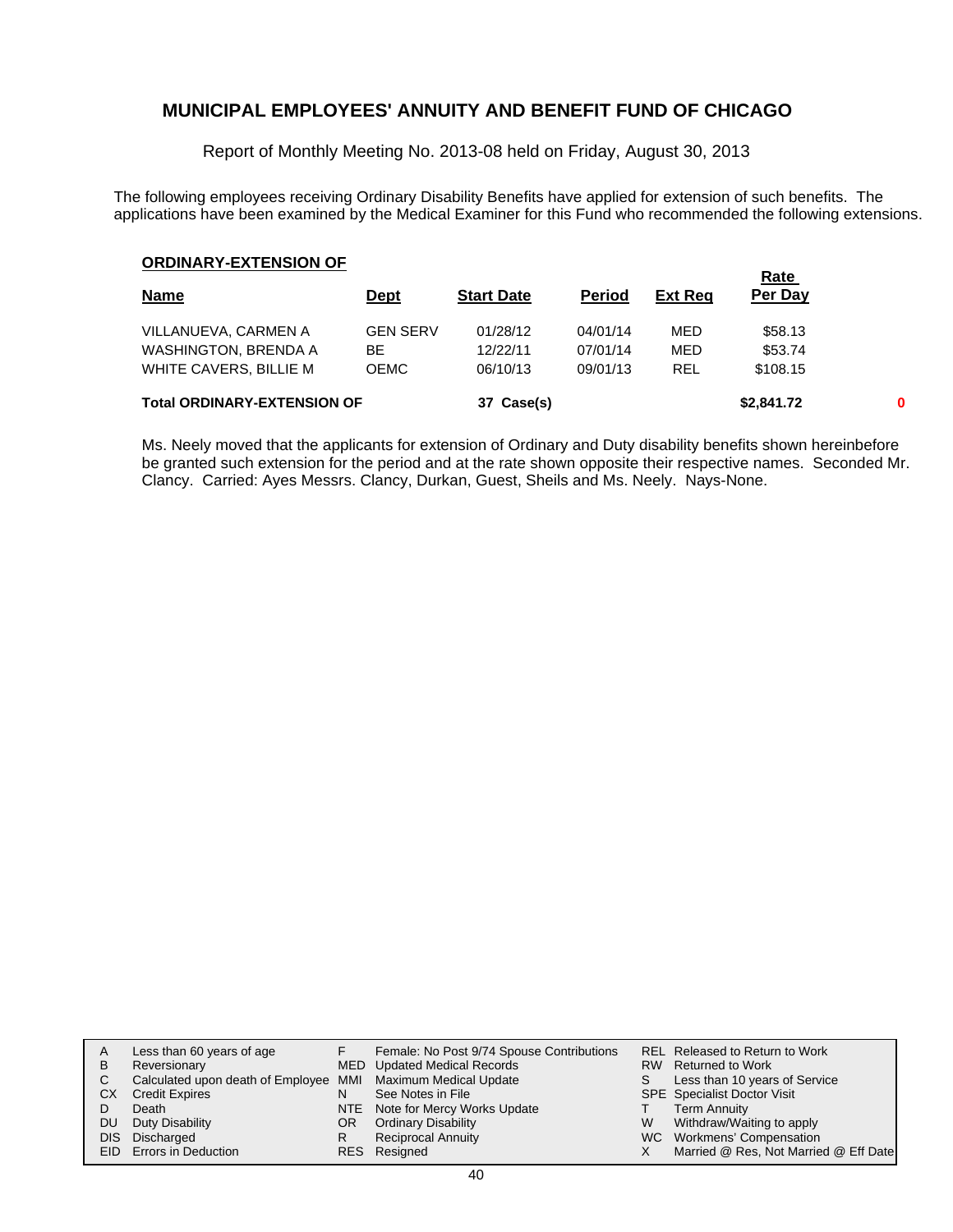## MUNICIPAL EMPLOYEES' ANNUITY AND BENEFIT FUND OF CHICAGO

Report of Monthly Meeting No. 2013-08 held on Friday, August 30, 2013

The following employees receiving Ordinary Disability Benefits have applied for extension of such benefits. The applications have been examined by the Medical Examiner for this Fund who recommended the following extensions.

**ORDINARY-EXTENSION OF**

| Name | Dept | Start Date | Period | Ext Req | Rate Per Day |
|---|---|---|---|---|---|
| VILLANUEVA, CARMEN A | GEN SERV | 01/28/12 | 04/01/14 | MED | $58.13 |
| WASHINGTON, BRENDA A | BE | 12/22/11 | 07/01/14 | MED | $53.74 |
| WHITE CAVERS, BILLIE M | OEMC | 06/10/13 | 09/01/13 | REL | $108.15 |
| **Total ORDINARY-EXTENSION OF** | | **37 Case(s)** | | | **$2,841.72** |

0

Ms. Neely moved that the applicants for extension of Ordinary and Duty disability benefits shown hereinbefore be granted such extension for the period and at the rate shown opposite their respective names. Seconded Mr. Clancy. Carried: Ayes Messrs. Clancy, Durkan, Guest, Sheils and Ms. Neely. Nays-None.

| | | | | | |
|---|---|---|---|---|---|
| A | Less than 60 years of age | F | Female: No Post 9/74 Spouse Contributions | REL | Released to Return to Work |
| B | Reversionary | MED | Updated Medical Records | RW | Returned to Work |
| C | Calculated upon death of Employee | MMI | Maximum Medical Update | S | Less than 10 years of Service |
| CX | Credit Expires | N | See Notes in File | SPE | Specialist Doctor Visit |
| D | Death | NTE | Note for Mercy Works Update | T | Term Annuity |
| DU | Duty Disability | OR | Ordinary Disability | W | Withdraw/Waiting to apply |
| DIS | Discharged | R | Reciprocal Annuity | WC | Workmens' Compensation |
| EID | Errors in Deduction | RES | Resigned | X | Married @ Res, Not Married @ Eff Date |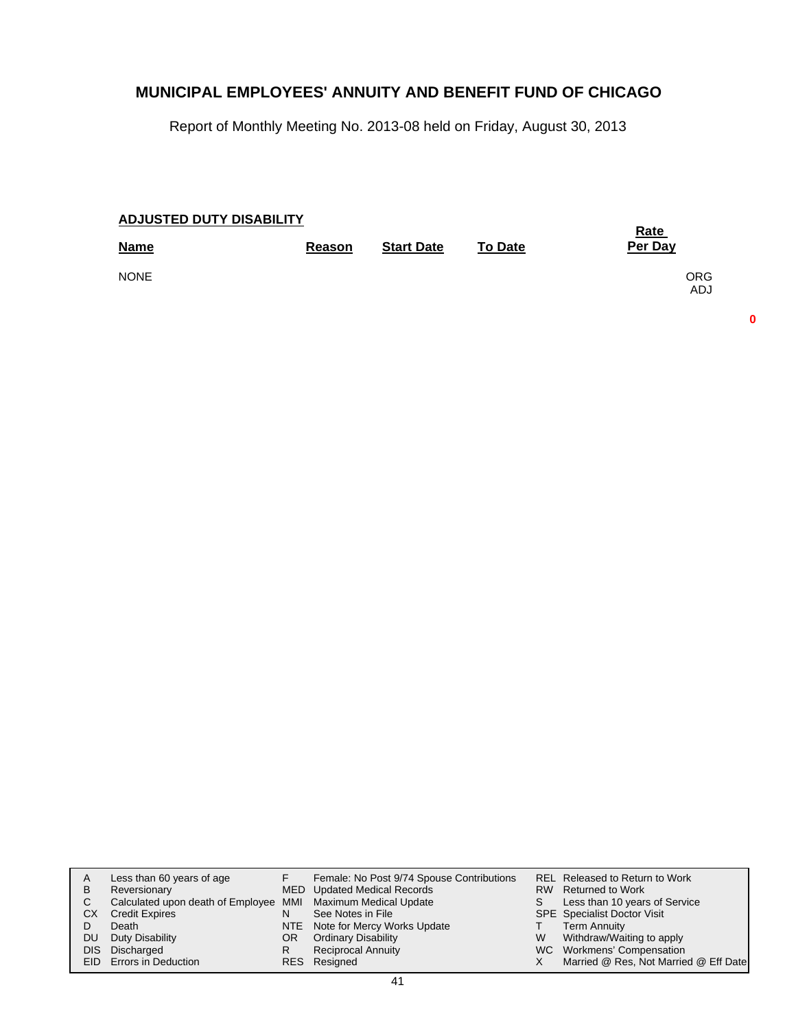## MUNICIPAL EMPLOYEES' ANNUITY AND BENEFIT FUND OF CHICAGO

Report of Monthly Meeting No. 2013-08 held on Friday, August 30, 2013

**ADJUSTED DUTY DISABILITY**

| Name | Reason | Start Date | To Date | Rate Per Day |
|---|---|---|---|---|
| NONE | | | | ORG ADJ |

0

| | | | | | |
|---|---|---|---|---|---|
| A | Less than 60 years of age | F | Female: No Post 9/74 Spouse Contributions | REL | Released to Return to Work |
| B | Reversionary | MED | Updated Medical Records | RW | Returned to Work |
| C | Calculated upon death of Employee | MMI | Maximum Medical Update | S | Less than 10 years of Service |
| CX | Credit Expires | N | See Notes in File | SPE | Specialist Doctor Visit |
| D | Death | NTE | Note for Mercy Works Update | T | Term Annuity |
| DU | Duty Disability | OR | Ordinary Disability | W | Withdraw/Waiting to apply |
| DIS | Discharged | R | Reciprocal Annuity | WC | Workmens' Compensation |
| EID | Errors in Deduction | RES | Resigned | X | Married @ Res, Not Married @ Eff Date |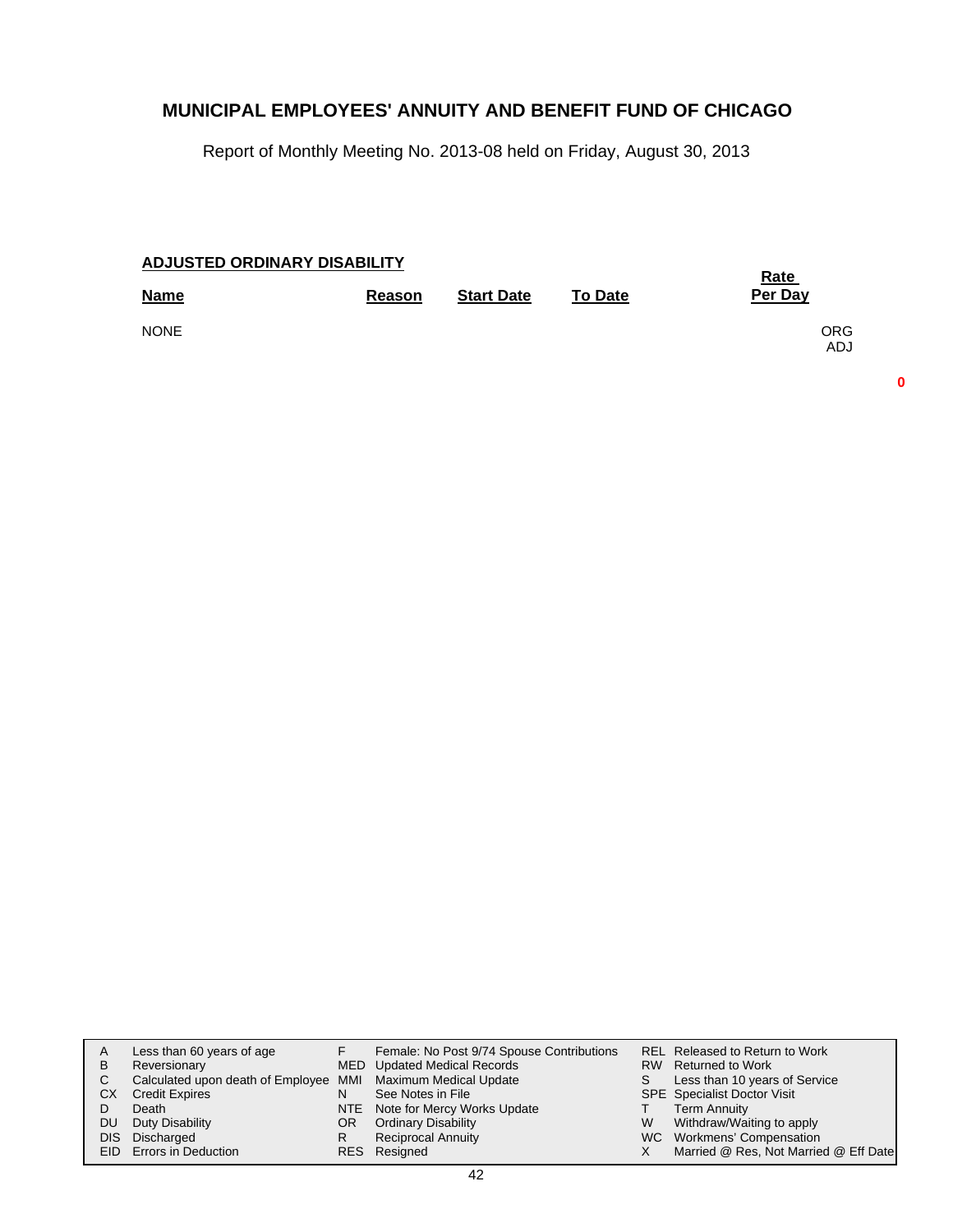# MUNICIPAL EMPLOYEES' ANNUITY AND BENEFIT FUND OF CHICAGO

Report of Monthly Meeting No. 2013-08 held on Friday, August 30, 2013

## ADJUSTED ORDINARY DISABILITY

| Name | Reason | Start Date | To Date | Rate Per Day |
|---|---|---|---|---|
| NONE | | | | ORG ADJ |

0

| | | | | | |
|---|---|---|---|---|---|
| A | Less than 60 years of age | F | Female: No Post 9/74 Spouse Contributions | REL | Released to Return to Work |
| B | Reversionary | MED | Updated Medical Records | RW | Returned to Work |
| C | Calculated upon death of Employee | MMI | Maximum Medical Update | S | Less than 10 years of Service |
| CX | Credit Expires | N | See Notes in File | SPE | Specialist Doctor Visit |
| D | Death | NTE | Note for Mercy Works Update | T | Term Annuity |
| DU | Duty Disability | OR | Ordinary Disability | W | Withdraw/Waiting to apply |
| DIS | Discharged | R | Reciprocal Annuity | WC | Workmens' Compensation |
| EID | Errors in Deduction | RES | Resigned | X | Married @ Res, Not Married @ Eff Date |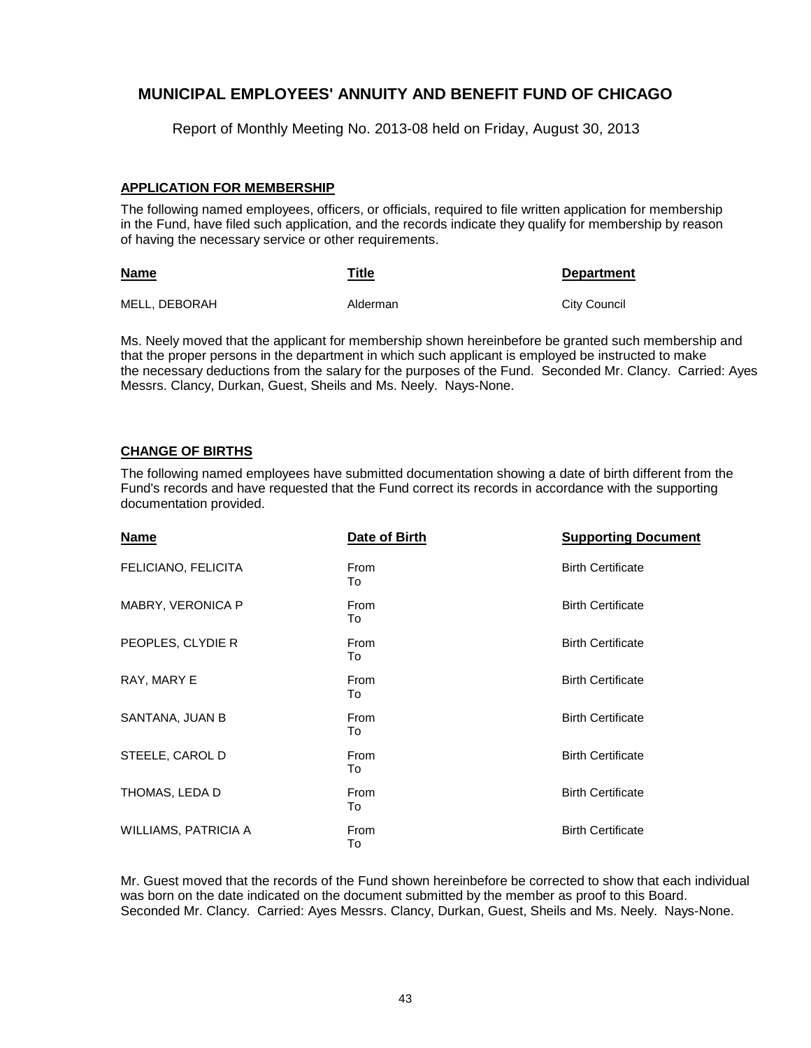## MUNICIPAL EMPLOYEES' ANNUITY AND BENEFIT FUND OF CHICAGO

Report of Monthly Meeting No. 2013-08 held on Friday, August 30, 2013

### APPLICATION FOR MEMBERSHIP

The following named employees, officers, or officials, required to file written application for membership in the Fund, have filed such application, and the records indicate they qualify for membership by reason of having the necessary service or other requirements.

| Name | Title | Department |
|---|---|---|
| MELL, DEBORAH | Alderman | City Council |

Ms. Neely moved that the applicant for membership shown hereinbefore be granted such membership and that the proper persons in the department in which such applicant is employed be instructed to make the necessary deductions from the salary for the purposes of the Fund. Seconded Mr. Clancy. Carried: Ayes Messrs. Clancy, Durkan, Guest, Sheils and Ms. Neely. Nays-None.

### CHANGE OF BIRTHS

The following named employees have submitted documentation showing a date of birth different from the Fund's records and have requested that the Fund correct its records in accordance with the supporting documentation provided.

| Name | Date of Birth | Supporting Document |
|---|---|---|
| FELICIANO, FELICITA | From<br>To | Birth Certificate |
| MABRY, VERONICA P | From<br>To | Birth Certificate |
| PEOPLES, CLYDIE R | From<br>To | Birth Certificate |
| RAY, MARY E | From<br>To | Birth Certificate |
| SANTANA, JUAN B | From<br>To | Birth Certificate |
| STEELE, CAROL D | From<br>To | Birth Certificate |
| THOMAS, LEDA D | From<br>To | Birth Certificate |
| WILLIAMS, PATRICIA A | From<br>To | Birth Certificate |

Mr. Guest moved that the records of the Fund shown hereinbefore be corrected to show that each individual was born on the date indicated on the document submitted by the member as proof to this Board. Seconded Mr. Clancy. Carried: Ayes Messrs. Clancy, Durkan, Guest, Sheils and Ms. Neely. Nays-None.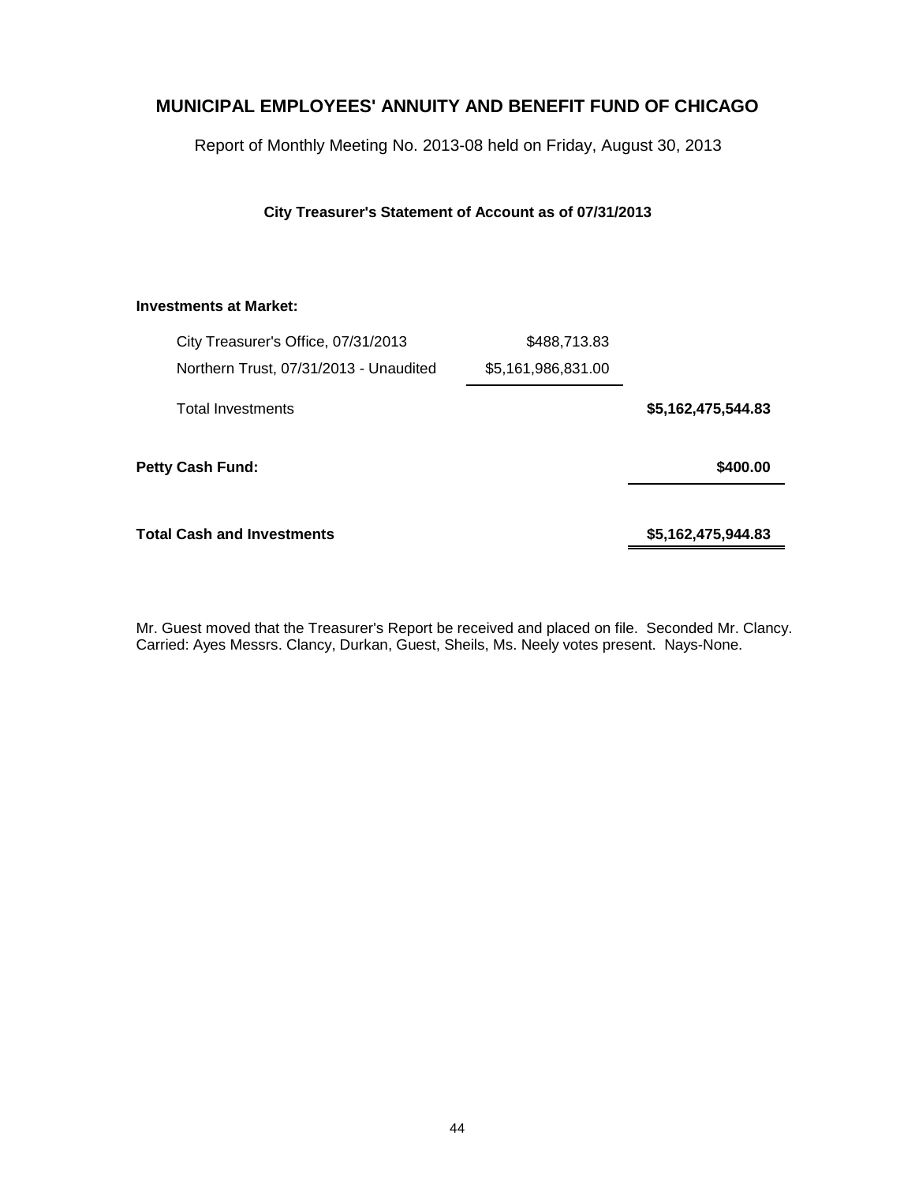# MUNICIPAL EMPLOYEES' ANNUITY AND BENEFIT FUND OF CHICAGO

Report of Monthly Meeting No. 2013-08 held on Friday, August 30, 2013

**City Treasurer's Statement of Account as of 07/31/2013**

| | | |
|---|---|---|
| **Investments at Market:** | | |
| City Treasurer's Office, 07/31/2013 | $488,713.83 | |
| Northern Trust, 07/31/2013 - Unaudited | $5,161,986,831.00 | |
| Total Investments | | **$5,162,475,544.83** |
| **Petty Cash Fund:** | | **$400.00** |
| **Total Cash and Investments** | | **$5,162,475,944.83** |

Mr. Guest moved that the Treasurer's Report be received and placed on file. Seconded Mr. Clancy. Carried: Ayes Messrs. Clancy, Durkan, Guest, Sheils, Ms. Neely votes present. Nays-None.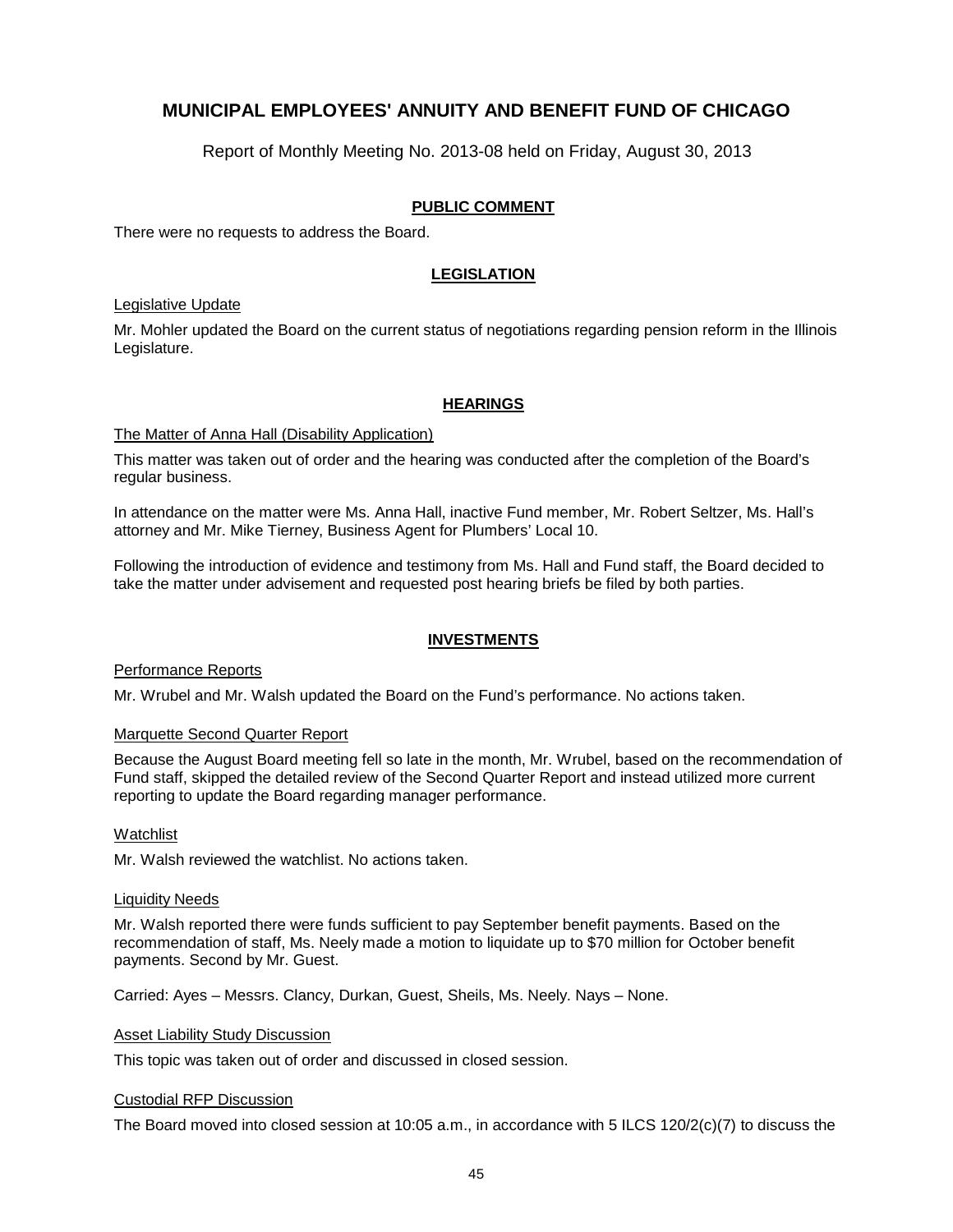# MUNICIPAL EMPLOYEES' ANNUITY AND BENEFIT FUND OF CHICAGO

Report of Monthly Meeting No. 2013-08 held on Friday, August 30, 2013

## PUBLIC COMMENT

There were no requests to address the Board.

## LEGISLATION

Legislative Update

Mr. Mohler updated the Board on the current status of negotiations regarding pension reform in the Illinois Legislature.

## HEARINGS

The Matter of Anna Hall (Disability Application)

This matter was taken out of order and the hearing was conducted after the completion of the Board's regular business.

In attendance on the matter were Ms. Anna Hall, inactive Fund member, Mr. Robert Seltzer, Ms. Hall's attorney and Mr. Mike Tierney, Business Agent for Plumbers' Local 10.

Following the introduction of evidence and testimony from Ms. Hall and Fund staff, the Board decided to take the matter under advisement and requested post hearing briefs be filed by both parties.

## INVESTMENTS

Performance Reports

Mr. Wrubel and Mr. Walsh updated the Board on the Fund's performance. No actions taken.

Marquette Second Quarter Report

Because the August Board meeting fell so late in the month, Mr. Wrubel, based on the recommendation of Fund staff, skipped the detailed review of the Second Quarter Report and instead utilized more current reporting to update the Board regarding manager performance.

Watchlist

Mr. Walsh reviewed the watchlist. No actions taken.

Liquidity Needs

Mr. Walsh reported there were funds sufficient to pay September benefit payments. Based on the recommendation of staff, Ms. Neely made a motion to liquidate up to $70 million for October benefit payments. Second by Mr. Guest.

Carried: Ayes – Messrs. Clancy, Durkan, Guest, Sheils, Ms. Neely. Nays – None.

Asset Liability Study Discussion

This topic was taken out of order and discussed in closed session.

Custodial RFP Discussion

The Board moved into closed session at 10:05 a.m., in accordance with 5 ILCS 120/2(c)(7) to discuss the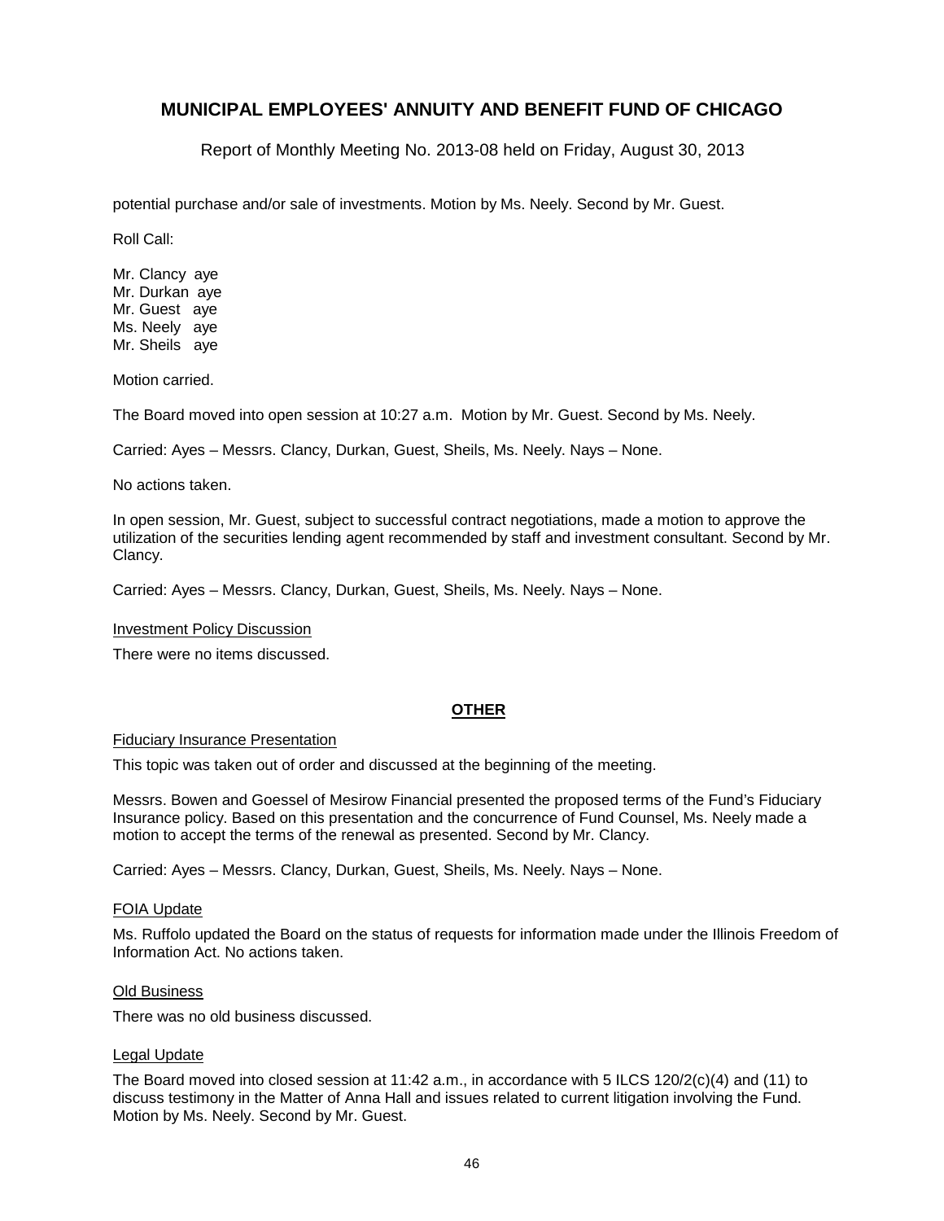potential purchase and/or sale of investments. Motion by Ms. Neely. Second by Mr. Guest.

Roll Call:

Mr. Clancy aye
Mr. Durkan aye
Mr. Guest aye
Ms. Neely aye
Mr. Sheils aye

Motion carried.

The Board moved into open session at 10:27 a.m. Motion by Mr. Guest. Second by Ms. Neely.

Carried: Ayes – Messrs. Clancy, Durkan, Guest, Sheils, Ms. Neely. Nays – None.

No actions taken.

In open session, Mr. Guest, subject to successful contract negotiations, made a motion to approve the utilization of the securities lending agent recommended by staff and investment consultant. Second by Mr. Clancy.

Carried: Ayes – Messrs. Clancy, Durkan, Guest, Sheils, Ms. Neely. Nays – None.

Investment Policy Discussion

There were no items discussed.

## OTHER

Fiduciary Insurance Presentation

This topic was taken out of order and discussed at the beginning of the meeting.

Messrs. Bowen and Goessel of Mesirow Financial presented the proposed terms of the Fund's Fiduciary Insurance policy. Based on this presentation and the concurrence of Fund Counsel, Ms. Neely made a motion to accept the terms of the renewal as presented. Second by Mr. Clancy.

Carried: Ayes – Messrs. Clancy, Durkan, Guest, Sheils, Ms. Neely. Nays – None.

FOIA Update

Ms. Ruffolo updated the Board on the status of requests for information made under the Illinois Freedom of Information Act. No actions taken.

Old Business

There was no old business discussed.

Legal Update

The Board moved into closed session at 11:42 a.m., in accordance with 5 ILCS 120/2(c)(4) and (11) to discuss testimony in the Matter of Anna Hall and issues related to current litigation involving the Fund. Motion by Ms. Neely. Second by Mr. Guest.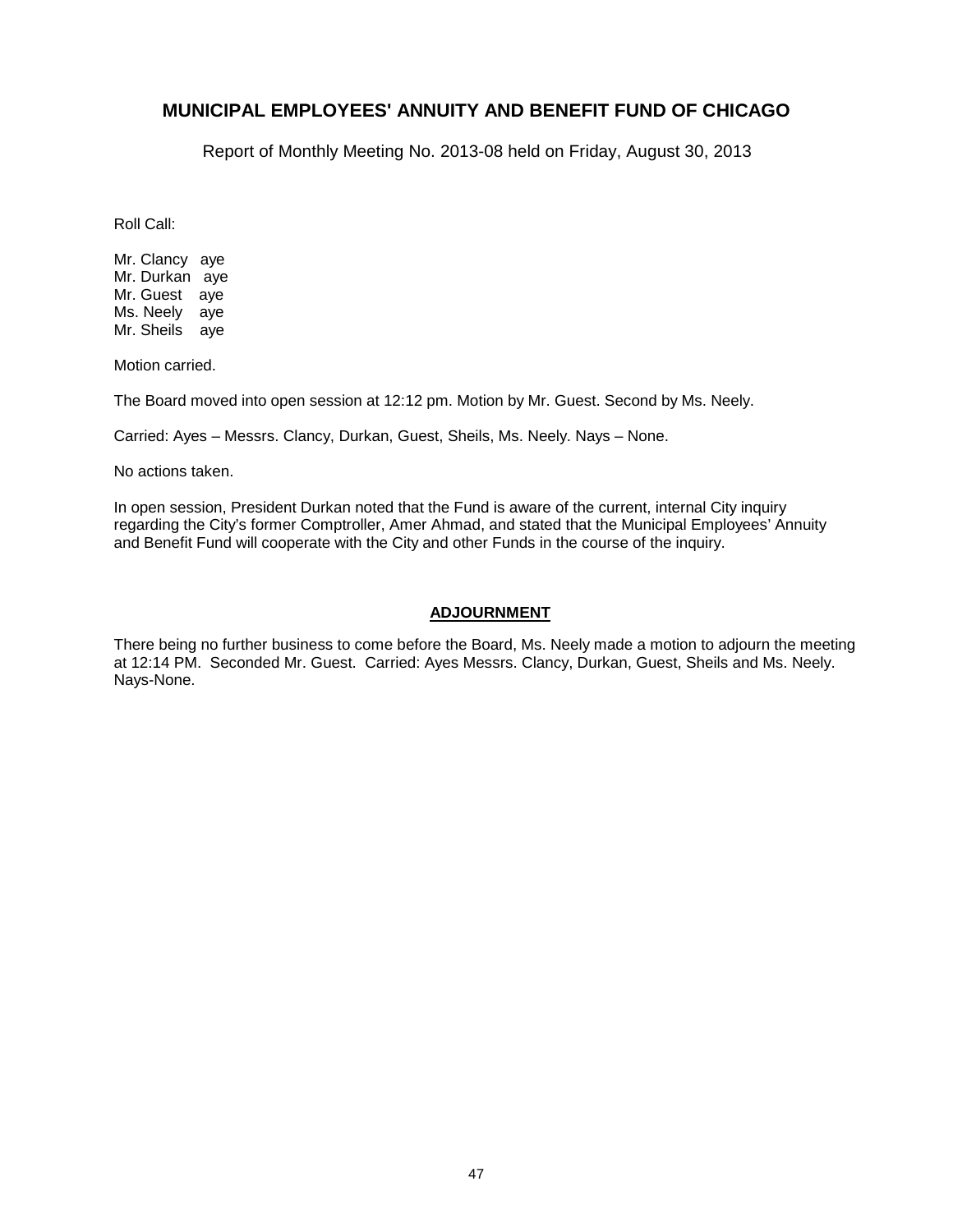# MUNICIPAL EMPLOYEES' ANNUITY AND BENEFIT FUND OF CHICAGO

Report of Monthly Meeting No. 2013-08 held on Friday, August 30, 2013

Roll Call:

Mr. Clancy aye
Mr. Durkan aye
Mr. Guest aye
Ms. Neely aye
Mr. Sheils aye

Motion carried.

The Board moved into open session at 12:12 pm. Motion by Mr. Guest. Second by Ms. Neely.

Carried: Ayes – Messrs. Clancy, Durkan, Guest, Sheils, Ms. Neely. Nays – None.

No actions taken.

In open session, President Durkan noted that the Fund is aware of the current, internal City inquiry regarding the City's former Comptroller, Amer Ahmad, and stated that the Municipal Employees' Annuity and Benefit Fund will cooperate with the City and other Funds in the course of the inquiry.

## ADJOURNMENT

There being no further business to come before the Board, Ms. Neely made a motion to adjourn the meeting at 12:14 PM. Seconded Mr. Guest. Carried: Ayes Messrs. Clancy, Durkan, Guest, Sheils and Ms. Neely. Nays-None.